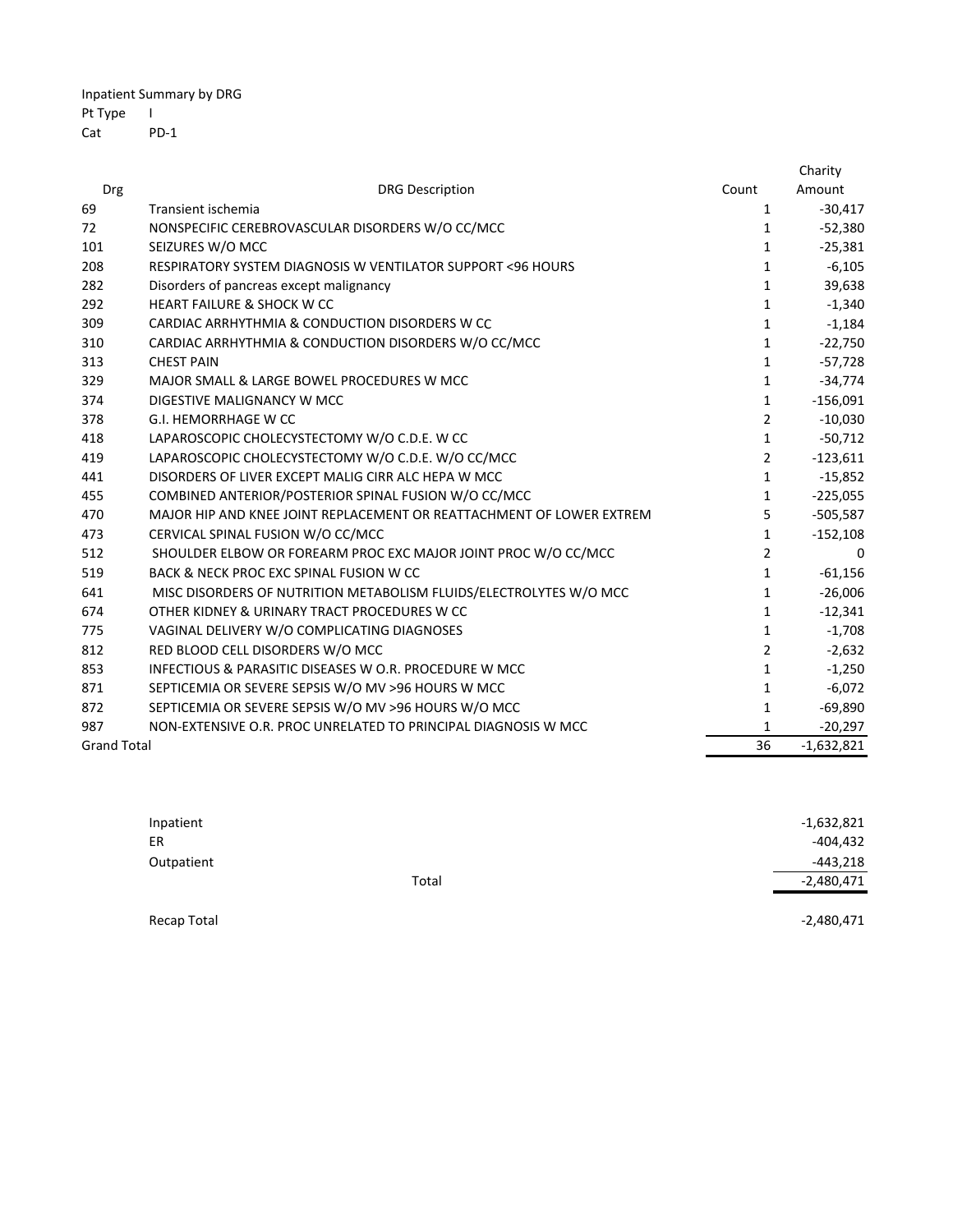Inpatient Summary by DRG

Pt Type I

Cat PD-1

| Drg | DRG Description | Count | Charity Amount |
|---|---|---|---|
| 69 | Transient ischemia | 1 | -30,417 |
| 72 | NONSPECIFIC CEREBROVASCULAR DISORDERS W/O CC/MCC | 1 | -52,380 |
| 101 | SEIZURES W/O MCC | 1 | -25,381 |
| 208 | RESPIRATORY SYSTEM DIAGNOSIS W VENTILATOR SUPPORT <96 HOURS | 1 | -6,105 |
| 282 | Disorders of pancreas except malignancy | 1 | 39,638 |
| 292 | HEART FAILURE & SHOCK W CC | 1 | -1,340 |
| 309 | CARDIAC ARRHYTHMIA & CONDUCTION DISORDERS W CC | 1 | -1,184 |
| 310 | CARDIAC ARRHYTHMIA & CONDUCTION DISORDERS W/O CC/MCC | 1 | -22,750 |
| 313 | CHEST PAIN | 1 | -57,728 |
| 329 | MAJOR SMALL & LARGE BOWEL PROCEDURES W MCC | 1 | -34,774 |
| 374 | DIGESTIVE MALIGNANCY W MCC | 1 | -156,091 |
| 378 | G.I. HEMORRHAGE W CC | 2 | -10,030 |
| 418 | LAPAROSCOPIC CHOLECYSTECTOMY W/O C.D.E. W CC | 1 | -50,712 |
| 419 | LAPAROSCOPIC CHOLECYSTECTOMY W/O C.D.E. W/O CC/MCC | 2 | -123,611 |
| 441 | DISORDERS OF LIVER EXCEPT MALIG CIRR ALC HEPA W MCC | 1 | -15,852 |
| 455 | COMBINED ANTERIOR/POSTERIOR SPINAL FUSION W/O CC/MCC | 1 | -225,055 |
| 470 | MAJOR HIP AND KNEE JOINT REPLACEMENT OR REATTACHMENT OF LOWER EXTREM | 5 | -505,587 |
| 473 | CERVICAL SPINAL FUSION W/O CC/MCC | 1 | -152,108 |
| 512 | SHOULDER ELBOW OR FOREARM PROC EXC MAJOR JOINT PROC W/O CC/MCC | 2 | 0 |
| 519 | BACK & NECK PROC EXC SPINAL FUSION W CC | 1 | -61,156 |
| 641 | MISC DISORDERS OF NUTRITION METABOLISM FLUIDS/ELECTROLYTES W/O MCC | 1 | -26,006 |
| 674 | OTHER KIDNEY & URINARY TRACT PROCEDURES W CC | 1 | -12,341 |
| 775 | VAGINAL DELIVERY W/O COMPLICATING DIAGNOSES | 1 | -1,708 |
| 812 | RED BLOOD CELL DISORDERS W/O MCC | 2 | -2,632 |
| 853 | INFECTIOUS & PARASITIC DISEASES W O.R. PROCEDURE W MCC | 1 | -1,250 |
| 871 | SEPTICEMIA OR SEVERE SEPSIS W/O MV >96 HOURS W MCC | 1 | -6,072 |
| 872 | SEPTICEMIA OR SEVERE SEPSIS W/O MV >96 HOURS W/O MCC | 1 | -69,890 |
| 987 | NON-EXTENSIVE O.R. PROC UNRELATED TO PRINCIPAL DIAGNOSIS W MCC | 1 | -20,297 |
| Grand Total | | 36 | -1,632,821 |

| | | |
|---|---|---|
| Inpatient | | -1,632,821 |
| ER | | -404,432 |
| Outpatient | | -443,218 |
| | Total | -2,480,471 |
| Recap Total | | -2,480,471 |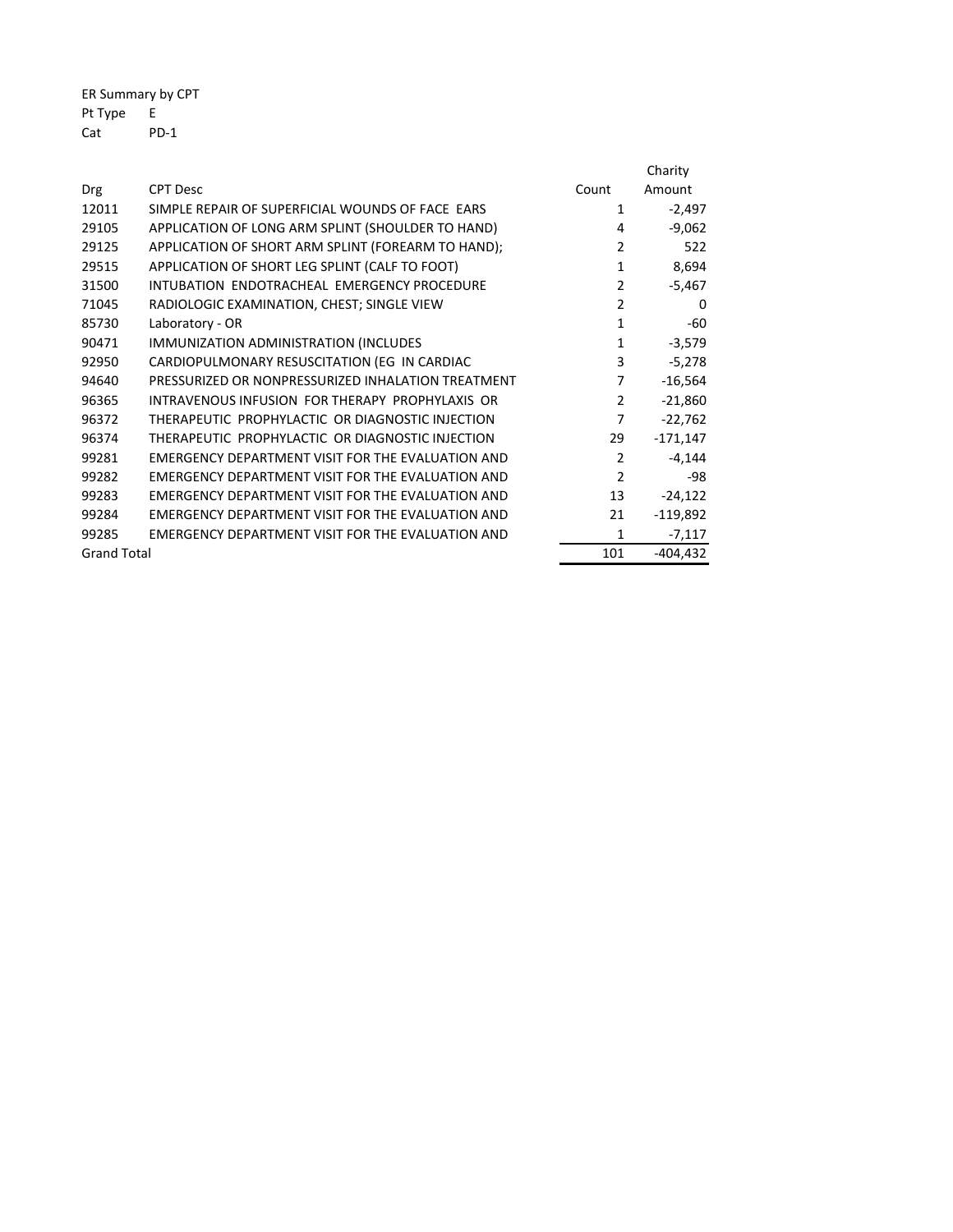ER Summary by CPT

Pt Type E

Cat PD-1

| Drg | CPT Desc | Count | Charity Amount |
|---|---|---|---|
| 12011 | SIMPLE REPAIR OF SUPERFICIAL WOUNDS OF FACE EARS | 1 | -2,497 |
| 29105 | APPLICATION OF LONG ARM SPLINT (SHOULDER TO HAND) | 4 | -9,062 |
| 29125 | APPLICATION OF SHORT ARM SPLINT (FOREARM TO HAND); | 2 | 522 |
| 29515 | APPLICATION OF SHORT LEG SPLINT (CALF TO FOOT) | 1 | 8,694 |
| 31500 | INTUBATION ENDOTRACHEAL EMERGENCY PROCEDURE | 2 | -5,467 |
| 71045 | RADIOLOGIC EXAMINATION, CHEST; SINGLE VIEW | 2 | 0 |
| 85730 | Laboratory - OR | 1 | -60 |
| 90471 | IMMUNIZATION ADMINISTRATION (INCLUDES | 1 | -3,579 |
| 92950 | CARDIOPULMONARY RESUSCITATION (EG IN CARDIAC | 3 | -5,278 |
| 94640 | PRESSURIZED OR NONPRESSURIZED INHALATION TREATMENT | 7 | -16,564 |
| 96365 | INTRAVENOUS INFUSION FOR THERAPY PROPHYLAXIS OR | 2 | -21,860 |
| 96372 | THERAPEUTIC PROPHYLACTIC OR DIAGNOSTIC INJECTION | 7 | -22,762 |
| 96374 | THERAPEUTIC PROPHYLACTIC OR DIAGNOSTIC INJECTION | 29 | -171,147 |
| 99281 | EMERGENCY DEPARTMENT VISIT FOR THE EVALUATION AND | 2 | -4,144 |
| 99282 | EMERGENCY DEPARTMENT VISIT FOR THE EVALUATION AND | 2 | -98 |
| 99283 | EMERGENCY DEPARTMENT VISIT FOR THE EVALUATION AND | 13 | -24,122 |
| 99284 | EMERGENCY DEPARTMENT VISIT FOR THE EVALUATION AND | 21 | -119,892 |
| 99285 | EMERGENCY DEPARTMENT VISIT FOR THE EVALUATION AND | 1 | -7,117 |
| Grand Total | | 101 | -404,432 |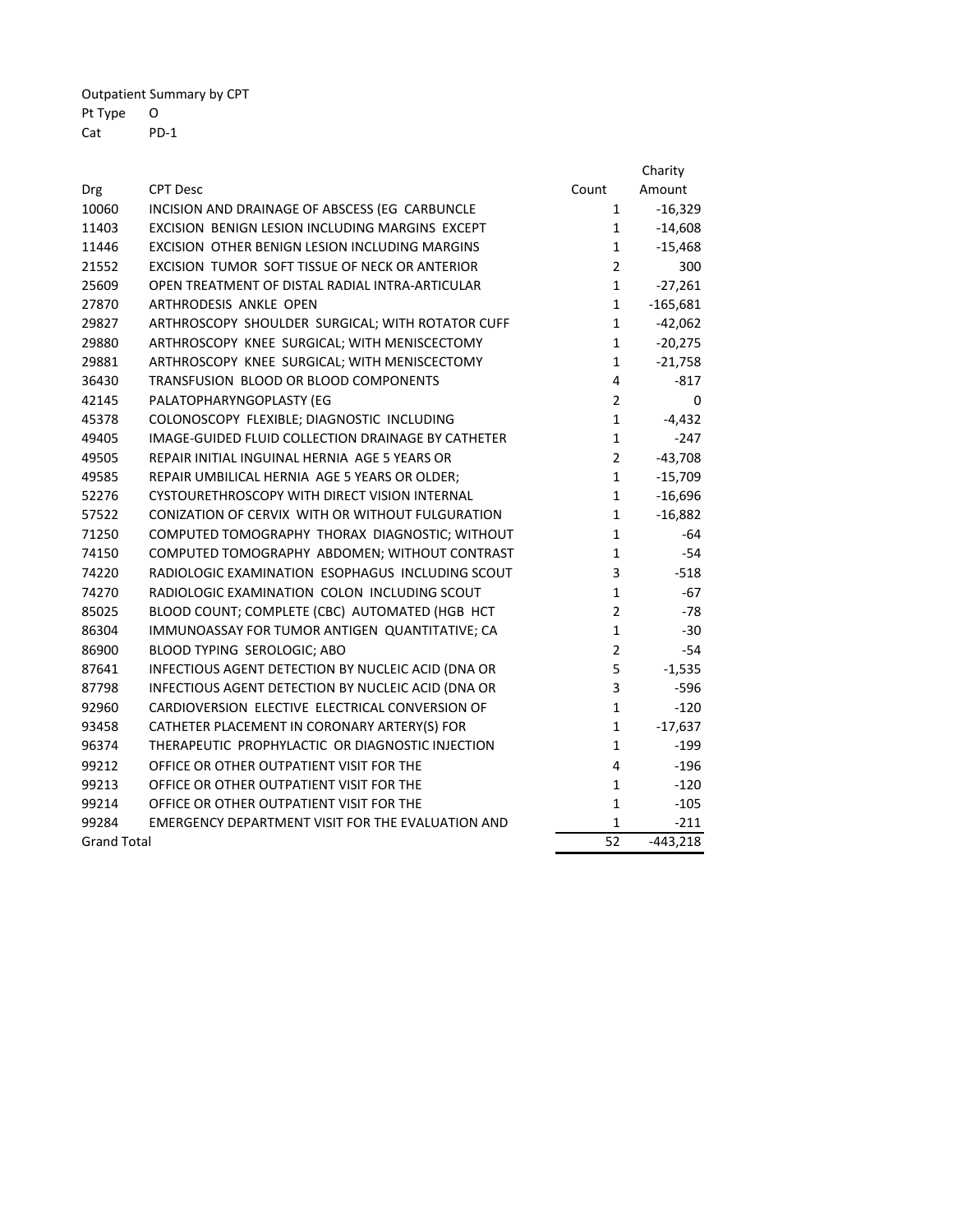Outpatient Summary by CPT

Pt Type O

Cat PD-1

| Drg | CPT Desc | Count | Charity Amount |
|---|---|---|---|
| 10060 | INCISION AND DRAINAGE OF ABSCESS (EG CARBUNCLE | 1 | -16,329 |
| 11403 | EXCISION BENIGN LESION INCLUDING MARGINS EXCEPT | 1 | -14,608 |
| 11446 | EXCISION OTHER BENIGN LESION INCLUDING MARGINS | 1 | -15,468 |
| 21552 | EXCISION TUMOR SOFT TISSUE OF NECK OR ANTERIOR | 2 | 300 |
| 25609 | OPEN TREATMENT OF DISTAL RADIAL INTRA-ARTICULAR | 1 | -27,261 |
| 27870 | ARTHRODESIS ANKLE OPEN | 1 | -165,681 |
| 29827 | ARTHROSCOPY SHOULDER SURGICAL; WITH ROTATOR CUFF | 1 | -42,062 |
| 29880 | ARTHROSCOPY KNEE SURGICAL; WITH MENISCECTOMY | 1 | -20,275 |
| 29881 | ARTHROSCOPY KNEE SURGICAL; WITH MENISCECTOMY | 1 | -21,758 |
| 36430 | TRANSFUSION BLOOD OR BLOOD COMPONENTS | 4 | -817 |
| 42145 | PALATOPHARYNGOPLASTY (EG | 2 | 0 |
| 45378 | COLONOSCOPY FLEXIBLE; DIAGNOSTIC INCLUDING | 1 | -4,432 |
| 49405 | IMAGE-GUIDED FLUID COLLECTION DRAINAGE BY CATHETER | 1 | -247 |
| 49505 | REPAIR INITIAL INGUINAL HERNIA AGE 5 YEARS OR | 2 | -43,708 |
| 49585 | REPAIR UMBILICAL HERNIA AGE 5 YEARS OR OLDER; | 1 | -15,709 |
| 52276 | CYSTOURETHROSCOPY WITH DIRECT VISION INTERNAL | 1 | -16,696 |
| 57522 | CONIZATION OF CERVIX WITH OR WITHOUT FULGURATION | 1 | -16,882 |
| 71250 | COMPUTED TOMOGRAPHY THORAX DIAGNOSTIC; WITHOUT | 1 | -64 |
| 74150 | COMPUTED TOMOGRAPHY ABDOMEN; WITHOUT CONTRAST | 1 | -54 |
| 74220 | RADIOLOGIC EXAMINATION ESOPHAGUS INCLUDING SCOUT | 3 | -518 |
| 74270 | RADIOLOGIC EXAMINATION COLON INCLUDING SCOUT | 1 | -67 |
| 85025 | BLOOD COUNT; COMPLETE (CBC) AUTOMATED (HGB HCT | 2 | -78 |
| 86304 | IMMUNOASSAY FOR TUMOR ANTIGEN QUANTITATIVE; CA | 1 | -30 |
| 86900 | BLOOD TYPING SEROLOGIC; ABO | 2 | -54 |
| 87641 | INFECTIOUS AGENT DETECTION BY NUCLEIC ACID (DNA OR | 5 | -1,535 |
| 87798 | INFECTIOUS AGENT DETECTION BY NUCLEIC ACID (DNA OR | 3 | -596 |
| 92960 | CARDIOVERSION ELECTIVE ELECTRICAL CONVERSION OF | 1 | -120 |
| 93458 | CATHETER PLACEMENT IN CORONARY ARTERY(S) FOR | 1 | -17,637 |
| 96374 | THERAPEUTIC PROPHYLACTIC OR DIAGNOSTIC INJECTION | 1 | -199 |
| 99212 | OFFICE OR OTHER OUTPATIENT VISIT FOR THE | 4 | -196 |
| 99213 | OFFICE OR OTHER OUTPATIENT VISIT FOR THE | 1 | -120 |
| 99214 | OFFICE OR OTHER OUTPATIENT VISIT FOR THE | 1 | -105 |
| 99284 | EMERGENCY DEPARTMENT VISIT FOR THE EVALUATION AND | 1 | -211 |
| Grand Total | | 52 | -443,218 |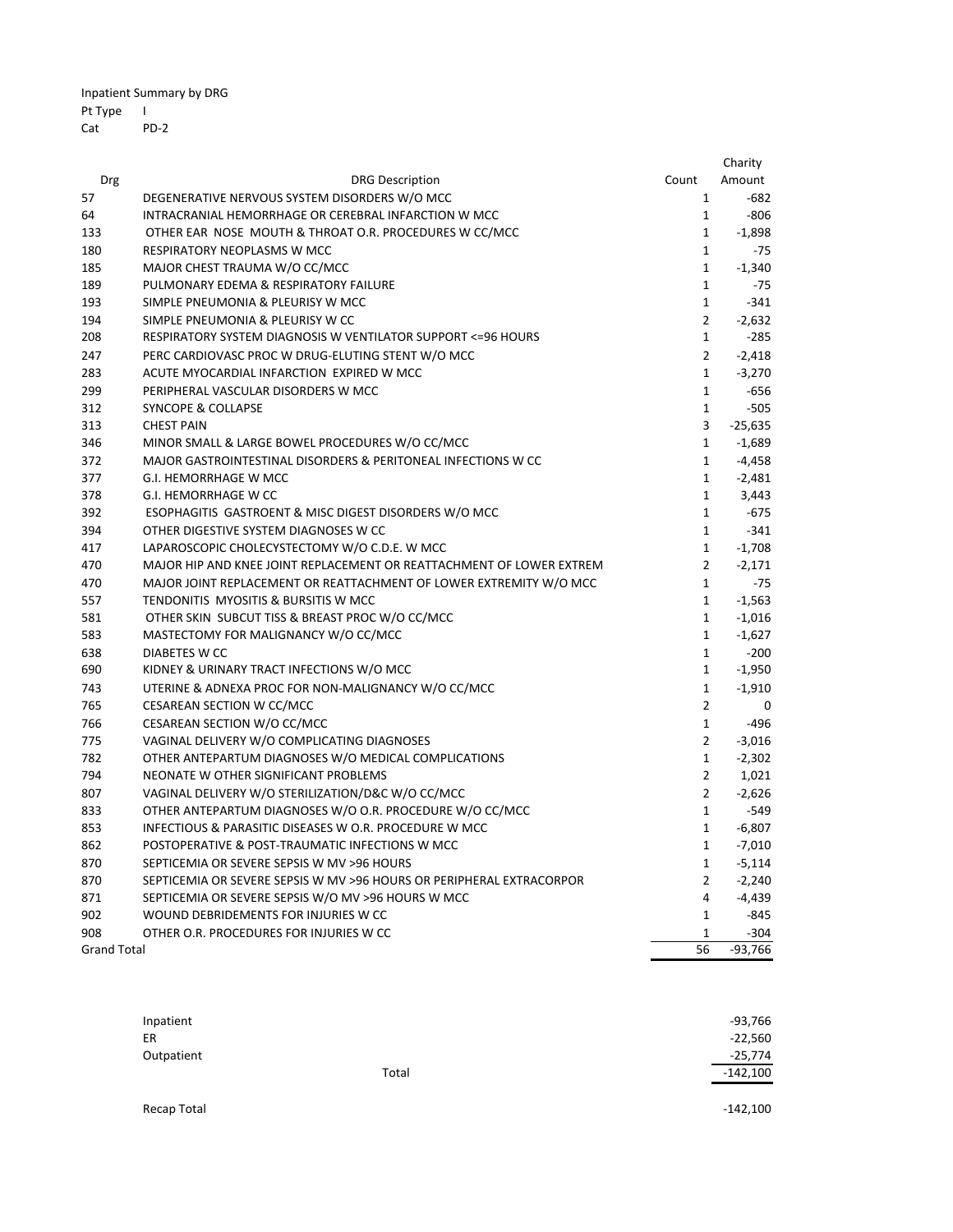Inpatient Summary by DRG

Pt Type I

Cat PD-2

| Drg | DRG Description | Count | Charity Amount |
|---|---|---|---|
| 57 | DEGENERATIVE NERVOUS SYSTEM DISORDERS W/O MCC | 1 | -682 |
| 64 | INTRACRANIAL HEMORRHAGE OR CEREBRAL INFARCTION W MCC | 1 | -806 |
| 133 | OTHER EAR NOSE MOUTH & THROAT O.R. PROCEDURES W CC/MCC | 1 | -1,898 |
| 180 | RESPIRATORY NEOPLASMS W MCC | 1 | -75 |
| 185 | MAJOR CHEST TRAUMA W/O CC/MCC | 1 | -1,340 |
| 189 | PULMONARY EDEMA & RESPIRATORY FAILURE | 1 | -75 |
| 193 | SIMPLE PNEUMONIA & PLEURISY W MCC | 1 | -341 |
| 194 | SIMPLE PNEUMONIA & PLEURISY W CC | 2 | -2,632 |
| 208 | RESPIRATORY SYSTEM DIAGNOSIS W VENTILATOR SUPPORT <=96 HOURS | 1 | -285 |
| 247 | PERC CARDIOVASC PROC W DRUG-ELUTING STENT W/O MCC | 2 | -2,418 |
| 283 | ACUTE MYOCARDIAL INFARCTION EXPIRED W MCC | 1 | -3,270 |
| 299 | PERIPHERAL VASCULAR DISORDERS W MCC | 1 | -656 |
| 312 | SYNCOPE & COLLAPSE | 1 | -505 |
| 313 | CHEST PAIN | 3 | -25,635 |
| 346 | MINOR SMALL & LARGE BOWEL PROCEDURES W/O CC/MCC | 1 | -1,689 |
| 372 | MAJOR GASTROINTESTINAL DISORDERS & PERITONEAL INFECTIONS W CC | 1 | -4,458 |
| 377 | G.I. HEMORRHAGE W MCC | 1 | -2,481 |
| 378 | G.I. HEMORRHAGE W CC | 1 | 3,443 |
| 392 | ESOPHAGITIS GASTROENT & MISC DIGEST DISORDERS W/O MCC | 1 | -675 |
| 394 | OTHER DIGESTIVE SYSTEM DIAGNOSES W CC | 1 | -341 |
| 417 | LAPAROSCOPIC CHOLECYSTECTOMY W/O C.D.E. W MCC | 1 | -1,708 |
| 470 | MAJOR HIP AND KNEE JOINT REPLACEMENT OR REATTACHMENT OF LOWER EXTREM | 2 | -2,171 |
| 470 | MAJOR JOINT REPLACEMENT OR REATTACHMENT OF LOWER EXTREMITY W/O MCC | 1 | -75 |
| 557 | TENDONITIS MYOSITIS & BURSITIS W MCC | 1 | -1,563 |
| 581 | OTHER SKIN SUBCUT TISS & BREAST PROC W/O CC/MCC | 1 | -1,016 |
| 583 | MASTECTOMY FOR MALIGNANCY W/O CC/MCC | 1 | -1,627 |
| 638 | DIABETES W CC | 1 | -200 |
| 690 | KIDNEY & URINARY TRACT INFECTIONS W/O MCC | 1 | -1,950 |
| 743 | UTERINE & ADNEXA PROC FOR NON-MALIGNANCY W/O CC/MCC | 1 | -1,910 |
| 765 | CESAREAN SECTION W CC/MCC | 2 | 0 |
| 766 | CESAREAN SECTION W/O CC/MCC | 1 | -496 |
| 775 | VAGINAL DELIVERY W/O COMPLICATING DIAGNOSES | 2 | -3,016 |
| 782 | OTHER ANTEPARTUM DIAGNOSES W/O MEDICAL COMPLICATIONS | 1 | -2,302 |
| 794 | NEONATE W OTHER SIGNIFICANT PROBLEMS | 2 | 1,021 |
| 807 | VAGINAL DELIVERY W/O STERILIZATION/D&C W/O CC/MCC | 2 | -2,626 |
| 833 | OTHER ANTEPARTUM DIAGNOSES W/O O.R. PROCEDURE W/O CC/MCC | 1 | -549 |
| 853 | INFECTIOUS & PARASITIC DISEASES W O.R. PROCEDURE W MCC | 1 | -6,807 |
| 862 | POSTOPERATIVE & POST-TRAUMATIC INFECTIONS W MCC | 1 | -7,010 |
| 870 | SEPTICEMIA OR SEVERE SEPSIS W MV >96 HOURS | 1 | -5,114 |
| 870 | SEPTICEMIA OR SEVERE SEPSIS W MV >96 HOURS OR PERIPHERAL EXTRACORPOR | 2 | -2,240 |
| 871 | SEPTICEMIA OR SEVERE SEPSIS W/O MV >96 HOURS W MCC | 4 | -4,439 |
| 902 | WOUND DEBRIDEMENTS FOR INJURIES W CC | 1 | -845 |
| 908 | OTHER O.R. PROCEDURES FOR INJURIES W CC | 1 | -304 |
| Grand Total | | 56 | -93,766 |

| | | |
|---|---|---|
| Inpatient | | -93,766 |
| ER | | -22,560 |
| Outpatient | | -25,774 |
| | Total | -142,100 |
| | | |
| Recap Total | | -142,100 |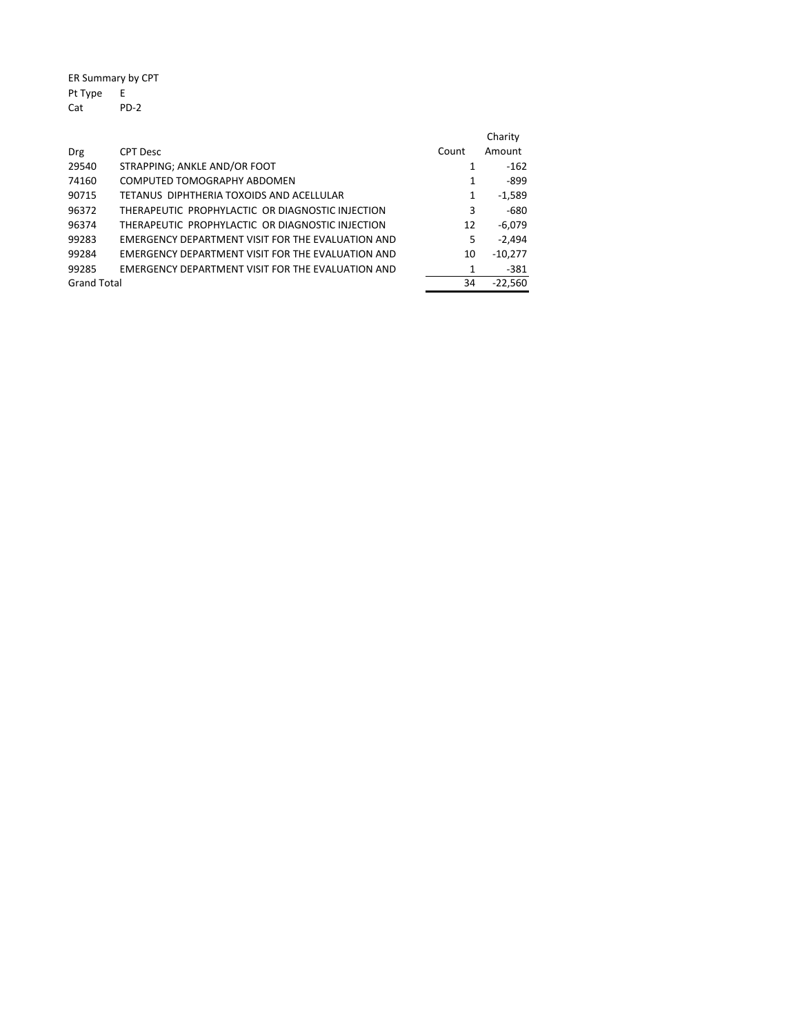ER Summary by CPT

Pt Type E

Cat PD-2

| Drg | CPT Desc | Count | Charity Amount |
|---|---|---|---|
| 29540 | STRAPPING; ANKLE AND/OR FOOT | 1 | -162 |
| 74160 | COMPUTED TOMOGRAPHY ABDOMEN | 1 | -899 |
| 90715 | TETANUS DIPHTHERIA TOXOIDS AND ACELLULAR | 1 | -1,589 |
| 96372 | THERAPEUTIC PROPHYLACTIC OR DIAGNOSTIC INJECTION | 3 | -680 |
| 96374 | THERAPEUTIC PROPHYLACTIC OR DIAGNOSTIC INJECTION | 12 | -6,079 |
| 99283 | EMERGENCY DEPARTMENT VISIT FOR THE EVALUATION AND | 5 | -2,494 |
| 99284 | EMERGENCY DEPARTMENT VISIT FOR THE EVALUATION AND | 10 | -10,277 |
| 99285 | EMERGENCY DEPARTMENT VISIT FOR THE EVALUATION AND | 1 | -381 |
| Grand Total | | 34 | -22,560 |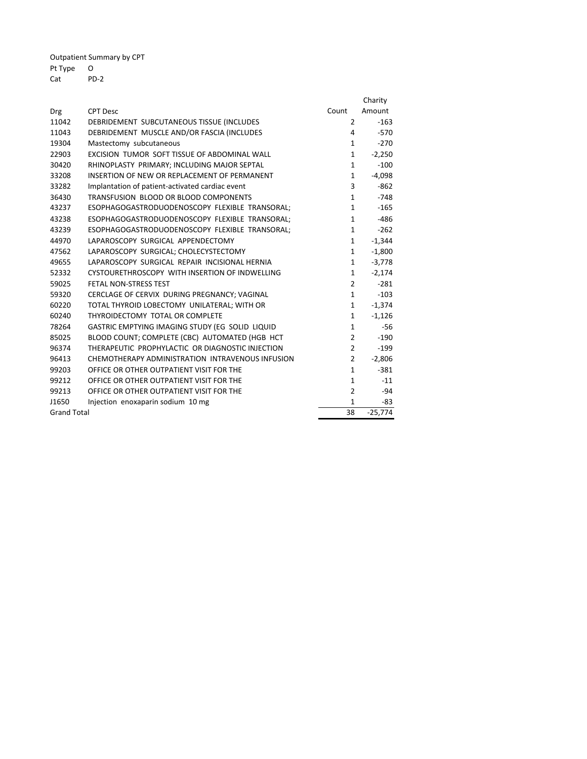Outpatient Summary by CPT

Pt Type O

Cat PD-2

| Drg | CPT Desc | Count | Charity Amount |
|---|---|---|---|
| 11042 | DEBRIDEMENT SUBCUTANEOUS TISSUE (INCLUDES | 2 | -163 |
| 11043 | DEBRIDEMENT MUSCLE AND/OR FASCIA (INCLUDES | 4 | -570 |
| 19304 | Mastectomy subcutaneous | 1 | -270 |
| 22903 | EXCISION TUMOR SOFT TISSUE OF ABDOMINAL WALL | 1 | -2,250 |
| 30420 | RHINOPLASTY PRIMARY; INCLUDING MAJOR SEPTAL | 1 | -100 |
| 33208 | INSERTION OF NEW OR REPLACEMENT OF PERMANENT | 1 | -4,098 |
| 33282 | Implantation of patient-activated cardiac event | 3 | -862 |
| 36430 | TRANSFUSION BLOOD OR BLOOD COMPONENTS | 1 | -748 |
| 43237 | ESOPHAGOGASTRODUODENOSCOPY FLEXIBLE TRANSORAL; | 1 | -165 |
| 43238 | ESOPHAGOGASTRODUODENOSCOPY FLEXIBLE TRANSORAL; | 1 | -486 |
| 43239 | ESOPHAGOGASTRODUODENOSCOPY FLEXIBLE TRANSORAL; | 1 | -262 |
| 44970 | LAPAROSCOPY SURGICAL APPENDECTOMY | 1 | -1,344 |
| 47562 | LAPAROSCOPY SURGICAL; CHOLECYSTECTOMY | 1 | -1,800 |
| 49655 | LAPAROSCOPY SURGICAL REPAIR INCISIONAL HERNIA | 1 | -3,778 |
| 52332 | CYSTOURETHROSCOPY WITH INSERTION OF INDWELLING | 1 | -2,174 |
| 59025 | FETAL NON-STRESS TEST | 2 | -281 |
| 59320 | CERCLAGE OF CERVIX DURING PREGNANCY; VAGINAL | 1 | -103 |
| 60220 | TOTAL THYROID LOBECTOMY UNILATERAL; WITH OR | 1 | -1,374 |
| 60240 | THYROIDECTOMY TOTAL OR COMPLETE | 1 | -1,126 |
| 78264 | GASTRIC EMPTYING IMAGING STUDY (EG SOLID LIQUID | 1 | -56 |
| 85025 | BLOOD COUNT; COMPLETE (CBC) AUTOMATED (HGB HCT | 2 | -190 |
| 96374 | THERAPEUTIC PROPHYLACTIC OR DIAGNOSTIC INJECTION | 2 | -199 |
| 96413 | CHEMOTHERAPY ADMINISTRATION INTRAVENOUS INFUSION | 2 | -2,806 |
| 99203 | OFFICE OR OTHER OUTPATIENT VISIT FOR THE | 1 | -381 |
| 99212 | OFFICE OR OTHER OUTPATIENT VISIT FOR THE | 1 | -11 |
| 99213 | OFFICE OR OTHER OUTPATIENT VISIT FOR THE | 2 | -94 |
| J1650 | Injection enoxaparin sodium 10 mg | 1 | -83 |
| Grand Total | | 38 | -25,774 |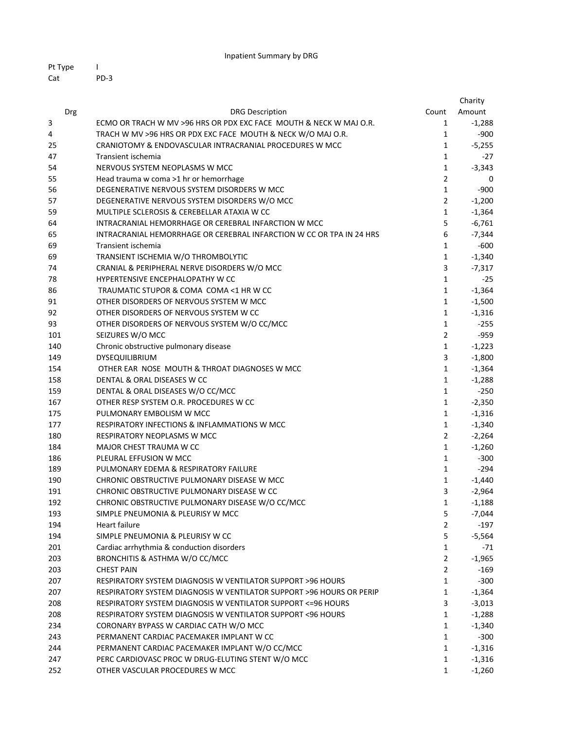# Inpatient Summary by DRG

Pt Type I
Cat PD-3

| Drg | DRG Description | Count | Charity Amount |
|---|---|---|---|
| 3 | ECMO OR TRACH W MV >96 HRS OR PDX EXC FACE MOUTH & NECK W MAJ O.R. | 1 | -1,288 |
| 4 | TRACH W MV >96 HRS OR PDX EXC FACE MOUTH & NECK W/O MAJ O.R. | 1 | -900 |
| 25 | CRANIOTOMY & ENDOVASCULAR INTRACRANIAL PROCEDURES W MCC | 1 | -5,255 |
| 47 | Transient ischemia | 1 | -27 |
| 54 | NERVOUS SYSTEM NEOPLASMS W MCC | 1 | -3,343 |
| 55 | Head trauma w coma >1 hr or hemorrhage | 2 | 0 |
| 56 | DEGENERATIVE NERVOUS SYSTEM DISORDERS W MCC | 1 | -900 |
| 57 | DEGENERATIVE NERVOUS SYSTEM DISORDERS W/O MCC | 2 | -1,200 |
| 59 | MULTIPLE SCLEROSIS & CEREBELLAR ATAXIA W CC | 1 | -1,364 |
| 64 | INTRACRANIAL HEMORRHAGE OR CEREBRAL INFARCTION W MCC | 5 | -6,761 |
| 65 | INTRACRANIAL HEMORRHAGE OR CEREBRAL INFARCTION W CC OR TPA IN 24 HRS | 6 | -7,344 |
| 69 | Transient ischemia | 1 | -600 |
| 69 | TRANSIENT ISCHEMIA W/O THROMBOLYTIC | 1 | -1,340 |
| 74 | CRANIAL & PERIPHERAL NERVE DISORDERS W/O MCC | 3 | -7,317 |
| 78 | HYPERTENSIVE ENCEPHALOPATHY W CC | 1 | -25 |
| 86 | TRAUMATIC STUPOR & COMA COMA <1 HR W CC | 1 | -1,364 |
| 91 | OTHER DISORDERS OF NERVOUS SYSTEM W MCC | 1 | -1,500 |
| 92 | OTHER DISORDERS OF NERVOUS SYSTEM W CC | 1 | -1,316 |
| 93 | OTHER DISORDERS OF NERVOUS SYSTEM W/O CC/MCC | 1 | -255 |
| 101 | SEIZURES W/O MCC | 2 | -959 |
| 140 | Chronic obstructive pulmonary disease | 1 | -1,223 |
| 149 | DYSEQUILIBRIUM | 3 | -1,800 |
| 154 | OTHER EAR NOSE MOUTH & THROAT DIAGNOSES W MCC | 1 | -1,364 |
| 158 | DENTAL & ORAL DISEASES W CC | 1 | -1,288 |
| 159 | DENTAL & ORAL DISEASES W/O CC/MCC | 1 | -250 |
| 167 | OTHER RESP SYSTEM O.R. PROCEDURES W CC | 1 | -2,350 |
| 175 | PULMONARY EMBOLISM W MCC | 1 | -1,316 |
| 177 | RESPIRATORY INFECTIONS & INFLAMMATIONS W MCC | 1 | -1,340 |
| 180 | RESPIRATORY NEOPLASMS W MCC | 2 | -2,264 |
| 184 | MAJOR CHEST TRAUMA W CC | 1 | -1,260 |
| 186 | PLEURAL EFFUSION W MCC | 1 | -300 |
| 189 | PULMONARY EDEMA & RESPIRATORY FAILURE | 1 | -294 |
| 190 | CHRONIC OBSTRUCTIVE PULMONARY DISEASE W MCC | 1 | -1,440 |
| 191 | CHRONIC OBSTRUCTIVE PULMONARY DISEASE W CC | 3 | -2,964 |
| 192 | CHRONIC OBSTRUCTIVE PULMONARY DISEASE W/O CC/MCC | 1 | -1,188 |
| 193 | SIMPLE PNEUMONIA & PLEURISY W MCC | 5 | -7,044 |
| 194 | Heart failure | 2 | -197 |
| 194 | SIMPLE PNEUMONIA & PLEURISY W CC | 5 | -5,564 |
| 201 | Cardiac arrhythmia & conduction disorders | 1 | -71 |
| 203 | BRONCHITIS & ASTHMA W/O CC/MCC | 2 | -1,965 |
| 203 | CHEST PAIN | 2 | -169 |
| 207 | RESPIRATORY SYSTEM DIAGNOSIS W VENTILATOR SUPPORT >96 HOURS | 1 | -300 |
| 207 | RESPIRATORY SYSTEM DIAGNOSIS W VENTILATOR SUPPORT >96 HOURS OR PERIP | 1 | -1,364 |
| 208 | RESPIRATORY SYSTEM DIAGNOSIS W VENTILATOR SUPPORT <=96 HOURS | 3 | -3,013 |
| 208 | RESPIRATORY SYSTEM DIAGNOSIS W VENTILATOR SUPPORT <96 HOURS | 1 | -1,288 |
| 234 | CORONARY BYPASS W CARDIAC CATH W/O MCC | 1 | -1,340 |
| 243 | PERMANENT CARDIAC PACEMAKER IMPLANT W CC | 1 | -300 |
| 244 | PERMANENT CARDIAC PACEMAKER IMPLANT W/O CC/MCC | 1 | -1,316 |
| 247 | PERC CARDIOVASC PROC W DRUG-ELUTING STENT W/O MCC | 1 | -1,316 |
| 252 | OTHER VASCULAR PROCEDURES W MCC | 1 | -1,260 |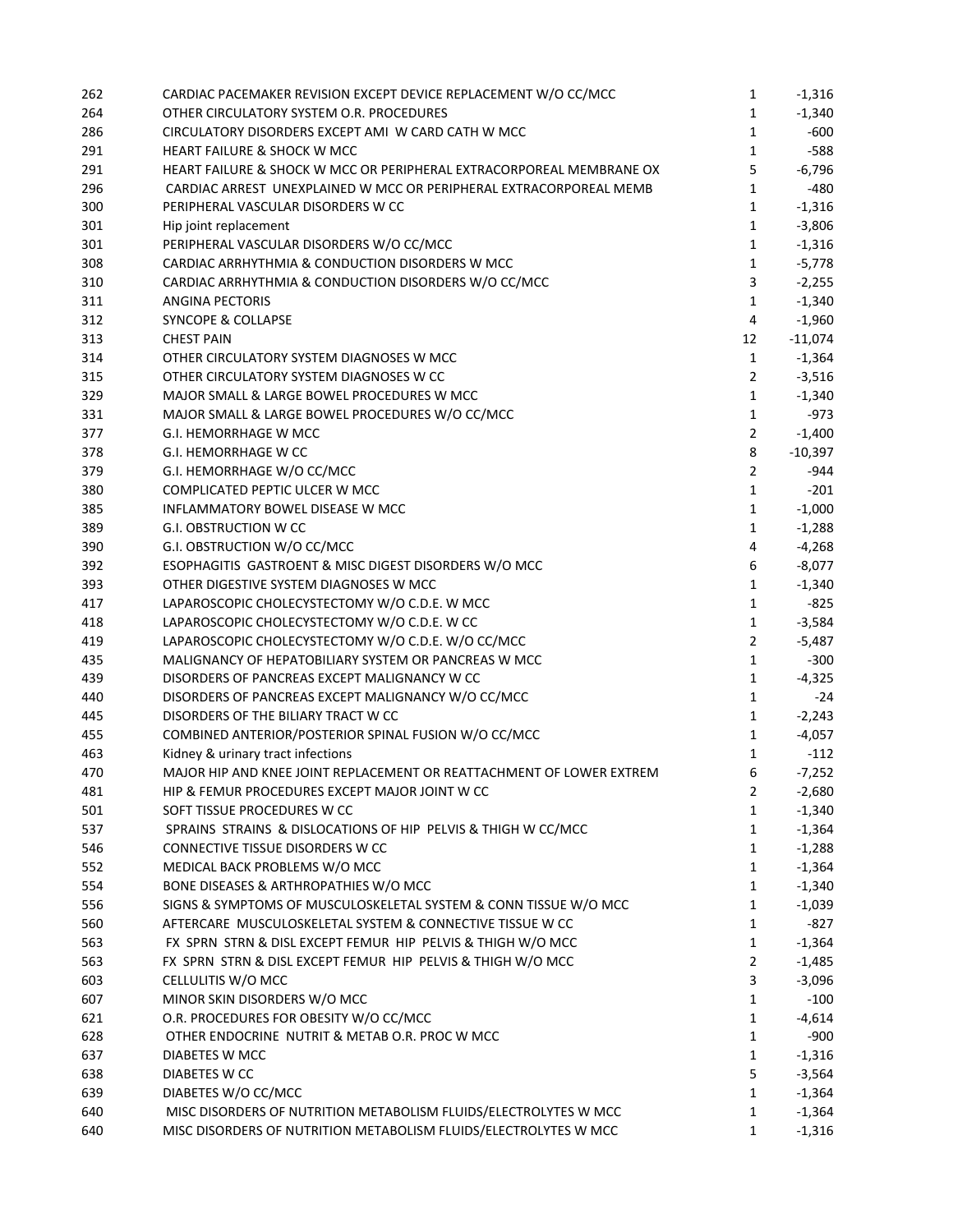| | | | |
|---|---|---|---|
| 262 | CARDIAC PACEMAKER REVISION EXCEPT DEVICE REPLACEMENT W/O CC/MCC | 1 | -1,316 |
| 264 | OTHER CIRCULATORY SYSTEM O.R. PROCEDURES | 1 | -1,340 |
| 286 | CIRCULATORY DISORDERS EXCEPT AMI W CARD CATH W MCC | 1 | -600 |
| 291 | HEART FAILURE & SHOCK W MCC | 1 | -588 |
| 291 | HEART FAILURE & SHOCK W MCC OR PERIPHERAL EXTRACORPOREAL MEMBRANE OX | 5 | -6,796 |
| 296 | CARDIAC ARREST UNEXPLAINED W MCC OR PERIPHERAL EXTRACORPOREAL MEMB | 1 | -480 |
| 300 | PERIPHERAL VASCULAR DISORDERS W CC | 1 | -1,316 |
| 301 | Hip joint replacement | 1 | -3,806 |
| 301 | PERIPHERAL VASCULAR DISORDERS W/O CC/MCC | 1 | -1,316 |
| 308 | CARDIAC ARRHYTHMIA & CONDUCTION DISORDERS W MCC | 1 | -5,778 |
| 310 | CARDIAC ARRHYTHMIA & CONDUCTION DISORDERS W/O CC/MCC | 3 | -2,255 |
| 311 | ANGINA PECTORIS | 1 | -1,340 |
| 312 | SYNCOPE & COLLAPSE | 4 | -1,960 |
| 313 | CHEST PAIN | 12 | -11,074 |
| 314 | OTHER CIRCULATORY SYSTEM DIAGNOSES W MCC | 1 | -1,364 |
| 315 | OTHER CIRCULATORY SYSTEM DIAGNOSES W CC | 2 | -3,516 |
| 329 | MAJOR SMALL & LARGE BOWEL PROCEDURES W MCC | 1 | -1,340 |
| 331 | MAJOR SMALL & LARGE BOWEL PROCEDURES W/O CC/MCC | 1 | -973 |
| 377 | G.I. HEMORRHAGE W MCC | 2 | -1,400 |
| 378 | G.I. HEMORRHAGE W CC | 8 | -10,397 |
| 379 | G.I. HEMORRHAGE W/O CC/MCC | 2 | -944 |
| 380 | COMPLICATED PEPTIC ULCER W MCC | 1 | -201 |
| 385 | INFLAMMATORY BOWEL DISEASE W MCC | 1 | -1,000 |
| 389 | G.I. OBSTRUCTION W CC | 1 | -1,288 |
| 390 | G.I. OBSTRUCTION W/O CC/MCC | 4 | -4,268 |
| 392 | ESOPHAGITIS GASTROENT & MISC DIGEST DISORDERS W/O MCC | 6 | -8,077 |
| 393 | OTHER DIGESTIVE SYSTEM DIAGNOSES W MCC | 1 | -1,340 |
| 417 | LAPAROSCOPIC CHOLECYSTECTOMY W/O C.D.E. W MCC | 1 | -825 |
| 418 | LAPAROSCOPIC CHOLECYSTECTOMY W/O C.D.E. W CC | 1 | -3,584 |
| 419 | LAPAROSCOPIC CHOLECYSTECTOMY W/O C.D.E. W/O CC/MCC | 2 | -5,487 |
| 435 | MALIGNANCY OF HEPATOBILIARY SYSTEM OR PANCREAS W MCC | 1 | -300 |
| 439 | DISORDERS OF PANCREAS EXCEPT MALIGNANCY W CC | 1 | -4,325 |
| 440 | DISORDERS OF PANCREAS EXCEPT MALIGNANCY W/O CC/MCC | 1 | -24 |
| 445 | DISORDERS OF THE BILIARY TRACT W CC | 1 | -2,243 |
| 455 | COMBINED ANTERIOR/POSTERIOR SPINAL FUSION W/O CC/MCC | 1 | -4,057 |
| 463 | Kidney & urinary tract infections | 1 | -112 |
| 470 | MAJOR HIP AND KNEE JOINT REPLACEMENT OR REATTACHMENT OF LOWER EXTREM | 6 | -7,252 |
| 481 | HIP & FEMUR PROCEDURES EXCEPT MAJOR JOINT W CC | 2 | -2,680 |
| 501 | SOFT TISSUE PROCEDURES W CC | 1 | -1,340 |
| 537 | SPRAINS STRAINS & DISLOCATIONS OF HIP PELVIS & THIGH W CC/MCC | 1 | -1,364 |
| 546 | CONNECTIVE TISSUE DISORDERS W CC | 1 | -1,288 |
| 552 | MEDICAL BACK PROBLEMS W/O MCC | 1 | -1,364 |
| 554 | BONE DISEASES & ARTHROPATHIES W/O MCC | 1 | -1,340 |
| 556 | SIGNS & SYMPTOMS OF MUSCULOSKELETAL SYSTEM & CONN TISSUE W/O MCC | 1 | -1,039 |
| 560 | AFTERCARE MUSCULOSKELETAL SYSTEM & CONNECTIVE TISSUE W CC | 1 | -827 |
| 563 | FX SPRN STRN & DISL EXCEPT FEMUR HIP PELVIS & THIGH W/O MCC | 1 | -1,364 |
| 563 | FX SPRN STRN & DISL EXCEPT FEMUR HIP PELVIS & THIGH W/O MCC | 2 | -1,485 |
| 603 | CELLULITIS W/O MCC | 3 | -3,096 |
| 607 | MINOR SKIN DISORDERS W/O MCC | 1 | -100 |
| 621 | O.R. PROCEDURES FOR OBESITY W/O CC/MCC | 1 | -4,614 |
| 628 | OTHER ENDOCRINE NUTRIT & METAB O.R. PROC W MCC | 1 | -900 |
| 637 | DIABETES W MCC | 1 | -1,316 |
| 638 | DIABETES W CC | 5 | -3,564 |
| 639 | DIABETES W/O CC/MCC | 1 | -1,364 |
| 640 | MISC DISORDERS OF NUTRITION METABOLISM FLUIDS/ELECTROLYTES W MCC | 1 | -1,364 |
| 640 | MISC DISORDERS OF NUTRITION METABOLISM FLUIDS/ELECTROLYTES W MCC | 1 | -1,316 |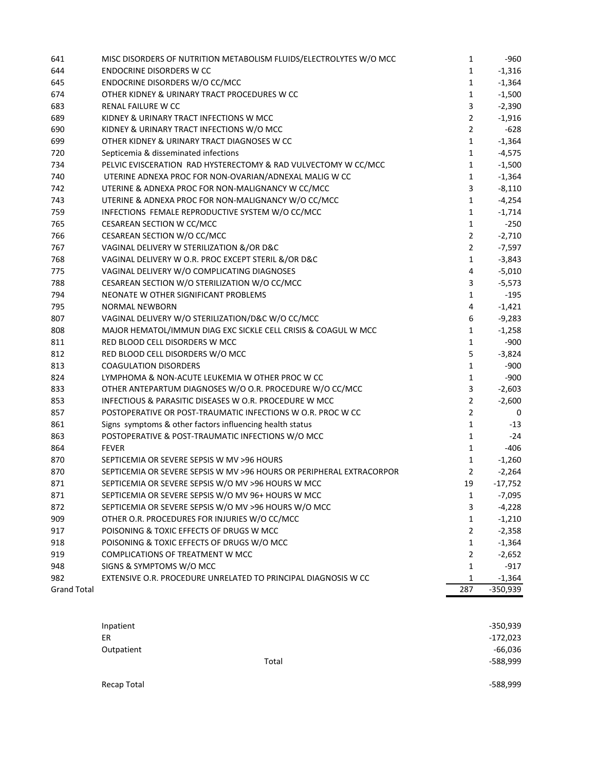| | | | |
|---|---|---|---|
| 641 | MISC DISORDERS OF NUTRITION METABOLISM FLUIDS/ELECTROLYTES W/O MCC | 1 | -960 |
| 644 | ENDOCRINE DISORDERS W CC | 1 | -1,316 |
| 645 | ENDOCRINE DISORDERS W/O CC/MCC | 1 | -1,364 |
| 674 | OTHER KIDNEY & URINARY TRACT PROCEDURES W CC | 1 | -1,500 |
| 683 | RENAL FAILURE W CC | 3 | -2,390 |
| 689 | KIDNEY & URINARY TRACT INFECTIONS W MCC | 2 | -1,916 |
| 690 | KIDNEY & URINARY TRACT INFECTIONS W/O MCC | 2 | -628 |
| 699 | OTHER KIDNEY & URINARY TRACT DIAGNOSES W CC | 1 | -1,364 |
| 720 | Septicemia & disseminated infections | 1 | -4,575 |
| 734 | PELVIC EVISCERATION RAD HYSTERECTOMY & RAD VULVECTOMY W CC/MCC | 1 | -1,500 |
| 740 | UTERINE ADNEXA PROC FOR NON-OVARIAN/ADNEXAL MALIG W CC | 1 | -1,364 |
| 742 | UTERINE & ADNEXA PROC FOR NON-MALIGNANCY W CC/MCC | 3 | -8,110 |
| 743 | UTERINE & ADNEXA PROC FOR NON-MALIGNANCY W/O CC/MCC | 1 | -4,254 |
| 759 | INFECTIONS FEMALE REPRODUCTIVE SYSTEM W/O CC/MCC | 1 | -1,714 |
| 765 | CESAREAN SECTION W CC/MCC | 1 | -250 |
| 766 | CESAREAN SECTION W/O CC/MCC | 2 | -2,710 |
| 767 | VAGINAL DELIVERY W STERILIZATION &/OR D&C | 2 | -7,597 |
| 768 | VAGINAL DELIVERY W O.R. PROC EXCEPT STERIL &/OR D&C | 1 | -3,843 |
| 775 | VAGINAL DELIVERY W/O COMPLICATING DIAGNOSES | 4 | -5,010 |
| 788 | CESAREAN SECTION W/O STERILIZATION W/O CC/MCC | 3 | -5,573 |
| 794 | NEONATE W OTHER SIGNIFICANT PROBLEMS | 1 | -195 |
| 795 | NORMAL NEWBORN | 4 | -1,421 |
| 807 | VAGINAL DELIVERY W/O STERILIZATION/D&C W/O CC/MCC | 6 | -9,283 |
| 808 | MAJOR HEMATOL/IMMUN DIAG EXC SICKLE CELL CRISIS & COAGUL W MCC | 1 | -1,258 |
| 811 | RED BLOOD CELL DISORDERS W MCC | 1 | -900 |
| 812 | RED BLOOD CELL DISORDERS W/O MCC | 5 | -3,824 |
| 813 | COAGULATION DISORDERS | 1 | -900 |
| 824 | LYMPHOMA & NON-ACUTE LEUKEMIA W OTHER PROC W CC | 1 | -900 |
| 833 | OTHER ANTEPARTUM DIAGNOSES W/O O.R. PROCEDURE W/O CC/MCC | 3 | -2,603 |
| 853 | INFECTIOUS & PARASITIC DISEASES W O.R. PROCEDURE W MCC | 2 | -2,600 |
| 857 | POSTOPERATIVE OR POST-TRAUMATIC INFECTIONS W O.R. PROC W CC | 2 | 0 |
| 861 | Signs symptoms & other factors influencing health status | 1 | -13 |
| 863 | POSTOPERATIVE & POST-TRAUMATIC INFECTIONS W/O MCC | 1 | -24 |
| 864 | FEVER | 1 | -406 |
| 870 | SEPTICEMIA OR SEVERE SEPSIS W MV >96 HOURS | 1 | -1,260 |
| 870 | SEPTICEMIA OR SEVERE SEPSIS W MV >96 HOURS OR PERIPHERAL EXTRACORPOR | 2 | -2,264 |
| 871 | SEPTICEMIA OR SEVERE SEPSIS W/O MV >96 HOURS W MCC | 19 | -17,752 |
| 871 | SEPTICEMIA OR SEVERE SEPSIS W/O MV 96+ HOURS W MCC | 1 | -7,095 |
| 872 | SEPTICEMIA OR SEVERE SEPSIS W/O MV >96 HOURS W/O MCC | 3 | -4,228 |
| 909 | OTHER O.R. PROCEDURES FOR INJURIES W/O CC/MCC | 1 | -1,210 |
| 917 | POISONING & TOXIC EFFECTS OF DRUGS W MCC | 2 | -2,358 |
| 918 | POISONING & TOXIC EFFECTS OF DRUGS W/O MCC | 1 | -1,364 |
| 919 | COMPLICATIONS OF TREATMENT W MCC | 2 | -2,652 |
| 948 | SIGNS & SYMPTOMS W/O MCC | 1 | -917 |
| 982 | EXTENSIVE O.R. PROCEDURE UNRELATED TO PRINCIPAL DIAGNOSIS W CC | 1 | -1,364 |
| Grand Total | | 287 | -350,939 |

| | |
|---|---|
| Inpatient | -350,939 |
| ER | -172,023 |
| Outpatient | -66,036 |
| Total | -588,999 |
| | |
| Recap Total | -588,999 |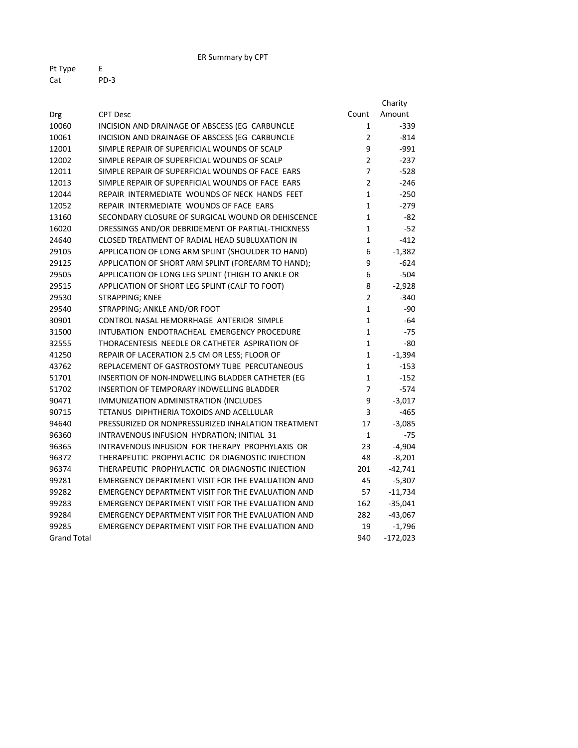ER Summary by CPT

Pt Type E
Cat PD-3

| Drg | CPT Desc | Count | Charity Amount |
|---|---|---|---|
| 10060 | INCISION AND DRAINAGE OF ABSCESS (EG CARBUNCLE | 1 | -339 |
| 10061 | INCISION AND DRAINAGE OF ABSCESS (EG CARBUNCLE | 2 | -814 |
| 12001 | SIMPLE REPAIR OF SUPERFICIAL WOUNDS OF SCALP | 9 | -991 |
| 12002 | SIMPLE REPAIR OF SUPERFICIAL WOUNDS OF SCALP | 2 | -237 |
| 12011 | SIMPLE REPAIR OF SUPERFICIAL WOUNDS OF FACE EARS | 7 | -528 |
| 12013 | SIMPLE REPAIR OF SUPERFICIAL WOUNDS OF FACE EARS | 2 | -246 |
| 12044 | REPAIR INTERMEDIATE WOUNDS OF NECK HANDS FEET | 1 | -250 |
| 12052 | REPAIR INTERMEDIATE WOUNDS OF FACE EARS | 1 | -279 |
| 13160 | SECONDARY CLOSURE OF SURGICAL WOUND OR DEHISCENCE | 1 | -82 |
| 16020 | DRESSINGS AND/OR DEBRIDEMENT OF PARTIAL-THICKNESS | 1 | -52 |
| 24640 | CLOSED TREATMENT OF RADIAL HEAD SUBLUXATION IN | 1 | -412 |
| 29105 | APPLICATION OF LONG ARM SPLINT (SHOULDER TO HAND) | 6 | -1,382 |
| 29125 | APPLICATION OF SHORT ARM SPLINT (FOREARM TO HAND); | 9 | -624 |
| 29505 | APPLICATION OF LONG LEG SPLINT (THIGH TO ANKLE OR | 6 | -504 |
| 29515 | APPLICATION OF SHORT LEG SPLINT (CALF TO FOOT) | 8 | -2,928 |
| 29530 | STRAPPING; KNEE | 2 | -340 |
| 29540 | STRAPPING; ANKLE AND/OR FOOT | 1 | -90 |
| 30901 | CONTROL NASAL HEMORRHAGE ANTERIOR SIMPLE | 1 | -64 |
| 31500 | INTUBATION ENDOTRACHEAL EMERGENCY PROCEDURE | 1 | -75 |
| 32555 | THORACENTESIS NEEDLE OR CATHETER ASPIRATION OF | 1 | -80 |
| 41250 | REPAIR OF LACERATION 2.5 CM OR LESS; FLOOR OF | 1 | -1,394 |
| 43762 | REPLACEMENT OF GASTROSTOMY TUBE PERCUTANEOUS | 1 | -153 |
| 51701 | INSERTION OF NON-INDWELLING BLADDER CATHETER (EG | 1 | -152 |
| 51702 | INSERTION OF TEMPORARY INDWELLING BLADDER | 7 | -574 |
| 90471 | IMMUNIZATION ADMINISTRATION (INCLUDES | 9 | -3,017 |
| 90715 | TETANUS DIPHTHERIA TOXOIDS AND ACELLULAR | 3 | -465 |
| 94640 | PRESSURIZED OR NONPRESSURIZED INHALATION TREATMENT | 17 | -3,085 |
| 96360 | INTRAVENOUS INFUSION HYDRATION; INITIAL 31 | 1 | -75 |
| 96365 | INTRAVENOUS INFUSION FOR THERAPY PROPHYLAXIS OR | 23 | -4,904 |
| 96372 | THERAPEUTIC PROPHYLACTIC OR DIAGNOSTIC INJECTION | 48 | -8,201 |
| 96374 | THERAPEUTIC PROPHYLACTIC OR DIAGNOSTIC INJECTION | 201 | -42,741 |
| 99281 | EMERGENCY DEPARTMENT VISIT FOR THE EVALUATION AND | 45 | -5,307 |
| 99282 | EMERGENCY DEPARTMENT VISIT FOR THE EVALUATION AND | 57 | -11,734 |
| 99283 | EMERGENCY DEPARTMENT VISIT FOR THE EVALUATION AND | 162 | -35,041 |
| 99284 | EMERGENCY DEPARTMENT VISIT FOR THE EVALUATION AND | 282 | -43,067 |
| 99285 | EMERGENCY DEPARTMENT VISIT FOR THE EVALUATION AND | 19 | -1,796 |
| Grand Total | | 940 | -172,023 |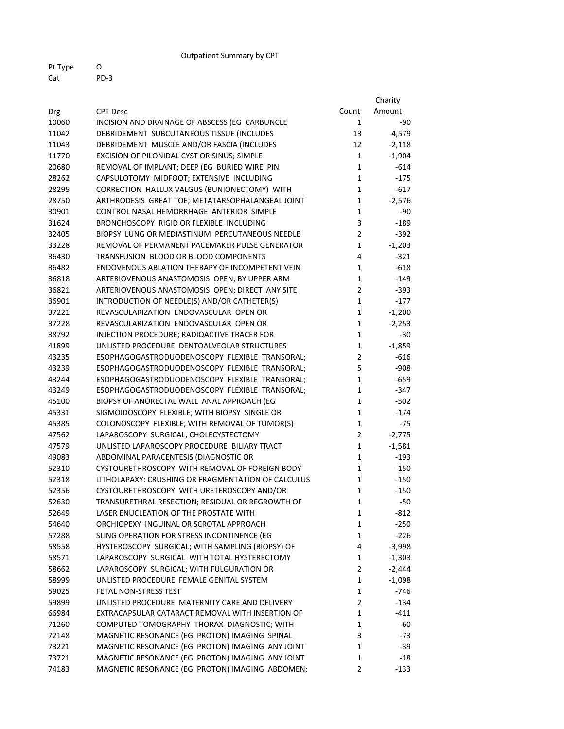Outpatient Summary by CPT

Pt Type O
Cat PD-3

| Drg | CPT Desc | Count | Charity Amount |
|---|---|---|---|
| 10060 | INCISION AND DRAINAGE OF ABSCESS (EG CARBUNCLE | 1 | -90 |
| 11042 | DEBRIDEMENT SUBCUTANEOUS TISSUE (INCLUDES | 13 | -4,579 |
| 11043 | DEBRIDEMENT MUSCLE AND/OR FASCIA (INCLUDES | 12 | -2,118 |
| 11770 | EXCISION OF PILONIDAL CYST OR SINUS; SIMPLE | 1 | -1,904 |
| 20680 | REMOVAL OF IMPLANT; DEEP (EG BURIED WIRE PIN | 1 | -614 |
| 28262 | CAPSULOTOMY MIDFOOT; EXTENSIVE INCLUDING | 1 | -175 |
| 28295 | CORRECTION HALLUX VALGUS (BUNIONECTOMY) WITH | 1 | -617 |
| 28750 | ARTHRODESIS GREAT TOE; METATARSOPHALANGEAL JOINT | 1 | -2,576 |
| 30901 | CONTROL NASAL HEMORRHAGE ANTERIOR SIMPLE | 1 | -90 |
| 31624 | BRONCHOSCOPY RIGID OR FLEXIBLE INCLUDING | 3 | -189 |
| 32405 | BIOPSY LUNG OR MEDIASTINUM PERCUTANEOUS NEEDLE | 2 | -392 |
| 33228 | REMOVAL OF PERMANENT PACEMAKER PULSE GENERATOR | 1 | -1,203 |
| 36430 | TRANSFUSION BLOOD OR BLOOD COMPONENTS | 4 | -321 |
| 36482 | ENDOVENOUS ABLATION THERAPY OF INCOMPETENT VEIN | 1 | -618 |
| 36818 | ARTERIOVENOUS ANASTOMOSIS OPEN; BY UPPER ARM | 1 | -149 |
| 36821 | ARTERIOVENOUS ANASTOMOSIS OPEN; DIRECT ANY SITE | 2 | -393 |
| 36901 | INTRODUCTION OF NEEDLE(S) AND/OR CATHETER(S) | 1 | -177 |
| 37221 | REVASCULARIZATION ENDOVASCULAR OPEN OR | 1 | -1,200 |
| 37228 | REVASCULARIZATION ENDOVASCULAR OPEN OR | 1 | -2,253 |
| 38792 | INJECTION PROCEDURE; RADIOACTIVE TRACER FOR | 1 | -30 |
| 41899 | UNLISTED PROCEDURE DENTOALVEOLAR STRUCTURES | 1 | -1,859 |
| 43235 | ESOPHAGOGASTRODUODENOSCOPY FLEXIBLE TRANSORAL; | 2 | -616 |
| 43239 | ESOPHAGOGASTRODUODENOSCOPY FLEXIBLE TRANSORAL; | 5 | -908 |
| 43244 | ESOPHAGOGASTRODUODENOSCOPY FLEXIBLE TRANSORAL; | 1 | -659 |
| 43249 | ESOPHAGOGASTRODUODENOSCOPY FLEXIBLE TRANSORAL; | 1 | -347 |
| 45100 | BIOPSY OF ANORECTAL WALL ANAL APPROACH (EG | 1 | -502 |
| 45331 | SIGMOIDOSCOPY FLEXIBLE; WITH BIOPSY SINGLE OR | 1 | -174 |
| 45385 | COLONOSCOPY FLEXIBLE; WITH REMOVAL OF TUMOR(S) | 1 | -75 |
| 47562 | LAPAROSCOPY SURGICAL; CHOLECYSTECTOMY | 2 | -2,775 |
| 47579 | UNLISTED LAPAROSCOPY PROCEDURE BILIARY TRACT | 1 | -1,581 |
| 49083 | ABDOMINAL PARACENTESIS (DIAGNOSTIC OR | 1 | -193 |
| 52310 | CYSTOURETHROSCOPY WITH REMOVAL OF FOREIGN BODY | 1 | -150 |
| 52318 | LITHOLAPAXY: CRUSHING OR FRAGMENTATION OF CALCULUS | 1 | -150 |
| 52356 | CYSTOURETHROSCOPY WITH URETEROSCOPY AND/OR | 1 | -150 |
| 52630 | TRANSURETHRAL RESECTION; RESIDUAL OR REGROWTH OF | 1 | -50 |
| 52649 | LASER ENUCLEATION OF THE PROSTATE WITH | 1 | -812 |
| 54640 | ORCHIOPEXY INGUINAL OR SCROTAL APPROACH | 1 | -250 |
| 57288 | SLING OPERATION FOR STRESS INCONTINENCE (EG | 1 | -226 |
| 58558 | HYSTEROSCOPY SURGICAL; WITH SAMPLING (BIOPSY) OF | 4 | -3,998 |
| 58571 | LAPAROSCOPY SURGICAL WITH TOTAL HYSTERECTOMY | 1 | -1,303 |
| 58662 | LAPAROSCOPY SURGICAL; WITH FULGURATION OR | 2 | -2,444 |
| 58999 | UNLISTED PROCEDURE FEMALE GENITAL SYSTEM | 1 | -1,098 |
| 59025 | FETAL NON-STRESS TEST | 1 | -746 |
| 59899 | UNLISTED PROCEDURE MATERNITY CARE AND DELIVERY | 2 | -134 |
| 66984 | EXTRACAPSULAR CATARACT REMOVAL WITH INSERTION OF | 1 | -411 |
| 71260 | COMPUTED TOMOGRAPHY THORAX DIAGNOSTIC; WITH | 1 | -60 |
| 72148 | MAGNETIC RESONANCE (EG PROTON) IMAGING SPINAL | 3 | -73 |
| 73221 | MAGNETIC RESONANCE (EG PROTON) IMAGING ANY JOINT | 1 | -39 |
| 73721 | MAGNETIC RESONANCE (EG PROTON) IMAGING ANY JOINT | 1 | -18 |
| 74183 | MAGNETIC RESONANCE (EG PROTON) IMAGING ABDOMEN; | 2 | -133 |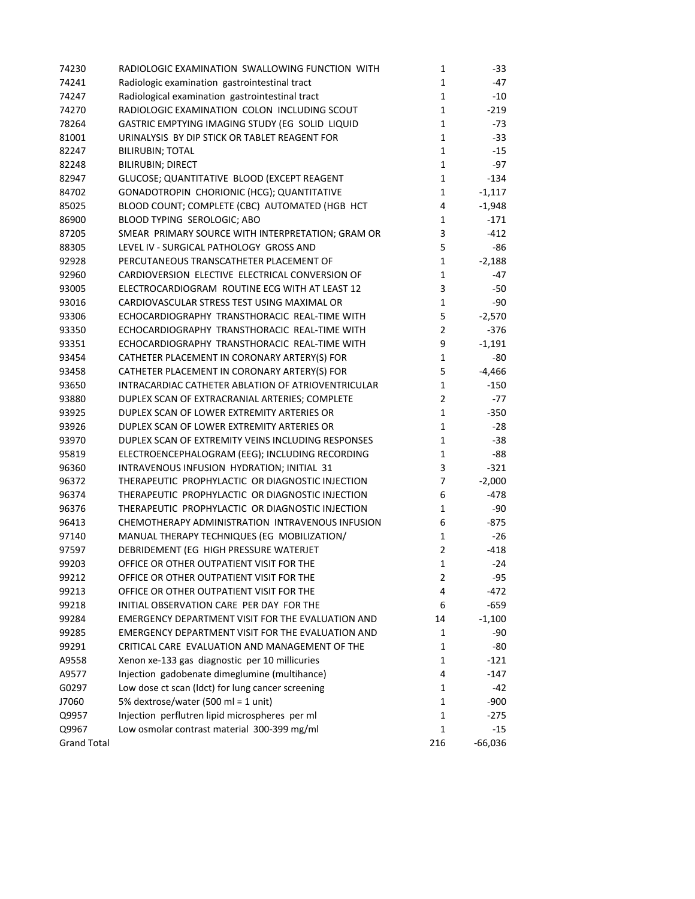| | | | |
|---|---|---|---|
| 74230 | RADIOLOGIC EXAMINATION  SWALLOWING FUNCTION  WITH | 1 | -33 |
| 74241 | Radiologic examination  gastrointestinal tract | 1 | -47 |
| 74247 | Radiological examination  gastrointestinal tract | 1 | -10 |
| 74270 | RADIOLOGIC EXAMINATION  COLON  INCLUDING SCOUT | 1 | -219 |
| 78264 | GASTRIC EMPTYING IMAGING STUDY (EG  SOLID  LIQUID | 1 | -73 |
| 81001 | URINALYSIS  BY DIP STICK OR TABLET REAGENT FOR | 1 | -33 |
| 82247 | BILIRUBIN; TOTAL | 1 | -15 |
| 82248 | BILIRUBIN; DIRECT | 1 | -97 |
| 82947 | GLUCOSE; QUANTITATIVE  BLOOD (EXCEPT REAGENT | 1 | -134 |
| 84702 | GONADOTROPIN  CHORIONIC (HCG); QUANTITATIVE | 1 | -1,117 |
| 85025 | BLOOD COUNT; COMPLETE (CBC)  AUTOMATED (HGB  HCT | 4 | -1,948 |
| 86900 | BLOOD TYPING  SEROLOGIC; ABO | 1 | -171 |
| 87205 | SMEAR  PRIMARY SOURCE WITH INTERPRETATION; GRAM OR | 3 | -412 |
| 88305 | LEVEL IV - SURGICAL PATHOLOGY  GROSS AND | 5 | -86 |
| 92928 | PERCUTANEOUS TRANSCATHETER PLACEMENT OF | 1 | -2,188 |
| 92960 | CARDIOVERSION  ELECTIVE  ELECTRICAL CONVERSION OF | 1 | -47 |
| 93005 | ELECTROCARDIOGRAM  ROUTINE ECG WITH AT LEAST 12 | 3 | -50 |
| 93016 | CARDIOVASCULAR STRESS TEST USING MAXIMAL OR | 1 | -90 |
| 93306 | ECHOCARDIOGRAPHY  TRANSTHORACIC  REAL-TIME WITH | 5 | -2,570 |
| 93350 | ECHOCARDIOGRAPHY  TRANSTHORACIC  REAL-TIME WITH | 2 | -376 |
| 93351 | ECHOCARDIOGRAPHY  TRANSTHORACIC  REAL-TIME WITH | 9 | -1,191 |
| 93454 | CATHETER PLACEMENT IN CORONARY ARTERY(S) FOR | 1 | -80 |
| 93458 | CATHETER PLACEMENT IN CORONARY ARTERY(S) FOR | 5 | -4,466 |
| 93650 | INTRACARDIAC CATHETER ABLATION OF ATRIOVENTRICULAR | 1 | -150 |
| 93880 | DUPLEX SCAN OF EXTRACRANIAL ARTERIES; COMPLETE | 2 | -77 |
| 93925 | DUPLEX SCAN OF LOWER EXTREMITY ARTERIES OR | 1 | -350 |
| 93926 | DUPLEX SCAN OF LOWER EXTREMITY ARTERIES OR | 1 | -28 |
| 93970 | DUPLEX SCAN OF EXTREMITY VEINS INCLUDING RESPONSES | 1 | -38 |
| 95819 | ELECTROENCEPHALOGRAM (EEG); INCLUDING RECORDING | 1 | -88 |
| 96360 | INTRAVENOUS INFUSION  HYDRATION; INITIAL  31 | 3 | -321 |
| 96372 | THERAPEUTIC  PROPHYLACTIC  OR DIAGNOSTIC INJECTION | 7 | -2,000 |
| 96374 | THERAPEUTIC  PROPHYLACTIC  OR DIAGNOSTIC INJECTION | 6 | -478 |
| 96376 | THERAPEUTIC  PROPHYLACTIC  OR DIAGNOSTIC INJECTION | 1 | -90 |
| 96413 | CHEMOTHERAPY ADMINISTRATION  INTRAVENOUS INFUSION | 6 | -875 |
| 97140 | MANUAL THERAPY TECHNIQUES (EG  MOBILIZATION/ | 1 | -26 |
| 97597 | DEBRIDEMENT (EG  HIGH PRESSURE WATERJET | 2 | -418 |
| 99203 | OFFICE OR OTHER OUTPATIENT VISIT FOR THE | 1 | -24 |
| 99212 | OFFICE OR OTHER OUTPATIENT VISIT FOR THE | 2 | -95 |
| 99213 | OFFICE OR OTHER OUTPATIENT VISIT FOR THE | 4 | -472 |
| 99218 | INITIAL OBSERVATION CARE  PER DAY  FOR THE | 6 | -659 |
| 99284 | EMERGENCY DEPARTMENT VISIT FOR THE EVALUATION AND | 14 | -1,100 |
| 99285 | EMERGENCY DEPARTMENT VISIT FOR THE EVALUATION AND | 1 | -90 |
| 99291 | CRITICAL CARE  EVALUATION AND MANAGEMENT OF THE | 1 | -80 |
| A9558 | Xenon xe-133 gas  diagnostic  per 10 millicuries | 1 | -121 |
| A9577 | Injection  gadobenate dimeglumine (multihance) | 4 | -147 |
| G0297 | Low dose ct scan (ldct) for lung cancer screening | 1 | -42 |
| J7060 | 5% dextrose/water (500 ml = 1 unit) | 1 | -900 |
| Q9957 | Injection  perflutren lipid microspheres  per ml | 1 | -275 |
| Q9967 | Low osmolar contrast material  300-399 mg/ml | 1 | -15 |
| Grand Total | | 216 | -66,036 |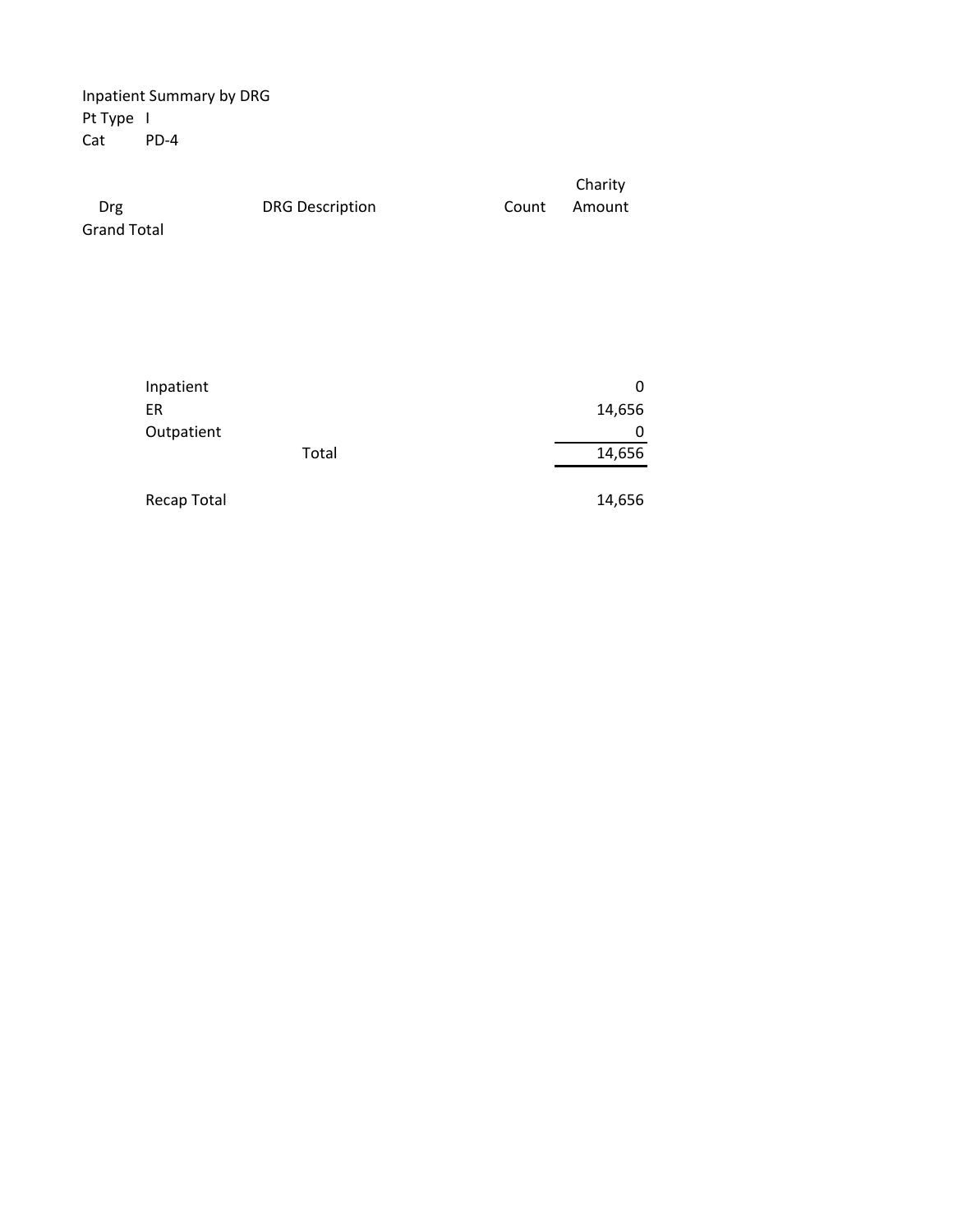Inpatient Summary by DRG
Pt Type I
Cat PD-4

| Drg | DRG Description | Count | Charity Amount |
| --- | --- | --- | --- |
| Grand Total | | | |

| | | |
| --- | --- | --- |
| Inpatient | | 0 |
| ER | | 14,656 |
| Outpatient | | 0 |
| | Total | 14,656 |
| Recap Total | | 14,656 |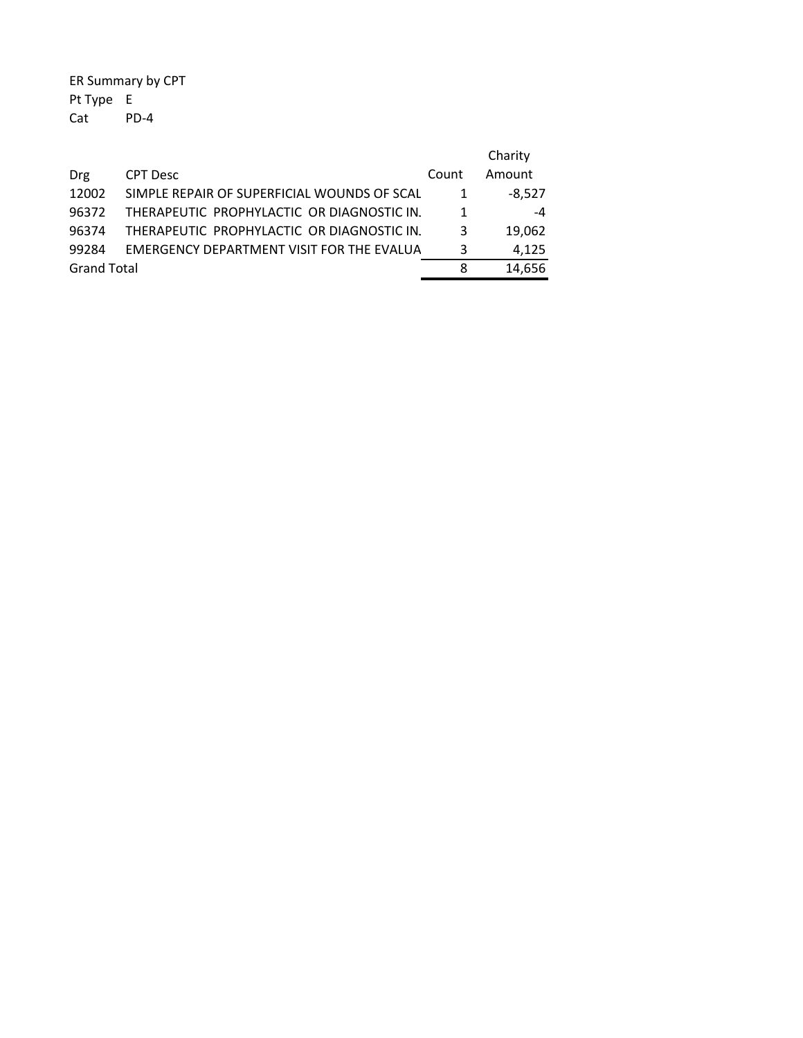ER Summary by CPT

Pt Type E

Cat PD-4

| Drg | CPT Desc | Count | Charity Amount |
|---|---|---|---|
| 12002 | SIMPLE REPAIR OF SUPERFICIAL WOUNDS OF SCAL | 1 | -8,527 |
| 96372 | THERAPEUTIC PROPHYLACTIC OR DIAGNOSTIC IN. | 1 | -4 |
| 96374 | THERAPEUTIC PROPHYLACTIC OR DIAGNOSTIC IN. | 3 | 19,062 |
| 99284 | EMERGENCY DEPARTMENT VISIT FOR THE EVALUA | 3 | 4,125 |
| Grand Total | | 8 | 14,656 |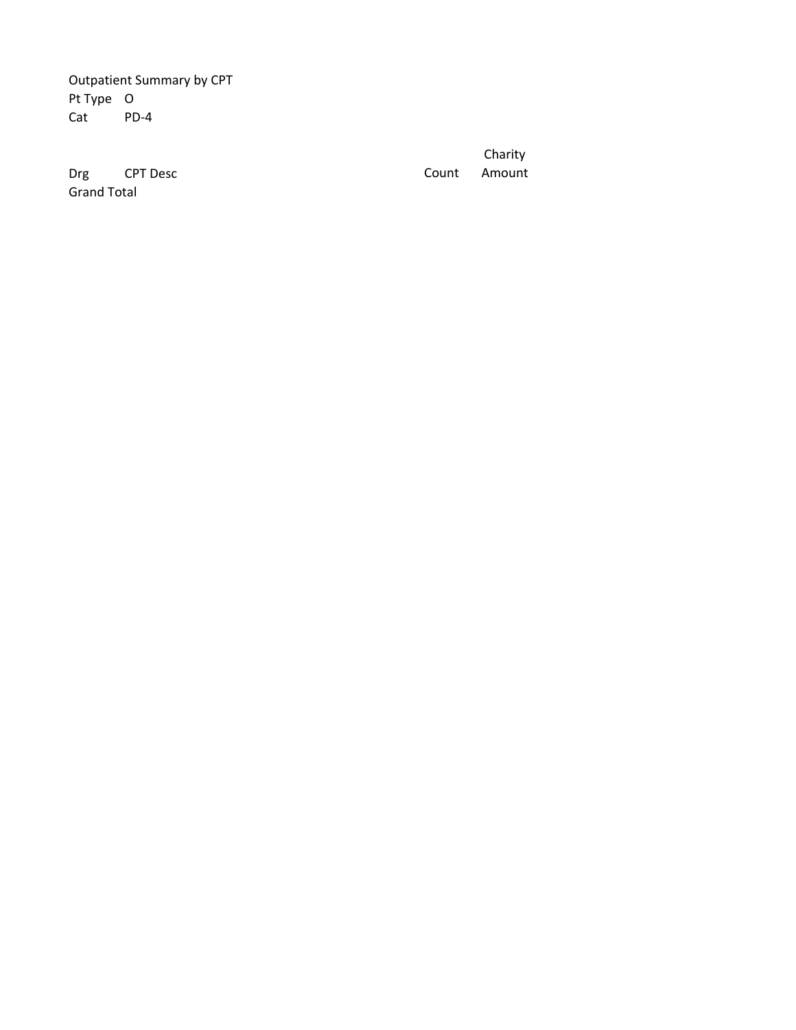Outpatient Summary by CPT

Pt Type O

Cat PD-4

| Drg | CPT Desc | Count | Charity Amount |
|---|---|---|---|
| Grand Total | | | |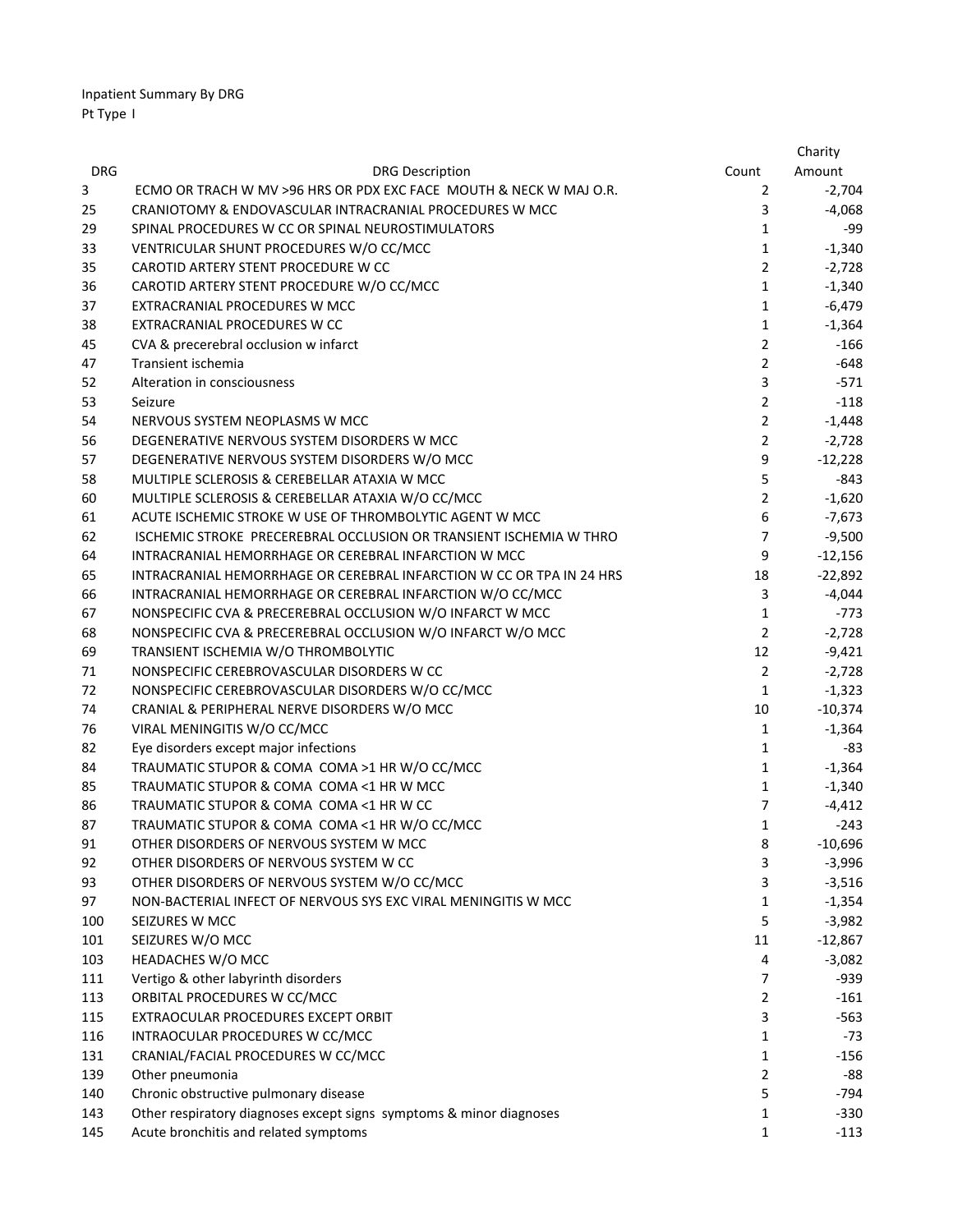Inpatient Summary By DRG
Pt Type I

| DRG | DRG Description | Count | Charity Amount |
|---|---|---|---|
| 3 | ECMO OR TRACH W MV >96 HRS OR PDX EXC FACE MOUTH & NECK W MAJ O.R. | 2 | -2,704 |
| 25 | CRANIOTOMY & ENDOVASCULAR INTRACRANIAL PROCEDURES W MCC | 3 | -4,068 |
| 29 | SPINAL PROCEDURES W CC OR SPINAL NEUROSTIMULATORS | 1 | -99 |
| 33 | VENTRICULAR SHUNT PROCEDURES W/O CC/MCC | 1 | -1,340 |
| 35 | CAROTID ARTERY STENT PROCEDURE W CC | 2 | -2,728 |
| 36 | CAROTID ARTERY STENT PROCEDURE W/O CC/MCC | 1 | -1,340 |
| 37 | EXTRACRANIAL PROCEDURES W MCC | 1 | -6,479 |
| 38 | EXTRACRANIAL PROCEDURES W CC | 1 | -1,364 |
| 45 | CVA & precerebral occlusion w infarct | 2 | -166 |
| 47 | Transient ischemia | 2 | -648 |
| 52 | Alteration in consciousness | 3 | -571 |
| 53 | Seizure | 2 | -118 |
| 54 | NERVOUS SYSTEM NEOPLASMS W MCC | 2 | -1,448 |
| 56 | DEGENERATIVE NERVOUS SYSTEM DISORDERS W MCC | 2 | -2,728 |
| 57 | DEGENERATIVE NERVOUS SYSTEM DISORDERS W/O MCC | 9 | -12,228 |
| 58 | MULTIPLE SCLEROSIS & CEREBELLAR ATAXIA W MCC | 5 | -843 |
| 60 | MULTIPLE SCLEROSIS & CEREBELLAR ATAXIA W/O CC/MCC | 2 | -1,620 |
| 61 | ACUTE ISCHEMIC STROKE W USE OF THROMBOLYTIC AGENT W MCC | 6 | -7,673 |
| 62 | ISCHEMIC STROKE PRECEREBRAL OCCLUSION OR TRANSIENT ISCHEMIA W THRO | 7 | -9,500 |
| 64 | INTRACRANIAL HEMORRHAGE OR CEREBRAL INFARCTION W MCC | 9 | -12,156 |
| 65 | INTRACRANIAL HEMORRHAGE OR CEREBRAL INFARCTION W CC OR TPA IN 24 HRS | 18 | -22,892 |
| 66 | INTRACRANIAL HEMORRHAGE OR CEREBRAL INFARCTION W/O CC/MCC | 3 | -4,044 |
| 67 | NONSPECIFIC CVA & PRECEREBRAL OCCLUSION W/O INFARCT W MCC | 1 | -773 |
| 68 | NONSPECIFIC CVA & PRECEREBRAL OCCLUSION W/O INFARCT W/O MCC | 2 | -2,728 |
| 69 | TRANSIENT ISCHEMIA W/O THROMBOLYTIC | 12 | -9,421 |
| 71 | NONSPECIFIC CEREBROVASCULAR DISORDERS W CC | 2 | -2,728 |
| 72 | NONSPECIFIC CEREBROVASCULAR DISORDERS W/O CC/MCC | 1 | -1,323 |
| 74 | CRANIAL & PERIPHERAL NERVE DISORDERS W/O MCC | 10 | -10,374 |
| 76 | VIRAL MENINGITIS W/O CC/MCC | 1 | -1,364 |
| 82 | Eye disorders except major infections | 1 | -83 |
| 84 | TRAUMATIC STUPOR & COMA COMA >1 HR W/O CC/MCC | 1 | -1,364 |
| 85 | TRAUMATIC STUPOR & COMA COMA <1 HR W MCC | 1 | -1,340 |
| 86 | TRAUMATIC STUPOR & COMA COMA <1 HR W CC | 7 | -4,412 |
| 87 | TRAUMATIC STUPOR & COMA COMA <1 HR W/O CC/MCC | 1 | -243 |
| 91 | OTHER DISORDERS OF NERVOUS SYSTEM W MCC | 8 | -10,696 |
| 92 | OTHER DISORDERS OF NERVOUS SYSTEM W CC | 3 | -3,996 |
| 93 | OTHER DISORDERS OF NERVOUS SYSTEM W/O CC/MCC | 3 | -3,516 |
| 97 | NON-BACTERIAL INFECT OF NERVOUS SYS EXC VIRAL MENINGITIS W MCC | 1 | -1,354 |
| 100 | SEIZURES W MCC | 5 | -3,982 |
| 101 | SEIZURES W/O MCC | 11 | -12,867 |
| 103 | HEADACHES W/O MCC | 4 | -3,082 |
| 111 | Vertigo & other labyrinth disorders | 7 | -939 |
| 113 | ORBITAL PROCEDURES W CC/MCC | 2 | -161 |
| 115 | EXTRAOCULAR PROCEDURES EXCEPT ORBIT | 3 | -563 |
| 116 | INTRAOCULAR PROCEDURES W CC/MCC | 1 | -73 |
| 131 | CRANIAL/FACIAL PROCEDURES W CC/MCC | 1 | -156 |
| 139 | Other pneumonia | 2 | -88 |
| 140 | Chronic obstructive pulmonary disease | 5 | -794 |
| 143 | Other respiratory diagnoses except signs symptoms & minor diagnoses | 1 | -330 |
| 145 | Acute bronchitis and related symptoms | 1 | -113 |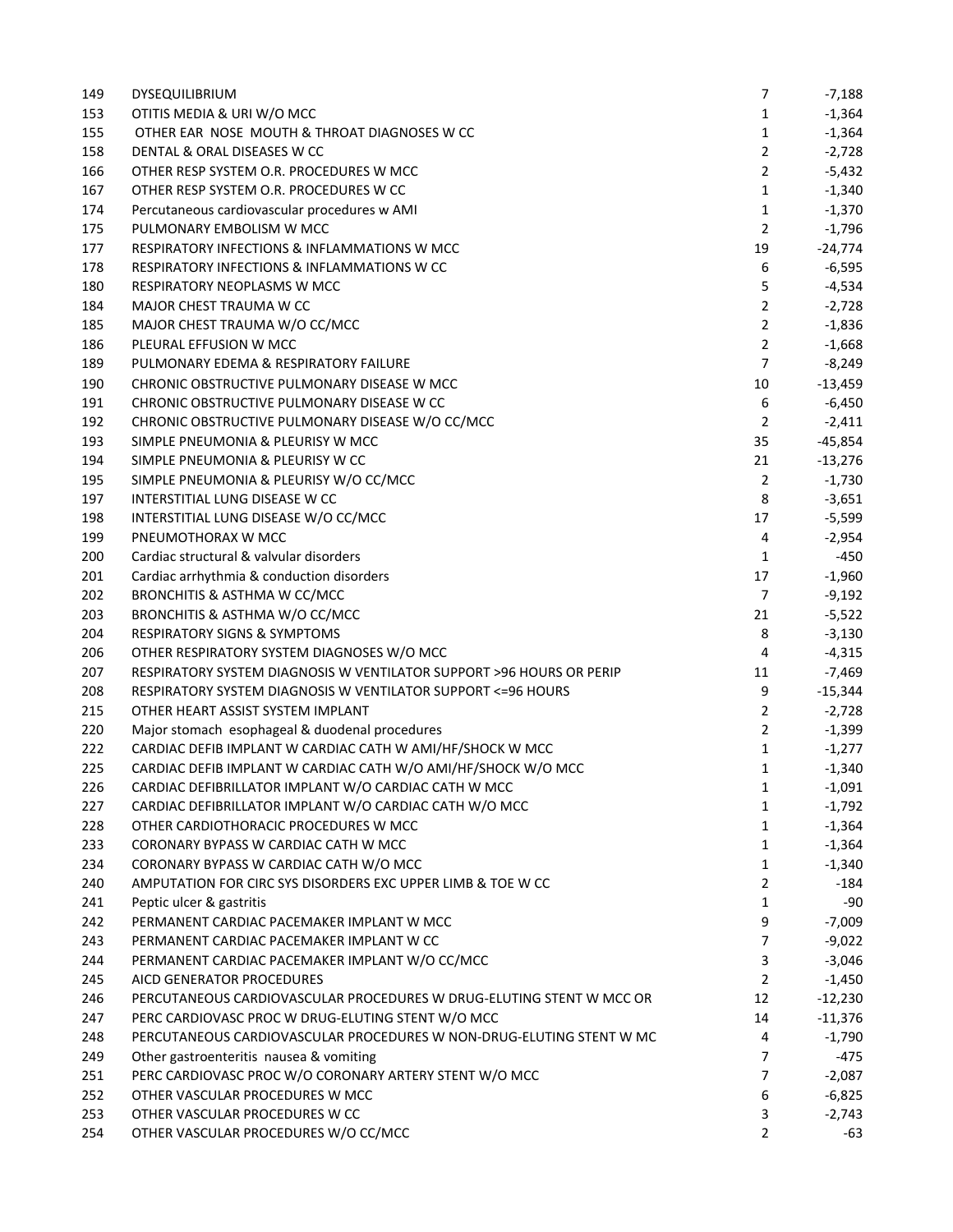| | | | |
|---|---|---|---|
| 149 | DYSEQUILIBRIUM | 7 | -7,188 |
| 153 | OTITIS MEDIA & URI W/O MCC | 1 | -1,364 |
| 155 | OTHER EAR NOSE MOUTH & THROAT DIAGNOSES W CC | 1 | -1,364 |
| 158 | DENTAL & ORAL DISEASES W CC | 2 | -2,728 |
| 166 | OTHER RESP SYSTEM O.R. PROCEDURES W MCC | 2 | -5,432 |
| 167 | OTHER RESP SYSTEM O.R. PROCEDURES W CC | 1 | -1,340 |
| 174 | Percutaneous cardiovascular procedures w AMI | 1 | -1,370 |
| 175 | PULMONARY EMBOLISM W MCC | 2 | -1,796 |
| 177 | RESPIRATORY INFECTIONS & INFLAMMATIONS W MCC | 19 | -24,774 |
| 178 | RESPIRATORY INFECTIONS & INFLAMMATIONS W CC | 6 | -6,595 |
| 180 | RESPIRATORY NEOPLASMS W MCC | 5 | -4,534 |
| 184 | MAJOR CHEST TRAUMA W CC | 2 | -2,728 |
| 185 | MAJOR CHEST TRAUMA W/O CC/MCC | 2 | -1,836 |
| 186 | PLEURAL EFFUSION W MCC | 2 | -1,668 |
| 189 | PULMONARY EDEMA & RESPIRATORY FAILURE | 7 | -8,249 |
| 190 | CHRONIC OBSTRUCTIVE PULMONARY DISEASE W MCC | 10 | -13,459 |
| 191 | CHRONIC OBSTRUCTIVE PULMONARY DISEASE W CC | 6 | -6,450 |
| 192 | CHRONIC OBSTRUCTIVE PULMONARY DISEASE W/O CC/MCC | 2 | -2,411 |
| 193 | SIMPLE PNEUMONIA & PLEURISY W MCC | 35 | -45,854 |
| 194 | SIMPLE PNEUMONIA & PLEURISY W CC | 21 | -13,276 |
| 195 | SIMPLE PNEUMONIA & PLEURISY W/O CC/MCC | 2 | -1,730 |
| 197 | INTERSTITIAL LUNG DISEASE W CC | 8 | -3,651 |
| 198 | INTERSTITIAL LUNG DISEASE W/O CC/MCC | 17 | -5,599 |
| 199 | PNEUMOTHORAX W MCC | 4 | -2,954 |
| 200 | Cardiac structural & valvular disorders | 1 | -450 |
| 201 | Cardiac arrhythmia & conduction disorders | 17 | -1,960 |
| 202 | BRONCHITIS & ASTHMA W CC/MCC | 7 | -9,192 |
| 203 | BRONCHITIS & ASTHMA W/O CC/MCC | 21 | -5,522 |
| 204 | RESPIRATORY SIGNS & SYMPTOMS | 8 | -3,130 |
| 206 | OTHER RESPIRATORY SYSTEM DIAGNOSES W/O MCC | 4 | -4,315 |
| 207 | RESPIRATORY SYSTEM DIAGNOSIS W VENTILATOR SUPPORT >96 HOURS OR PERIP | 11 | -7,469 |
| 208 | RESPIRATORY SYSTEM DIAGNOSIS W VENTILATOR SUPPORT <=96 HOURS | 9 | -15,344 |
| 215 | OTHER HEART ASSIST SYSTEM IMPLANT | 2 | -2,728 |
| 220 | Major stomach esophageal & duodenal procedures | 2 | -1,399 |
| 222 | CARDIAC DEFIB IMPLANT W CARDIAC CATH W AMI/HF/SHOCK W MCC | 1 | -1,277 |
| 225 | CARDIAC DEFIB IMPLANT W CARDIAC CATH W/O AMI/HF/SHOCK W/O MCC | 1 | -1,340 |
| 226 | CARDIAC DEFIBRILLATOR IMPLANT W/O CARDIAC CATH W MCC | 1 | -1,091 |
| 227 | CARDIAC DEFIBRILLATOR IMPLANT W/O CARDIAC CATH W/O MCC | 1 | -1,792 |
| 228 | OTHER CARDIOTHORACIC PROCEDURES W MCC | 1 | -1,364 |
| 233 | CORONARY BYPASS W CARDIAC CATH W MCC | 1 | -1,364 |
| 234 | CORONARY BYPASS W CARDIAC CATH W/O MCC | 1 | -1,340 |
| 240 | AMPUTATION FOR CIRC SYS DISORDERS EXC UPPER LIMB & TOE W CC | 2 | -184 |
| 241 | Peptic ulcer & gastritis | 1 | -90 |
| 242 | PERMANENT CARDIAC PACEMAKER IMPLANT W MCC | 9 | -7,009 |
| 243 | PERMANENT CARDIAC PACEMAKER IMPLANT W CC | 7 | -9,022 |
| 244 | PERMANENT CARDIAC PACEMAKER IMPLANT W/O CC/MCC | 3 | -3,046 |
| 245 | AICD GENERATOR PROCEDURES | 2 | -1,450 |
| 246 | PERCUTANEOUS CARDIOVASCULAR PROCEDURES W DRUG-ELUTING STENT W MCC OR | 12 | -12,230 |
| 247 | PERC CARDIOVASC PROC W DRUG-ELUTING STENT W/O MCC | 14 | -11,376 |
| 248 | PERCUTANEOUS CARDIOVASCULAR PROCEDURES W NON-DRUG-ELUTING STENT W MC | 4 | -1,790 |
| 249 | Other gastroenteritis nausea & vomiting | 7 | -475 |
| 251 | PERC CARDIOVASC PROC W/O CORONARY ARTERY STENT W/O MCC | 7 | -2,087 |
| 252 | OTHER VASCULAR PROCEDURES W MCC | 6 | -6,825 |
| 253 | OTHER VASCULAR PROCEDURES W CC | 3 | -2,743 |
| 254 | OTHER VASCULAR PROCEDURES W/O CC/MCC | 2 | -63 |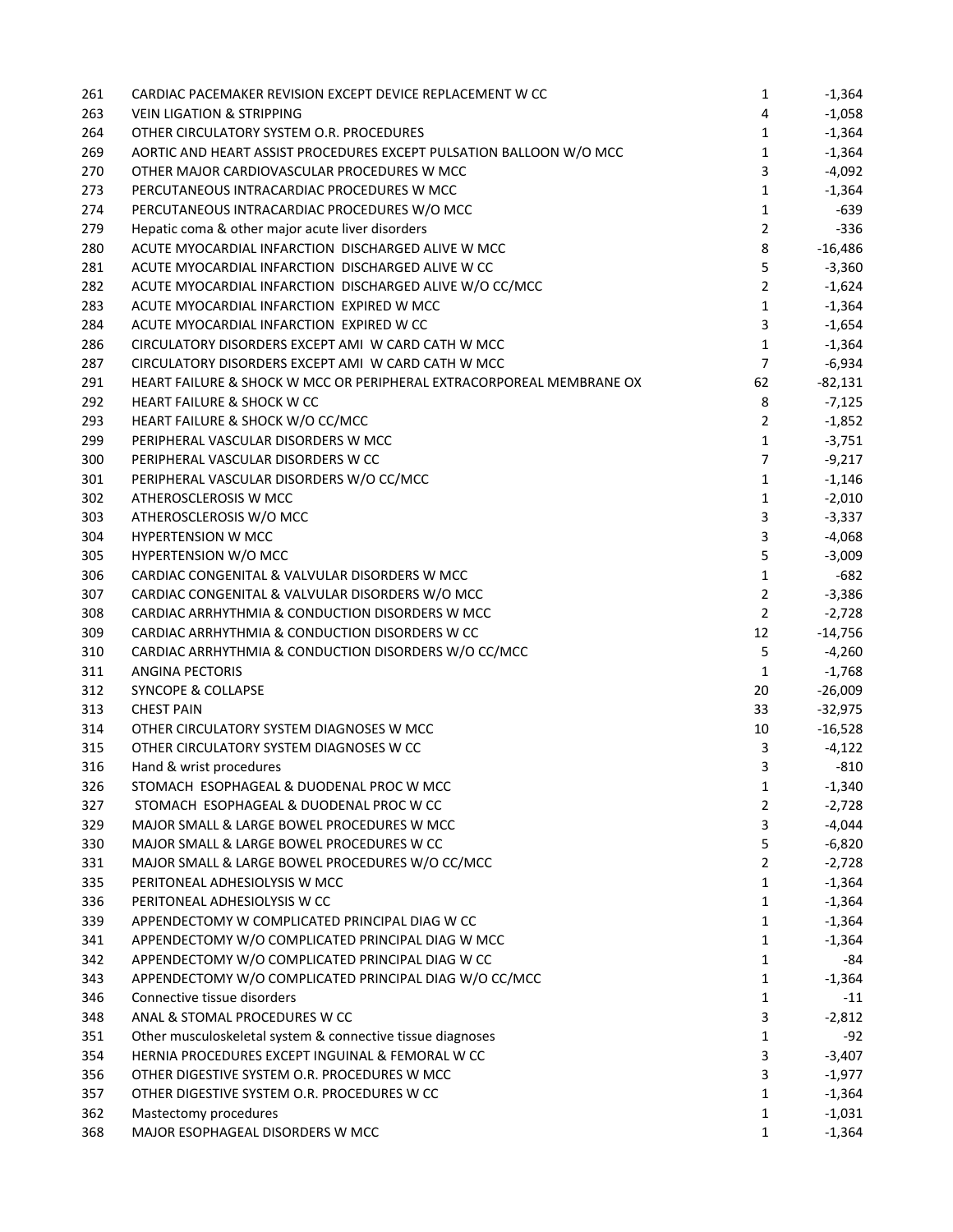| | | | |
|---|---|---|---|
| 261 | CARDIAC PACEMAKER REVISION EXCEPT DEVICE REPLACEMENT W CC | 1 | -1,364 |
| 263 | VEIN LIGATION & STRIPPING | 4 | -1,058 |
| 264 | OTHER CIRCULATORY SYSTEM O.R. PROCEDURES | 1 | -1,364 |
| 269 | AORTIC AND HEART ASSIST PROCEDURES EXCEPT PULSATION BALLOON W/O MCC | 1 | -1,364 |
| 270 | OTHER MAJOR CARDIOVASCULAR PROCEDURES W MCC | 3 | -4,092 |
| 273 | PERCUTANEOUS INTRACARDIAC PROCEDURES W MCC | 1 | -1,364 |
| 274 | PERCUTANEOUS INTRACARDIAC PROCEDURES W/O MCC | 1 | -639 |
| 279 | Hepatic coma & other major acute liver disorders | 2 | -336 |
| 280 | ACUTE MYOCARDIAL INFARCTION DISCHARGED ALIVE W MCC | 8 | -16,486 |
| 281 | ACUTE MYOCARDIAL INFARCTION DISCHARGED ALIVE W CC | 5 | -3,360 |
| 282 | ACUTE MYOCARDIAL INFARCTION DISCHARGED ALIVE W/O CC/MCC | 2 | -1,624 |
| 283 | ACUTE MYOCARDIAL INFARCTION EXPIRED W MCC | 1 | -1,364 |
| 284 | ACUTE MYOCARDIAL INFARCTION EXPIRED W CC | 3 | -1,654 |
| 286 | CIRCULATORY DISORDERS EXCEPT AMI W CARD CATH W MCC | 1 | -1,364 |
| 287 | CIRCULATORY DISORDERS EXCEPT AMI W CARD CATH W MCC | 7 | -6,934 |
| 291 | HEART FAILURE & SHOCK W MCC OR PERIPHERAL EXTRACORPOREAL MEMBRANE OX | 62 | -82,131 |
| 292 | HEART FAILURE & SHOCK W CC | 8 | -7,125 |
| 293 | HEART FAILURE & SHOCK W/O CC/MCC | 2 | -1,852 |
| 299 | PERIPHERAL VASCULAR DISORDERS W MCC | 1 | -3,751 |
| 300 | PERIPHERAL VASCULAR DISORDERS W CC | 7 | -9,217 |
| 301 | PERIPHERAL VASCULAR DISORDERS W/O CC/MCC | 1 | -1,146 |
| 302 | ATHEROSCLEROSIS W MCC | 1 | -2,010 |
| 303 | ATHEROSCLEROSIS W/O MCC | 3 | -3,337 |
| 304 | HYPERTENSION W MCC | 3 | -4,068 |
| 305 | HYPERTENSION W/O MCC | 5 | -3,009 |
| 306 | CARDIAC CONGENITAL & VALVULAR DISORDERS W MCC | 1 | -682 |
| 307 | CARDIAC CONGENITAL & VALVULAR DISORDERS W/O MCC | 2 | -3,386 |
| 308 | CARDIAC ARRHYTHMIA & CONDUCTION DISORDERS W MCC | 2 | -2,728 |
| 309 | CARDIAC ARRHYTHMIA & CONDUCTION DISORDERS W CC | 12 | -14,756 |
| 310 | CARDIAC ARRHYTHMIA & CONDUCTION DISORDERS W/O CC/MCC | 5 | -4,260 |
| 311 | ANGINA PECTORIS | 1 | -1,768 |
| 312 | SYNCOPE & COLLAPSE | 20 | -26,009 |
| 313 | CHEST PAIN | 33 | -32,975 |
| 314 | OTHER CIRCULATORY SYSTEM DIAGNOSES W MCC | 10 | -16,528 |
| 315 | OTHER CIRCULATORY SYSTEM DIAGNOSES W CC | 3 | -4,122 |
| 316 | Hand & wrist procedures | 3 | -810 |
| 326 | STOMACH ESOPHAGEAL & DUODENAL PROC W MCC | 1 | -1,340 |
| 327 | STOMACH ESOPHAGEAL & DUODENAL PROC W CC | 2 | -2,728 |
| 329 | MAJOR SMALL & LARGE BOWEL PROCEDURES W MCC | 3 | -4,044 |
| 330 | MAJOR SMALL & LARGE BOWEL PROCEDURES W CC | 5 | -6,820 |
| 331 | MAJOR SMALL & LARGE BOWEL PROCEDURES W/O CC/MCC | 2 | -2,728 |
| 335 | PERITONEAL ADHESIOLYSIS W MCC | 1 | -1,364 |
| 336 | PERITONEAL ADHESIOLYSIS W CC | 1 | -1,364 |
| 339 | APPENDECTOMY W COMPLICATED PRINCIPAL DIAG W CC | 1 | -1,364 |
| 341 | APPENDECTOMY W/O COMPLICATED PRINCIPAL DIAG W MCC | 1 | -1,364 |
| 342 | APPENDECTOMY W/O COMPLICATED PRINCIPAL DIAG W CC | 1 | -84 |
| 343 | APPENDECTOMY W/O COMPLICATED PRINCIPAL DIAG W/O CC/MCC | 1 | -1,364 |
| 346 | Connective tissue disorders | 1 | -11 |
| 348 | ANAL & STOMAL PROCEDURES W CC | 3 | -2,812 |
| 351 | Other musculoskeletal system & connective tissue diagnoses | 1 | -92 |
| 354 | HERNIA PROCEDURES EXCEPT INGUINAL & FEMORAL W CC | 3 | -3,407 |
| 356 | OTHER DIGESTIVE SYSTEM O.R. PROCEDURES W MCC | 3 | -1,977 |
| 357 | OTHER DIGESTIVE SYSTEM O.R. PROCEDURES W CC | 1 | -1,364 |
| 362 | Mastectomy procedures | 1 | -1,031 |
| 368 | MAJOR ESOPHAGEAL DISORDERS W MCC | 1 | -1,364 |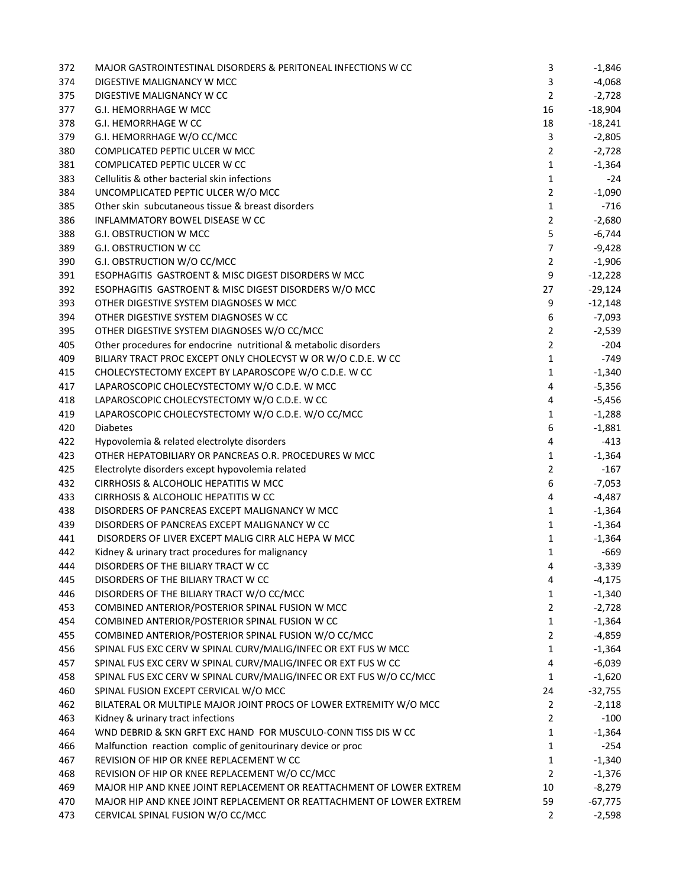| | | | |
|---|---|---|---|
| 372 | MAJOR GASTROINTESTINAL DISORDERS & PERITONEAL INFECTIONS W CC | 3 | -1,846 |
| 374 | DIGESTIVE MALIGNANCY W MCC | 3 | -4,068 |
| 375 | DIGESTIVE MALIGNANCY W CC | 2 | -2,728 |
| 377 | G.I. HEMORRHAGE W MCC | 16 | -18,904 |
| 378 | G.I. HEMORRHAGE W CC | 18 | -18,241 |
| 379 | G.I. HEMORRHAGE W/O CC/MCC | 3 | -2,805 |
| 380 | COMPLICATED PEPTIC ULCER W MCC | 2 | -2,728 |
| 381 | COMPLICATED PEPTIC ULCER W CC | 1 | -1,364 |
| 383 | Cellulitis & other bacterial skin infections | 1 | -24 |
| 384 | UNCOMPLICATED PEPTIC ULCER W/O MCC | 2 | -1,090 |
| 385 | Other skin subcutaneous tissue & breast disorders | 1 | -716 |
| 386 | INFLAMMATORY BOWEL DISEASE W CC | 2 | -2,680 |
| 388 | G.I. OBSTRUCTION W MCC | 5 | -6,744 |
| 389 | G.I. OBSTRUCTION W CC | 7 | -9,428 |
| 390 | G.I. OBSTRUCTION W/O CC/MCC | 2 | -1,906 |
| 391 | ESOPHAGITIS GASTROENT & MISC DIGEST DISORDERS W MCC | 9 | -12,228 |
| 392 | ESOPHAGITIS GASTROENT & MISC DIGEST DISORDERS W/O MCC | 27 | -29,124 |
| 393 | OTHER DIGESTIVE SYSTEM DIAGNOSES W MCC | 9 | -12,148 |
| 394 | OTHER DIGESTIVE SYSTEM DIAGNOSES W CC | 6 | -7,093 |
| 395 | OTHER DIGESTIVE SYSTEM DIAGNOSES W/O CC/MCC | 2 | -2,539 |
| 405 | Other procedures for endocrine nutritional & metabolic disorders | 2 | -204 |
| 409 | BILIARY TRACT PROC EXCEPT ONLY CHOLECYST W OR W/O C.D.E. W CC | 1 | -749 |
| 415 | CHOLECYSTECTOMY EXCEPT BY LAPAROSCOPE W/O C.D.E. W CC | 1 | -1,340 |
| 417 | LAPAROSCOPIC CHOLECYSTECTOMY W/O C.D.E. W MCC | 4 | -5,356 |
| 418 | LAPAROSCOPIC CHOLECYSTECTOMY W/O C.D.E. W CC | 4 | -5,456 |
| 419 | LAPAROSCOPIC CHOLECYSTECTOMY W/O C.D.E. W/O CC/MCC | 1 | -1,288 |
| 420 | Diabetes | 6 | -1,881 |
| 422 | Hypovolemia & related electrolyte disorders | 4 | -413 |
| 423 | OTHER HEPATOBILIARY OR PANCREAS O.R. PROCEDURES W MCC | 1 | -1,364 |
| 425 | Electrolyte disorders except hypovolemia related | 2 | -167 |
| 432 | CIRRHOSIS & ALCOHOLIC HEPATITIS W MCC | 6 | -7,053 |
| 433 | CIRRHOSIS & ALCOHOLIC HEPATITIS W CC | 4 | -4,487 |
| 438 | DISORDERS OF PANCREAS EXCEPT MALIGNANCY W MCC | 1 | -1,364 |
| 439 | DISORDERS OF PANCREAS EXCEPT MALIGNANCY W CC | 1 | -1,364 |
| 441 | DISORDERS OF LIVER EXCEPT MALIG CIRR ALC HEPA W MCC | 1 | -1,364 |
| 442 | Kidney & urinary tract procedures for malignancy | 1 | -669 |
| 444 | DISORDERS OF THE BILIARY TRACT W CC | 4 | -3,339 |
| 445 | DISORDERS OF THE BILIARY TRACT W CC | 4 | -4,175 |
| 446 | DISORDERS OF THE BILIARY TRACT W/O CC/MCC | 1 | -1,340 |
| 453 | COMBINED ANTERIOR/POSTERIOR SPINAL FUSION W MCC | 2 | -2,728 |
| 454 | COMBINED ANTERIOR/POSTERIOR SPINAL FUSION W CC | 1 | -1,364 |
| 455 | COMBINED ANTERIOR/POSTERIOR SPINAL FUSION W/O CC/MCC | 2 | -4,859 |
| 456 | SPINAL FUS EXC CERV W SPINAL CURV/MALIG/INFEC OR EXT FUS W MCC | 1 | -1,364 |
| 457 | SPINAL FUS EXC CERV W SPINAL CURV/MALIG/INFEC OR EXT FUS W CC | 4 | -6,039 |
| 458 | SPINAL FUS EXC CERV W SPINAL CURV/MALIG/INFEC OR EXT FUS W/O CC/MCC | 1 | -1,620 |
| 460 | SPINAL FUSION EXCEPT CERVICAL W/O MCC | 24 | -32,755 |
| 462 | BILATERAL OR MULTIPLE MAJOR JOINT PROCS OF LOWER EXTREMITY W/O MCC | 2 | -2,118 |
| 463 | Kidney & urinary tract infections | 2 | -100 |
| 464 | WND DEBRID & SKN GRFT EXC HAND FOR MUSCULO-CONN TISS DIS W CC | 1 | -1,364 |
| 466 | Malfunction reaction complic of genitourinary device or proc | 1 | -254 |
| 467 | REVISION OF HIP OR KNEE REPLACEMENT W CC | 1 | -1,340 |
| 468 | REVISION OF HIP OR KNEE REPLACEMENT W/O CC/MCC | 2 | -1,376 |
| 469 | MAJOR HIP AND KNEE JOINT REPLACEMENT OR REATTACHMENT OF LOWER EXTREM | 10 | -8,279 |
| 470 | MAJOR HIP AND KNEE JOINT REPLACEMENT OR REATTACHMENT OF LOWER EXTREM | 59 | -67,775 |
| 473 | CERVICAL SPINAL FUSION W/O CC/MCC | 2 | -2,598 |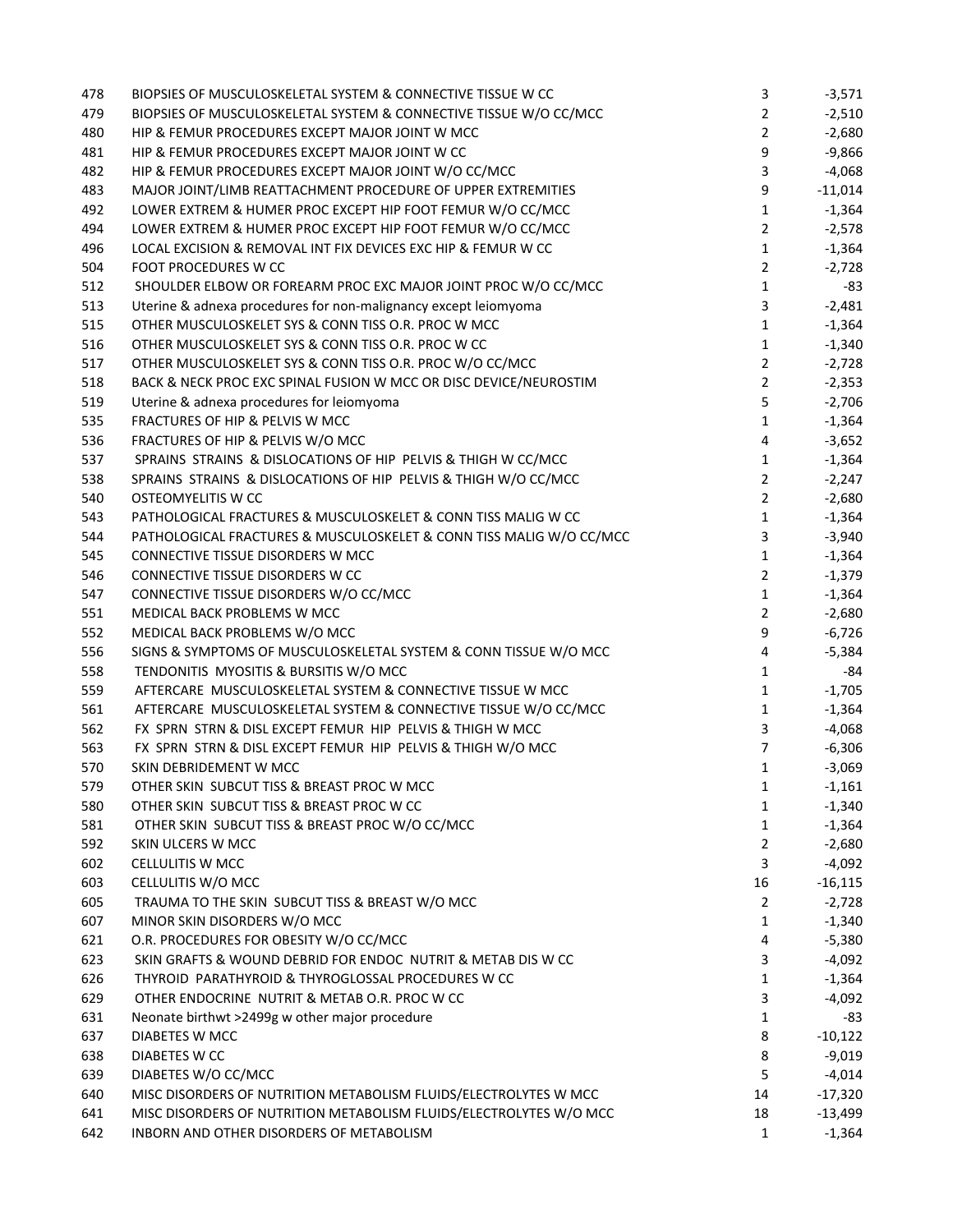| | | | |
|---|---|---|---|
| 478 | BIOPSIES OF MUSCULOSKELETAL SYSTEM & CONNECTIVE TISSUE W CC | 3 | -3,571 |
| 479 | BIOPSIES OF MUSCULOSKELETAL SYSTEM & CONNECTIVE TISSUE W/O CC/MCC | 2 | -2,510 |
| 480 | HIP & FEMUR PROCEDURES EXCEPT MAJOR JOINT W MCC | 2 | -2,680 |
| 481 | HIP & FEMUR PROCEDURES EXCEPT MAJOR JOINT W CC | 9 | -9,866 |
| 482 | HIP & FEMUR PROCEDURES EXCEPT MAJOR JOINT W/O CC/MCC | 3 | -4,068 |
| 483 | MAJOR JOINT/LIMB REATTACHMENT PROCEDURE OF UPPER EXTREMITIES | 9 | -11,014 |
| 492 | LOWER EXTREM & HUMER PROC EXCEPT HIP FOOT FEMUR W/O CC/MCC | 1 | -1,364 |
| 494 | LOWER EXTREM & HUMER PROC EXCEPT HIP FOOT FEMUR W/O CC/MCC | 2 | -2,578 |
| 496 | LOCAL EXCISION & REMOVAL INT FIX DEVICES EXC HIP & FEMUR W CC | 1 | -1,364 |
| 504 | FOOT PROCEDURES W CC | 2 | -2,728 |
| 512 | SHOULDER ELBOW OR FOREARM PROC EXC MAJOR JOINT PROC W/O CC/MCC | 1 | -83 |
| 513 | Uterine & adnexa procedures for non-malignancy except leiomyoma | 3 | -2,481 |
| 515 | OTHER MUSCULOSKELET SYS & CONN TISS O.R. PROC W MCC | 1 | -1,364 |
| 516 | OTHER MUSCULOSKELET SYS & CONN TISS O.R. PROC W CC | 1 | -1,340 |
| 517 | OTHER MUSCULOSKELET SYS & CONN TISS O.R. PROC W/O CC/MCC | 2 | -2,728 |
| 518 | BACK & NECK PROC EXC SPINAL FUSION W MCC OR DISC DEVICE/NEUROSTIM | 2 | -2,353 |
| 519 | Uterine & adnexa procedures for leiomyoma | 5 | -2,706 |
| 535 | FRACTURES OF HIP & PELVIS W MCC | 1 | -1,364 |
| 536 | FRACTURES OF HIP & PELVIS W/O MCC | 4 | -3,652 |
| 537 | SPRAINS STRAINS & DISLOCATIONS OF HIP PELVIS & THIGH W CC/MCC | 1 | -1,364 |
| 538 | SPRAINS STRAINS & DISLOCATIONS OF HIP PELVIS & THIGH W/O CC/MCC | 2 | -2,247 |
| 540 | OSTEOMYELITIS W CC | 2 | -2,680 |
| 543 | PATHOLOGICAL FRACTURES & MUSCULOSKELET & CONN TISS MALIG W CC | 1 | -1,364 |
| 544 | PATHOLOGICAL FRACTURES & MUSCULOSKELET & CONN TISS MALIG W/O CC/MCC | 3 | -3,940 |
| 545 | CONNECTIVE TISSUE DISORDERS W MCC | 1 | -1,364 |
| 546 | CONNECTIVE TISSUE DISORDERS W CC | 2 | -1,379 |
| 547 | CONNECTIVE TISSUE DISORDERS W/O CC/MCC | 1 | -1,364 |
| 551 | MEDICAL BACK PROBLEMS W MCC | 2 | -2,680 |
| 552 | MEDICAL BACK PROBLEMS W/O MCC | 9 | -6,726 |
| 556 | SIGNS & SYMPTOMS OF MUSCULOSKELETAL SYSTEM & CONN TISSUE W/O MCC | 4 | -5,384 |
| 558 | TENDONITIS MYOSITIS & BURSITIS W/O MCC | 1 | -84 |
| 559 | AFTERCARE MUSCULOSKELETAL SYSTEM & CONNECTIVE TISSUE W MCC | 1 | -1,705 |
| 561 | AFTERCARE MUSCULOSKELETAL SYSTEM & CONNECTIVE TISSUE W/O CC/MCC | 1 | -1,364 |
| 562 | FX SPRN STRN & DISL EXCEPT FEMUR HIP PELVIS & THIGH W MCC | 3 | -4,068 |
| 563 | FX SPRN STRN & DISL EXCEPT FEMUR HIP PELVIS & THIGH W/O MCC | 7 | -6,306 |
| 570 | SKIN DEBRIDEMENT W MCC | 1 | -3,069 |
| 579 | OTHER SKIN SUBCUT TISS & BREAST PROC W MCC | 1 | -1,161 |
| 580 | OTHER SKIN SUBCUT TISS & BREAST PROC W CC | 1 | -1,340 |
| 581 | OTHER SKIN SUBCUT TISS & BREAST PROC W/O CC/MCC | 1 | -1,364 |
| 592 | SKIN ULCERS W MCC | 2 | -2,680 |
| 602 | CELLULITIS W MCC | 3 | -4,092 |
| 603 | CELLULITIS W/O MCC | 16 | -16,115 |
| 605 | TRAUMA TO THE SKIN SUBCUT TISS & BREAST W/O MCC | 2 | -2,728 |
| 607 | MINOR SKIN DISORDERS W/O MCC | 1 | -1,340 |
| 621 | O.R. PROCEDURES FOR OBESITY W/O CC/MCC | 4 | -5,380 |
| 623 | SKIN GRAFTS & WOUND DEBRID FOR ENDOC NUTRIT & METAB DIS W CC | 3 | -4,092 |
| 626 | THYROID PARATHYROID & THYROGLOSSAL PROCEDURES W CC | 1 | -1,364 |
| 629 | OTHER ENDOCRINE NUTRIT & METAB O.R. PROC W CC | 3 | -4,092 |
| 631 | Neonate birthwt >2499g w other major procedure | 1 | -83 |
| 637 | DIABETES W MCC | 8 | -10,122 |
| 638 | DIABETES W CC | 8 | -9,019 |
| 639 | DIABETES W/O CC/MCC | 5 | -4,014 |
| 640 | MISC DISORDERS OF NUTRITION METABOLISM FLUIDS/ELECTROLYTES W MCC | 14 | -17,320 |
| 641 | MISC DISORDERS OF NUTRITION METABOLISM FLUIDS/ELECTROLYTES W/O MCC | 18 | -13,499 |
| 642 | INBORN AND OTHER DISORDERS OF METABOLISM | 1 | -1,364 |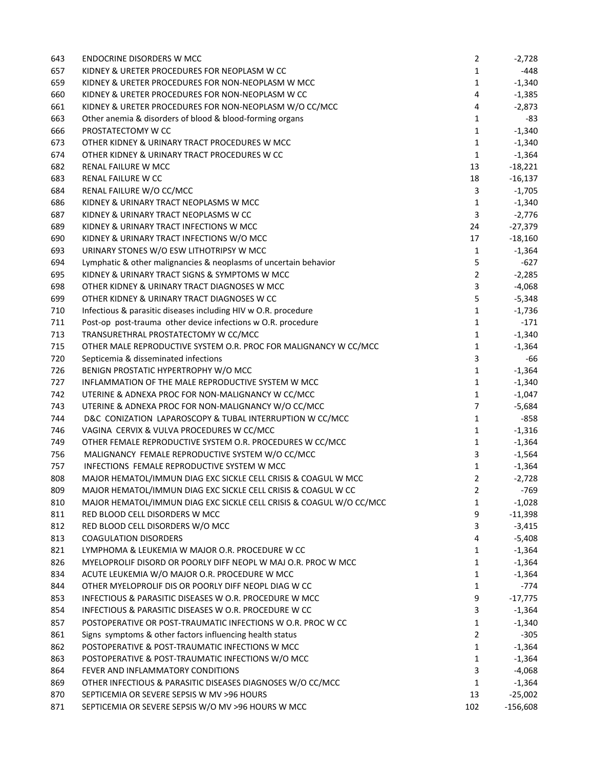| | | | |
|---|---|---|---|
| 643 | ENDOCRINE DISORDERS W MCC | 2 | -2,728 |
| 657 | KIDNEY & URETER PROCEDURES FOR NEOPLASM W CC | 1 | -448 |
| 659 | KIDNEY & URETER PROCEDURES FOR NON-NEOPLASM W MCC | 1 | -1,340 |
| 660 | KIDNEY & URETER PROCEDURES FOR NON-NEOPLASM W CC | 4 | -1,385 |
| 661 | KIDNEY & URETER PROCEDURES FOR NON-NEOPLASM W/O CC/MCC | 4 | -2,873 |
| 663 | Other anemia & disorders of blood & blood-forming organs | 1 | -83 |
| 666 | PROSTATECTOMY W CC | 1 | -1,340 |
| 673 | OTHER KIDNEY & URINARY TRACT PROCEDURES W MCC | 1 | -1,340 |
| 674 | OTHER KIDNEY & URINARY TRACT PROCEDURES W CC | 1 | -1,364 |
| 682 | RENAL FAILURE W MCC | 13 | -18,221 |
| 683 | RENAL FAILURE W CC | 18 | -16,137 |
| 684 | RENAL FAILURE W/O CC/MCC | 3 | -1,705 |
| 686 | KIDNEY & URINARY TRACT NEOPLASMS W MCC | 1 | -1,340 |
| 687 | KIDNEY & URINARY TRACT NEOPLASMS W CC | 3 | -2,776 |
| 689 | KIDNEY & URINARY TRACT INFECTIONS W MCC | 24 | -27,379 |
| 690 | KIDNEY & URINARY TRACT INFECTIONS W/O MCC | 17 | -18,160 |
| 693 | URINARY STONES W/O ESW LITHOTRIPSY W MCC | 1 | -1,364 |
| 694 | Lymphatic & other malignancies & neoplasms of uncertain behavior | 5 | -627 |
| 695 | KIDNEY & URINARY TRACT SIGNS & SYMPTOMS W MCC | 2 | -2,285 |
| 698 | OTHER KIDNEY & URINARY TRACT DIAGNOSES W MCC | 3 | -4,068 |
| 699 | OTHER KIDNEY & URINARY TRACT DIAGNOSES W CC | 5 | -5,348 |
| 710 | Infectious & parasitic diseases including HIV w O.R. procedure | 1 | -1,736 |
| 711 | Post-op post-trauma other device infections w O.R. procedure | 1 | -171 |
| 713 | TRANSURETHRAL PROSTATECTOMY W CC/MCC | 1 | -1,340 |
| 715 | OTHER MALE REPRODUCTIVE SYSTEM O.R. PROC FOR MALIGNANCY W CC/MCC | 1 | -1,364 |
| 720 | Septicemia & disseminated infections | 3 | -66 |
| 726 | BENIGN PROSTATIC HYPERTROPHY W/O MCC | 1 | -1,364 |
| 727 | INFLAMMATION OF THE MALE REPRODUCTIVE SYSTEM W MCC | 1 | -1,340 |
| 742 | UTERINE & ADNEXA PROC FOR NON-MALIGNANCY W CC/MCC | 1 | -1,047 |
| 743 | UTERINE & ADNEXA PROC FOR NON-MALIGNANCY W/O CC/MCC | 7 | -5,684 |
| 744 | D&C CONIZATION LAPAROSCOPY & TUBAL INTERRUPTION W CC/MCC | 1 | -858 |
| 746 | VAGINA CERVIX & VULVA PROCEDURES W CC/MCC | 1 | -1,316 |
| 749 | OTHER FEMALE REPRODUCTIVE SYSTEM O.R. PROCEDURES W CC/MCC | 1 | -1,364 |
| 756 | MALIGNANCY FEMALE REPRODUCTIVE SYSTEM W/O CC/MCC | 3 | -1,564 |
| 757 | INFECTIONS FEMALE REPRODUCTIVE SYSTEM W MCC | 1 | -1,364 |
| 808 | MAJOR HEMATOL/IMMUN DIAG EXC SICKLE CELL CRISIS & COAGUL W MCC | 2 | -2,728 |
| 809 | MAJOR HEMATOL/IMMUN DIAG EXC SICKLE CELL CRISIS & COAGUL W CC | 2 | -769 |
| 810 | MAJOR HEMATOL/IMMUN DIAG EXC SICKLE CELL CRISIS & COAGUL W/O CC/MCC | 1 | -1,028 |
| 811 | RED BLOOD CELL DISORDERS W MCC | 9 | -11,398 |
| 812 | RED BLOOD CELL DISORDERS W/O MCC | 3 | -3,415 |
| 813 | COAGULATION DISORDERS | 4 | -5,408 |
| 821 | LYMPHOMA & LEUKEMIA W MAJOR O.R. PROCEDURE W CC | 1 | -1,364 |
| 826 | MYELOPROLIF DISORD OR POORLY DIFF NEOPL W MAJ O.R. PROC W MCC | 1 | -1,364 |
| 834 | ACUTE LEUKEMIA W/O MAJOR O.R. PROCEDURE W MCC | 1 | -1,364 |
| 844 | OTHER MYELOPROLIF DIS OR POORLY DIFF NEOPL DIAG W CC | 1 | -774 |
| 853 | INFECTIOUS & PARASITIC DISEASES W O.R. PROCEDURE W MCC | 9 | -17,775 |
| 854 | INFECTIOUS & PARASITIC DISEASES W O.R. PROCEDURE W CC | 3 | -1,364 |
| 857 | POSTOPERATIVE OR POST-TRAUMATIC INFECTIONS W O.R. PROC W CC | 1 | -1,340 |
| 861 | Signs symptoms & other factors influencing health status | 2 | -305 |
| 862 | POSTOPERATIVE & POST-TRAUMATIC INFECTIONS W MCC | 1 | -1,364 |
| 863 | POSTOPERATIVE & POST-TRAUMATIC INFECTIONS W/O MCC | 1 | -1,364 |
| 864 | FEVER AND INFLAMMATORY CONDITIONS | 3 | -4,068 |
| 869 | OTHER INFECTIOUS & PARASITIC DISEASES DIAGNOSES W/O CC/MCC | 1 | -1,364 |
| 870 | SEPTICEMIA OR SEVERE SEPSIS W MV >96 HOURS | 13 | -25,002 |
| 871 | SEPTICEMIA OR SEVERE SEPSIS W/O MV >96 HOURS W MCC | 102 | -156,608 |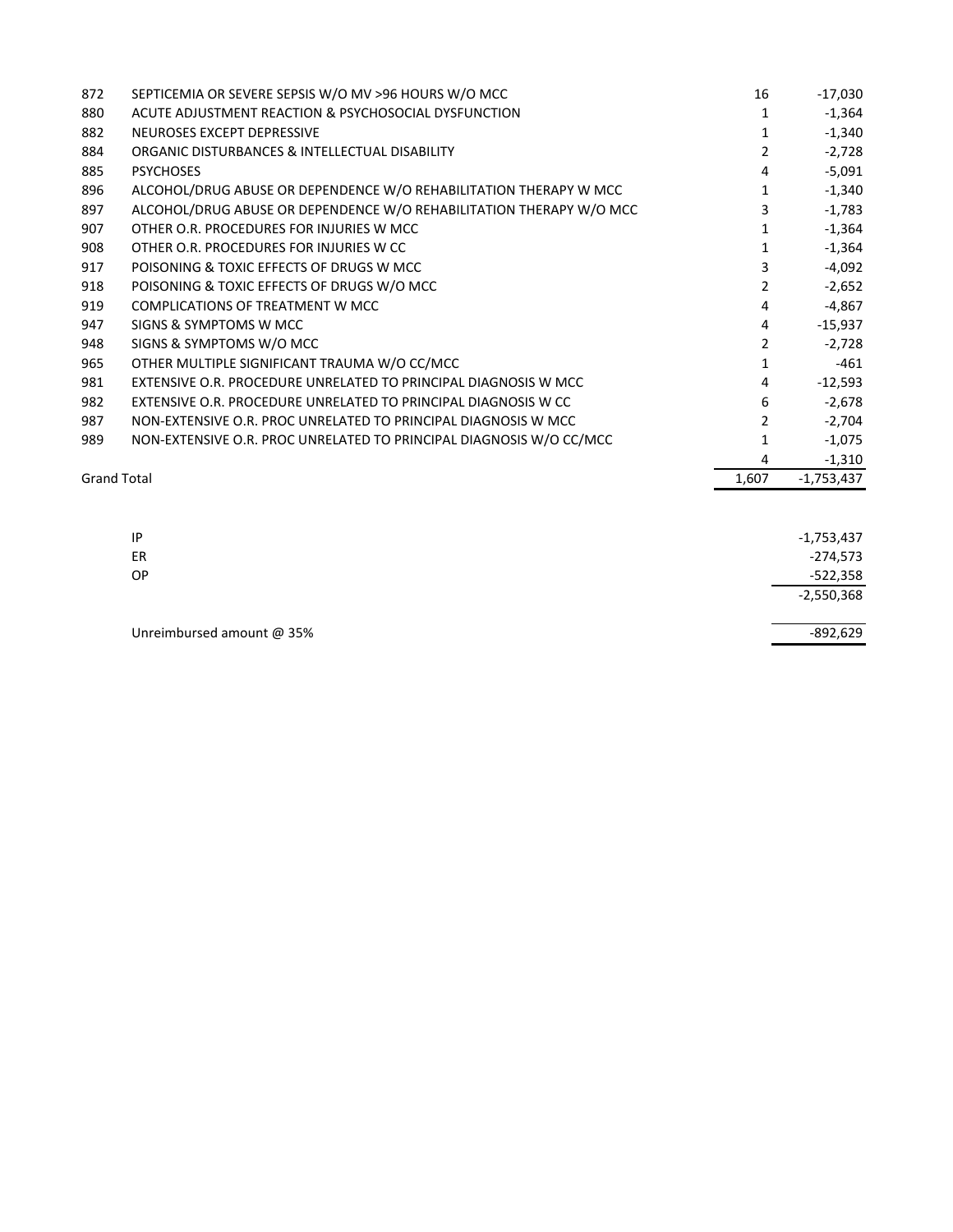| | | | |
|---|---|---|---|
| 872 | SEPTICEMIA OR SEVERE SEPSIS W/O MV >96 HOURS W/O MCC | 16 | -17,030 |
| 880 | ACUTE ADJUSTMENT REACTION & PSYCHOSOCIAL DYSFUNCTION | 1 | -1,364 |
| 882 | NEUROSES EXCEPT DEPRESSIVE | 1 | -1,340 |
| 884 | ORGANIC DISTURBANCES & INTELLECTUAL DISABILITY | 2 | -2,728 |
| 885 | PSYCHOSES | 4 | -5,091 |
| 896 | ALCOHOL/DRUG ABUSE OR DEPENDENCE W/O REHABILITATION THERAPY W MCC | 1 | -1,340 |
| 897 | ALCOHOL/DRUG ABUSE OR DEPENDENCE W/O REHABILITATION THERAPY W/O MCC | 3 | -1,783 |
| 907 | OTHER O.R. PROCEDURES FOR INJURIES W MCC | 1 | -1,364 |
| 908 | OTHER O.R. PROCEDURES FOR INJURIES W CC | 1 | -1,364 |
| 917 | POISONING & TOXIC EFFECTS OF DRUGS W MCC | 3 | -4,092 |
| 918 | POISONING & TOXIC EFFECTS OF DRUGS W/O MCC | 2 | -2,652 |
| 919 | COMPLICATIONS OF TREATMENT W MCC | 4 | -4,867 |
| 947 | SIGNS & SYMPTOMS W MCC | 4 | -15,937 |
| 948 | SIGNS & SYMPTOMS W/O MCC | 2 | -2,728 |
| 965 | OTHER MULTIPLE SIGNIFICANT TRAUMA W/O CC/MCC | 1 | -461 |
| 981 | EXTENSIVE O.R. PROCEDURE UNRELATED TO PRINCIPAL DIAGNOSIS W MCC | 4 | -12,593 |
| 982 | EXTENSIVE O.R. PROCEDURE UNRELATED TO PRINCIPAL DIAGNOSIS W CC | 6 | -2,678 |
| 987 | NON-EXTENSIVE O.R. PROC UNRELATED TO PRINCIPAL DIAGNOSIS W MCC | 2 | -2,704 |
| 989 | NON-EXTENSIVE O.R. PROC UNRELATED TO PRINCIPAL DIAGNOSIS W/O CC/MCC | 1 | -1,075 |
| | | 4 | -1,310 |
| Grand Total | | 1,607 | -1,753,437 |

| | |
|---|---|
| IP | -1,753,437 |
| ER | -274,573 |
| OP | -522,358 |
| | -2,550,368 |
| Unreimbursed amount @ 35% | -892,629 |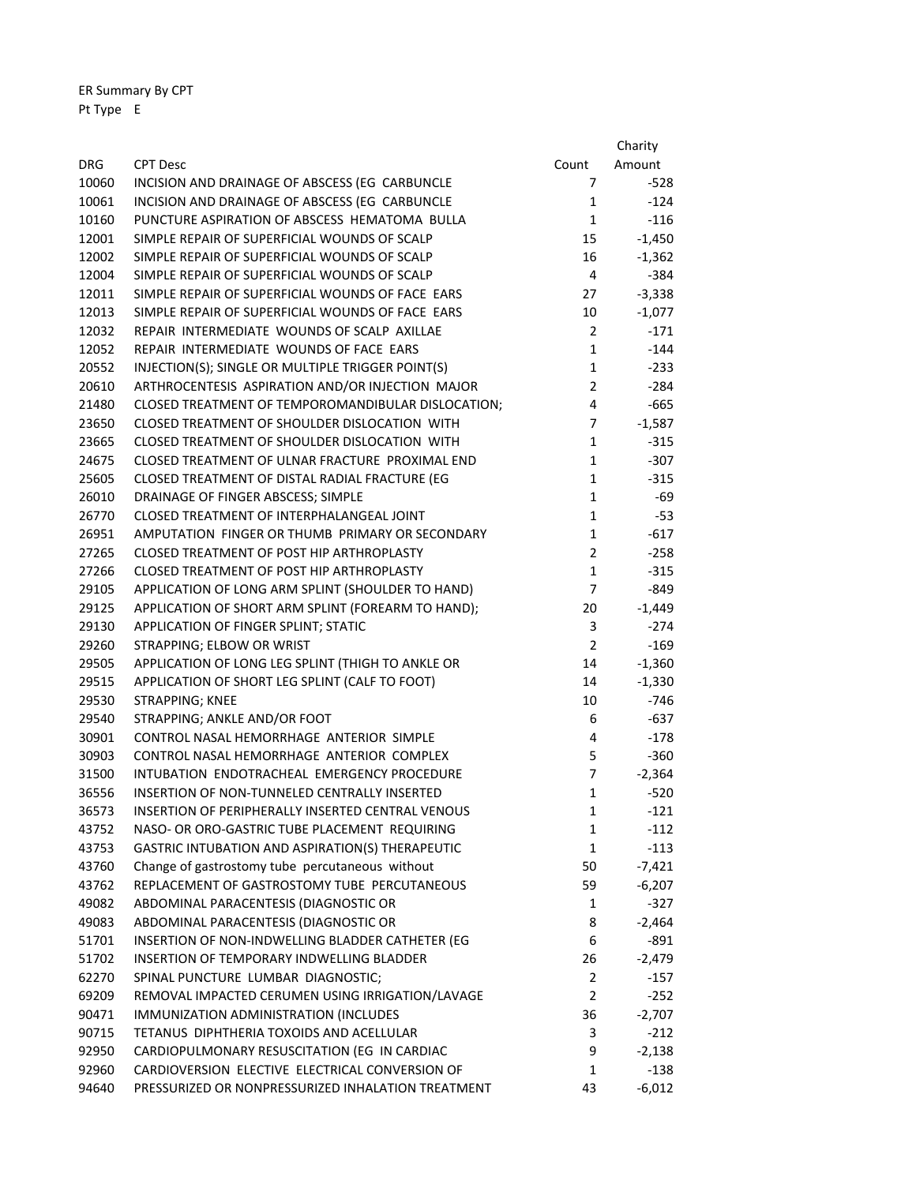ER Summary By CPT

Pt Type E

| DRG | CPT Desc | Count | Charity Amount |
|---|---|---|---|
| 10060 | INCISION AND DRAINAGE OF ABSCESS (EG CARBUNCLE | 7 | -528 |
| 10061 | INCISION AND DRAINAGE OF ABSCESS (EG CARBUNCLE | 1 | -124 |
| 10160 | PUNCTURE ASPIRATION OF ABSCESS HEMATOMA BULLA | 1 | -116 |
| 12001 | SIMPLE REPAIR OF SUPERFICIAL WOUNDS OF SCALP | 15 | -1,450 |
| 12002 | SIMPLE REPAIR OF SUPERFICIAL WOUNDS OF SCALP | 16 | -1,362 |
| 12004 | SIMPLE REPAIR OF SUPERFICIAL WOUNDS OF SCALP | 4 | -384 |
| 12011 | SIMPLE REPAIR OF SUPERFICIAL WOUNDS OF FACE EARS | 27 | -3,338 |
| 12013 | SIMPLE REPAIR OF SUPERFICIAL WOUNDS OF FACE EARS | 10 | -1,077 |
| 12032 | REPAIR INTERMEDIATE WOUNDS OF SCALP AXILLAE | 2 | -171 |
| 12052 | REPAIR INTERMEDIATE WOUNDS OF FACE EARS | 1 | -144 |
| 20552 | INJECTION(S); SINGLE OR MULTIPLE TRIGGER POINT(S) | 1 | -233 |
| 20610 | ARTHROCENTESIS ASPIRATION AND/OR INJECTION MAJOR | 2 | -284 |
| 21480 | CLOSED TREATMENT OF TEMPOROMANDIBULAR DISLOCATION; | 4 | -665 |
| 23650 | CLOSED TREATMENT OF SHOULDER DISLOCATION WITH | 7 | -1,587 |
| 23665 | CLOSED TREATMENT OF SHOULDER DISLOCATION WITH | 1 | -315 |
| 24675 | CLOSED TREATMENT OF ULNAR FRACTURE PROXIMAL END | 1 | -307 |
| 25605 | CLOSED TREATMENT OF DISTAL RADIAL FRACTURE (EG | 1 | -315 |
| 26010 | DRAINAGE OF FINGER ABSCESS; SIMPLE | 1 | -69 |
| 26770 | CLOSED TREATMENT OF INTERPHALANGEAL JOINT | 1 | -53 |
| 26951 | AMPUTATION FINGER OR THUMB PRIMARY OR SECONDARY | 1 | -617 |
| 27265 | CLOSED TREATMENT OF POST HIP ARTHROPLASTY | 2 | -258 |
| 27266 | CLOSED TREATMENT OF POST HIP ARTHROPLASTY | 1 | -315 |
| 29105 | APPLICATION OF LONG ARM SPLINT (SHOULDER TO HAND) | 7 | -849 |
| 29125 | APPLICATION OF SHORT ARM SPLINT (FOREARM TO HAND); | 20 | -1,449 |
| 29130 | APPLICATION OF FINGER SPLINT; STATIC | 3 | -274 |
| 29260 | STRAPPING; ELBOW OR WRIST | 2 | -169 |
| 29505 | APPLICATION OF LONG LEG SPLINT (THIGH TO ANKLE OR | 14 | -1,360 |
| 29515 | APPLICATION OF SHORT LEG SPLINT (CALF TO FOOT) | 14 | -1,330 |
| 29530 | STRAPPING; KNEE | 10 | -746 |
| 29540 | STRAPPING; ANKLE AND/OR FOOT | 6 | -637 |
| 30901 | CONTROL NASAL HEMORRHAGE ANTERIOR SIMPLE | 4 | -178 |
| 30903 | CONTROL NASAL HEMORRHAGE ANTERIOR COMPLEX | 5 | -360 |
| 31500 | INTUBATION ENDOTRACHEAL EMERGENCY PROCEDURE | 7 | -2,364 |
| 36556 | INSERTION OF NON-TUNNELED CENTRALLY INSERTED | 1 | -520 |
| 36573 | INSERTION OF PERIPHERALLY INSERTED CENTRAL VENOUS | 1 | -121 |
| 43752 | NASO- OR ORO-GASTRIC TUBE PLACEMENT REQUIRING | 1 | -112 |
| 43753 | GASTRIC INTUBATION AND ASPIRATION(S) THERAPEUTIC | 1 | -113 |
| 43760 | Change of gastrostomy tube percutaneous without | 50 | -7,421 |
| 43762 | REPLACEMENT OF GASTROSTOMY TUBE PERCUTANEOUS | 59 | -6,207 |
| 49082 | ABDOMINAL PARACENTESIS (DIAGNOSTIC OR | 1 | -327 |
| 49083 | ABDOMINAL PARACENTESIS (DIAGNOSTIC OR | 8 | -2,464 |
| 51701 | INSERTION OF NON-INDWELLING BLADDER CATHETER (EG | 6 | -891 |
| 51702 | INSERTION OF TEMPORARY INDWELLING BLADDER | 26 | -2,479 |
| 62270 | SPINAL PUNCTURE LUMBAR DIAGNOSTIC; | 2 | -157 |
| 69209 | REMOVAL IMPACTED CERUMEN USING IRRIGATION/LAVAGE | 2 | -252 |
| 90471 | IMMUNIZATION ADMINISTRATION (INCLUDES | 36 | -2,707 |
| 90715 | TETANUS DIPHTHERIA TOXOIDS AND ACELLULAR | 3 | -212 |
| 92950 | CARDIOPULMONARY RESUSCITATION (EG IN CARDIAC | 9 | -2,138 |
| 92960 | CARDIOVERSION ELECTIVE ELECTRICAL CONVERSION OF | 1 | -138 |
| 94640 | PRESSURIZED OR NONPRESSURIZED INHALATION TREATMENT | 43 | -6,012 |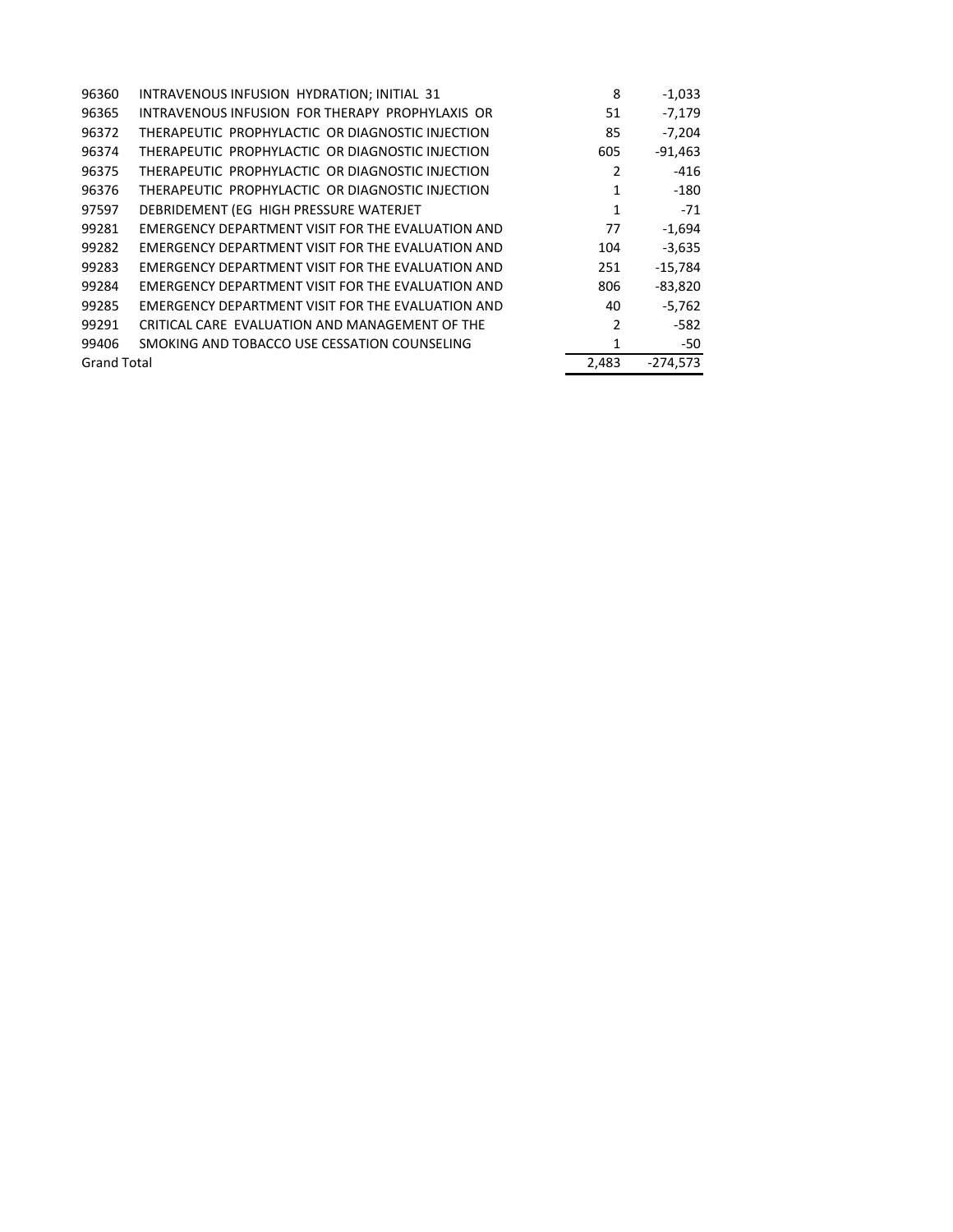| | | | |
|---|---|---|---|
| 96360 | INTRAVENOUS INFUSION HYDRATION; INITIAL 31 | 8 | -1,033 |
| 96365 | INTRAVENOUS INFUSION FOR THERAPY PROPHYLAXIS OR | 51 | -7,179 |
| 96372 | THERAPEUTIC PROPHYLACTIC OR DIAGNOSTIC INJECTION | 85 | -7,204 |
| 96374 | THERAPEUTIC PROPHYLACTIC OR DIAGNOSTIC INJECTION | 605 | -91,463 |
| 96375 | THERAPEUTIC PROPHYLACTIC OR DIAGNOSTIC INJECTION | 2 | -416 |
| 96376 | THERAPEUTIC PROPHYLACTIC OR DIAGNOSTIC INJECTION | 1 | -180 |
| 97597 | DEBRIDEMENT (EG HIGH PRESSURE WATERJET | 1 | -71 |
| 99281 | EMERGENCY DEPARTMENT VISIT FOR THE EVALUATION AND | 77 | -1,694 |
| 99282 | EMERGENCY DEPARTMENT VISIT FOR THE EVALUATION AND | 104 | -3,635 |
| 99283 | EMERGENCY DEPARTMENT VISIT FOR THE EVALUATION AND | 251 | -15,784 |
| 99284 | EMERGENCY DEPARTMENT VISIT FOR THE EVALUATION AND | 806 | -83,820 |
| 99285 | EMERGENCY DEPARTMENT VISIT FOR THE EVALUATION AND | 40 | -5,762 |
| 99291 | CRITICAL CARE EVALUATION AND MANAGEMENT OF THE | 2 | -582 |
| 99406 | SMOKING AND TOBACCO USE CESSATION COUNSELING | 1 | -50 |
| Grand Total | | 2,483 | -274,573 |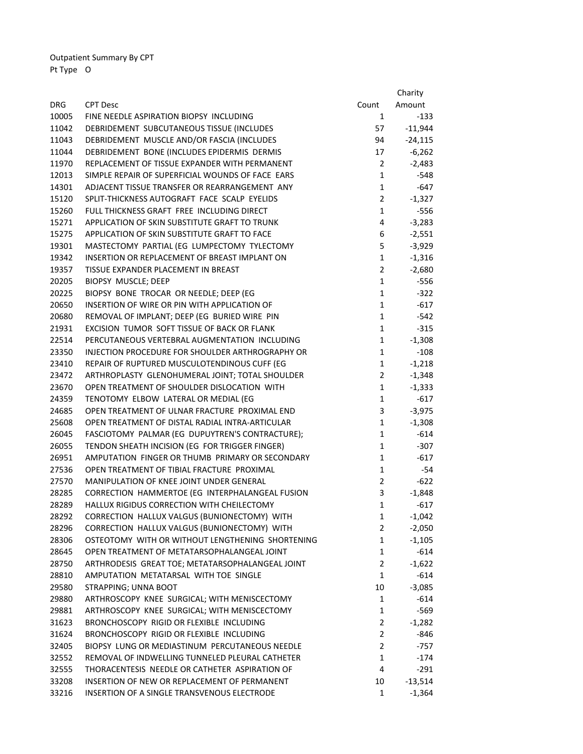Outpatient Summary By CPT

Pt Type O

| DRG | CPT Desc | Count | Charity Amount |
|---|---|---|---|
| 10005 | FINE NEEDLE ASPIRATION BIOPSY INCLUDING | 1 | -133 |
| 11042 | DEBRIDEMENT SUBCUTANEOUS TISSUE (INCLUDES | 57 | -11,944 |
| 11043 | DEBRIDEMENT MUSCLE AND/OR FASCIA (INCLUDES | 94 | -24,115 |
| 11044 | DEBRIDEMENT BONE (INCLUDES EPIDERMIS DERMIS | 17 | -6,262 |
| 11970 | REPLACEMENT OF TISSUE EXPANDER WITH PERMANENT | 2 | -2,483 |
| 12013 | SIMPLE REPAIR OF SUPERFICIAL WOUNDS OF FACE EARS | 1 | -548 |
| 14301 | ADJACENT TISSUE TRANSFER OR REARRANGEMENT ANY | 1 | -647 |
| 15120 | SPLIT-THICKNESS AUTOGRAFT FACE SCALP EYELIDS | 2 | -1,327 |
| 15260 | FULL THICKNESS GRAFT FREE INCLUDING DIRECT | 1 | -556 |
| 15271 | APPLICATION OF SKIN SUBSTITUTE GRAFT TO TRUNK | 4 | -3,283 |
| 15275 | APPLICATION OF SKIN SUBSTITUTE GRAFT TO FACE | 6 | -2,551 |
| 19301 | MASTECTOMY PARTIAL (EG LUMPECTOMY TYLECTOMY | 5 | -3,929 |
| 19342 | INSERTION OR REPLACEMENT OF BREAST IMPLANT ON | 1 | -1,316 |
| 19357 | TISSUE EXPANDER PLACEMENT IN BREAST | 2 | -2,680 |
| 20205 | BIOPSY MUSCLE; DEEP | 1 | -556 |
| 20225 | BIOPSY BONE TROCAR OR NEEDLE; DEEP (EG | 1 | -322 |
| 20650 | INSERTION OF WIRE OR PIN WITH APPLICATION OF | 1 | -617 |
| 20680 | REMOVAL OF IMPLANT; DEEP (EG BURIED WIRE PIN | 1 | -542 |
| 21931 | EXCISION TUMOR SOFT TISSUE OF BACK OR FLANK | 1 | -315 |
| 22514 | PERCUTANEOUS VERTEBRAL AUGMENTATION INCLUDING | 1 | -1,308 |
| 23350 | INJECTION PROCEDURE FOR SHOULDER ARTHROGRAPHY OR | 1 | -108 |
| 23410 | REPAIR OF RUPTURED MUSCULOTENDINOUS CUFF (EG | 1 | -1,218 |
| 23472 | ARTHROPLASTY GLENOHUMERAL JOINT; TOTAL SHOULDER | 2 | -1,348 |
| 23670 | OPEN TREATMENT OF SHOULDER DISLOCATION WITH | 1 | -1,333 |
| 24359 | TENOTOMY ELBOW LATERAL OR MEDIAL (EG | 1 | -617 |
| 24685 | OPEN TREATMENT OF ULNAR FRACTURE PROXIMAL END | 3 | -3,975 |
| 25608 | OPEN TREATMENT OF DISTAL RADIAL INTRA-ARTICULAR | 1 | -1,308 |
| 26045 | FASCIOTOMY PALMAR (EG DUPUYTREN'S CONTRACTURE); | 1 | -614 |
| 26055 | TENDON SHEATH INCISION (EG FOR TRIGGER FINGER) | 1 | -307 |
| 26951 | AMPUTATION FINGER OR THUMB PRIMARY OR SECONDARY | 1 | -617 |
| 27536 | OPEN TREATMENT OF TIBIAL FRACTURE PROXIMAL | 1 | -54 |
| 27570 | MANIPULATION OF KNEE JOINT UNDER GENERAL | 2 | -622 |
| 28285 | CORRECTION HAMMERTOE (EG INTERPHALANGEAL FUSION | 3 | -1,848 |
| 28289 | HALLUX RIGIDUS CORRECTION WITH CHEILECTOMY | 1 | -617 |
| 28292 | CORRECTION HALLUX VALGUS (BUNIONECTOMY) WITH | 1 | -1,042 |
| 28296 | CORRECTION HALLUX VALGUS (BUNIONECTOMY) WITH | 2 | -2,050 |
| 28306 | OSTEOTOMY WITH OR WITHOUT LENGTHENING SHORTENING | 1 | -1,105 |
| 28645 | OPEN TREATMENT OF METATARSOPHALANGEAL JOINT | 1 | -614 |
| 28750 | ARTHRODESIS GREAT TOE; METATARSOPHALANGEAL JOINT | 2 | -1,622 |
| 28810 | AMPUTATION METATARSAL WITH TOE SINGLE | 1 | -614 |
| 29580 | STRAPPING; UNNA BOOT | 10 | -3,085 |
| 29880 | ARTHROSCOPY KNEE SURGICAL; WITH MENISCECTOMY | 1 | -614 |
| 29881 | ARTHROSCOPY KNEE SURGICAL; WITH MENISCECTOMY | 1 | -569 |
| 31623 | BRONCHOSCOPY RIGID OR FLEXIBLE INCLUDING | 2 | -1,282 |
| 31624 | BRONCHOSCOPY RIGID OR FLEXIBLE INCLUDING | 2 | -846 |
| 32405 | BIOPSY LUNG OR MEDIASTINUM PERCUTANEOUS NEEDLE | 2 | -757 |
| 32552 | REMOVAL OF INDWELLING TUNNELED PLEURAL CATHETER | 1 | -174 |
| 32555 | THORACENTESIS NEEDLE OR CATHETER ASPIRATION OF | 4 | -291 |
| 33208 | INSERTION OF NEW OR REPLACEMENT OF PERMANENT | 10 | -13,514 |
| 33216 | INSERTION OF A SINGLE TRANSVENOUS ELECTRODE | 1 | -1,364 |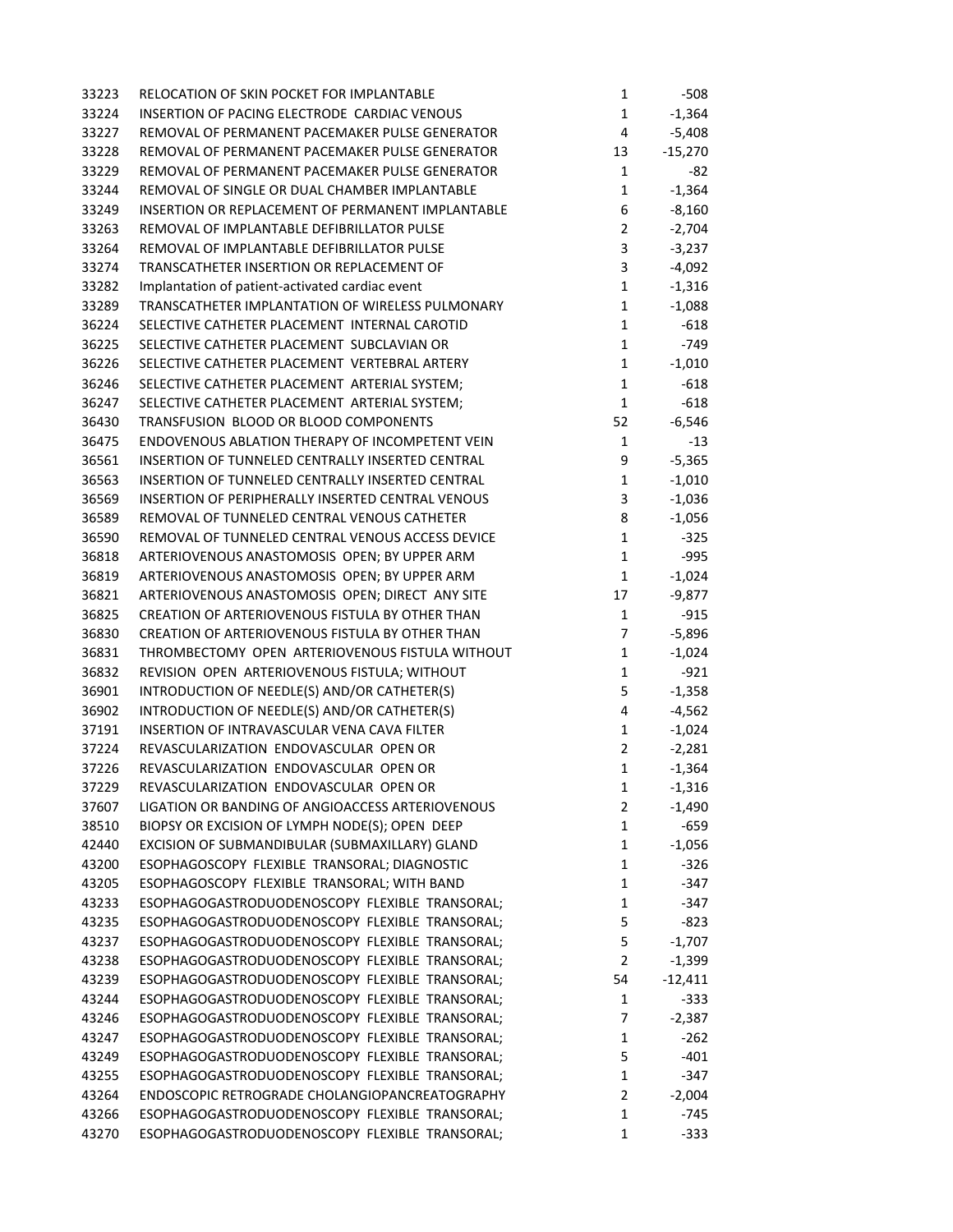| | | | |
|---|---|---|---|
| 33223 | RELOCATION OF SKIN POCKET FOR IMPLANTABLE | 1 | -508 |
| 33224 | INSERTION OF PACING ELECTRODE CARDIAC VENOUS | 1 | -1,364 |
| 33227 | REMOVAL OF PERMANENT PACEMAKER PULSE GENERATOR | 4 | -5,408 |
| 33228 | REMOVAL OF PERMANENT PACEMAKER PULSE GENERATOR | 13 | -15,270 |
| 33229 | REMOVAL OF PERMANENT PACEMAKER PULSE GENERATOR | 1 | -82 |
| 33244 | REMOVAL OF SINGLE OR DUAL CHAMBER IMPLANTABLE | 1 | -1,364 |
| 33249 | INSERTION OR REPLACEMENT OF PERMANENT IMPLANTABLE | 6 | -8,160 |
| 33263 | REMOVAL OF IMPLANTABLE DEFIBRILLATOR PULSE | 2 | -2,704 |
| 33264 | REMOVAL OF IMPLANTABLE DEFIBRILLATOR PULSE | 3 | -3,237 |
| 33274 | TRANSCATHETER INSERTION OR REPLACEMENT OF | 3 | -4,092 |
| 33282 | Implantation of patient-activated cardiac event | 1 | -1,316 |
| 33289 | TRANSCATHETER IMPLANTATION OF WIRELESS PULMONARY | 1 | -1,088 |
| 36224 | SELECTIVE CATHETER PLACEMENT INTERNAL CAROTID | 1 | -618 |
| 36225 | SELECTIVE CATHETER PLACEMENT SUBCLAVIAN OR | 1 | -749 |
| 36226 | SELECTIVE CATHETER PLACEMENT VERTEBRAL ARTERY | 1 | -1,010 |
| 36246 | SELECTIVE CATHETER PLACEMENT ARTERIAL SYSTEM; | 1 | -618 |
| 36247 | SELECTIVE CATHETER PLACEMENT ARTERIAL SYSTEM; | 1 | -618 |
| 36430 | TRANSFUSION BLOOD OR BLOOD COMPONENTS | 52 | -6,546 |
| 36475 | ENDOVENOUS ABLATION THERAPY OF INCOMPETENT VEIN | 1 | -13 |
| 36561 | INSERTION OF TUNNELED CENTRALLY INSERTED CENTRAL | 9 | -5,365 |
| 36563 | INSERTION OF TUNNELED CENTRALLY INSERTED CENTRAL | 1 | -1,010 |
| 36569 | INSERTION OF PERIPHERALLY INSERTED CENTRAL VENOUS | 3 | -1,036 |
| 36589 | REMOVAL OF TUNNELED CENTRAL VENOUS CATHETER | 8 | -1,056 |
| 36590 | REMOVAL OF TUNNELED CENTRAL VENOUS ACCESS DEVICE | 1 | -325 |
| 36818 | ARTERIOVENOUS ANASTOMOSIS OPEN; BY UPPER ARM | 1 | -995 |
| 36819 | ARTERIOVENOUS ANASTOMOSIS OPEN; BY UPPER ARM | 1 | -1,024 |
| 36821 | ARTERIOVENOUS ANASTOMOSIS OPEN; DIRECT ANY SITE | 17 | -9,877 |
| 36825 | CREATION OF ARTERIOVENOUS FISTULA BY OTHER THAN | 1 | -915 |
| 36830 | CREATION OF ARTERIOVENOUS FISTULA BY OTHER THAN | 7 | -5,896 |
| 36831 | THROMBECTOMY OPEN ARTERIOVENOUS FISTULA WITHOUT | 1 | -1,024 |
| 36832 | REVISION OPEN ARTERIOVENOUS FISTULA; WITHOUT | 1 | -921 |
| 36901 | INTRODUCTION OF NEEDLE(S) AND/OR CATHETER(S) | 5 | -1,358 |
| 36902 | INTRODUCTION OF NEEDLE(S) AND/OR CATHETER(S) | 4 | -4,562 |
| 37191 | INSERTION OF INTRAVASCULAR VENA CAVA FILTER | 1 | -1,024 |
| 37224 | REVASCULARIZATION ENDOVASCULAR OPEN OR | 2 | -2,281 |
| 37226 | REVASCULARIZATION ENDOVASCULAR OPEN OR | 1 | -1,364 |
| 37229 | REVASCULARIZATION ENDOVASCULAR OPEN OR | 1 | -1,316 |
| 37607 | LIGATION OR BANDING OF ANGIOACCESS ARTERIOVENOUS | 2 | -1,490 |
| 38510 | BIOPSY OR EXCISION OF LYMPH NODE(S); OPEN DEEP | 1 | -659 |
| 42440 | EXCISION OF SUBMANDIBULAR (SUBMAXILLARY) GLAND | 1 | -1,056 |
| 43200 | ESOPHAGOSCOPY FLEXIBLE TRANSORAL; DIAGNOSTIC | 1 | -326 |
| 43205 | ESOPHAGOSCOPY FLEXIBLE TRANSORAL; WITH BAND | 1 | -347 |
| 43233 | ESOPHAGOGASTRODUODENOSCOPY FLEXIBLE TRANSORAL; | 1 | -347 |
| 43235 | ESOPHAGOGASTRODUODENOSCOPY FLEXIBLE TRANSORAL; | 5 | -823 |
| 43237 | ESOPHAGOGASTRODUODENOSCOPY FLEXIBLE TRANSORAL; | 5 | -1,707 |
| 43238 | ESOPHAGOGASTRODUODENOSCOPY FLEXIBLE TRANSORAL; | 2 | -1,399 |
| 43239 | ESOPHAGOGASTRODUODENOSCOPY FLEXIBLE TRANSORAL; | 54 | -12,411 |
| 43244 | ESOPHAGOGASTRODUODENOSCOPY FLEXIBLE TRANSORAL; | 1 | -333 |
| 43246 | ESOPHAGOGASTRODUODENOSCOPY FLEXIBLE TRANSORAL; | 7 | -2,387 |
| 43247 | ESOPHAGOGASTRODUODENOSCOPY FLEXIBLE TRANSORAL; | 1 | -262 |
| 43249 | ESOPHAGOGASTRODUODENOSCOPY FLEXIBLE TRANSORAL; | 5 | -401 |
| 43255 | ESOPHAGOGASTRODUODENOSCOPY FLEXIBLE TRANSORAL; | 1 | -347 |
| 43264 | ENDOSCOPIC RETROGRADE CHOLANGIOPANCREATOGRAPHY | 2 | -2,004 |
| 43266 | ESOPHAGOGASTRODUODENOSCOPY FLEXIBLE TRANSORAL; | 1 | -745 |
| 43270 | ESOPHAGOGASTRODUODENOSCOPY FLEXIBLE TRANSORAL; | 1 | -333 |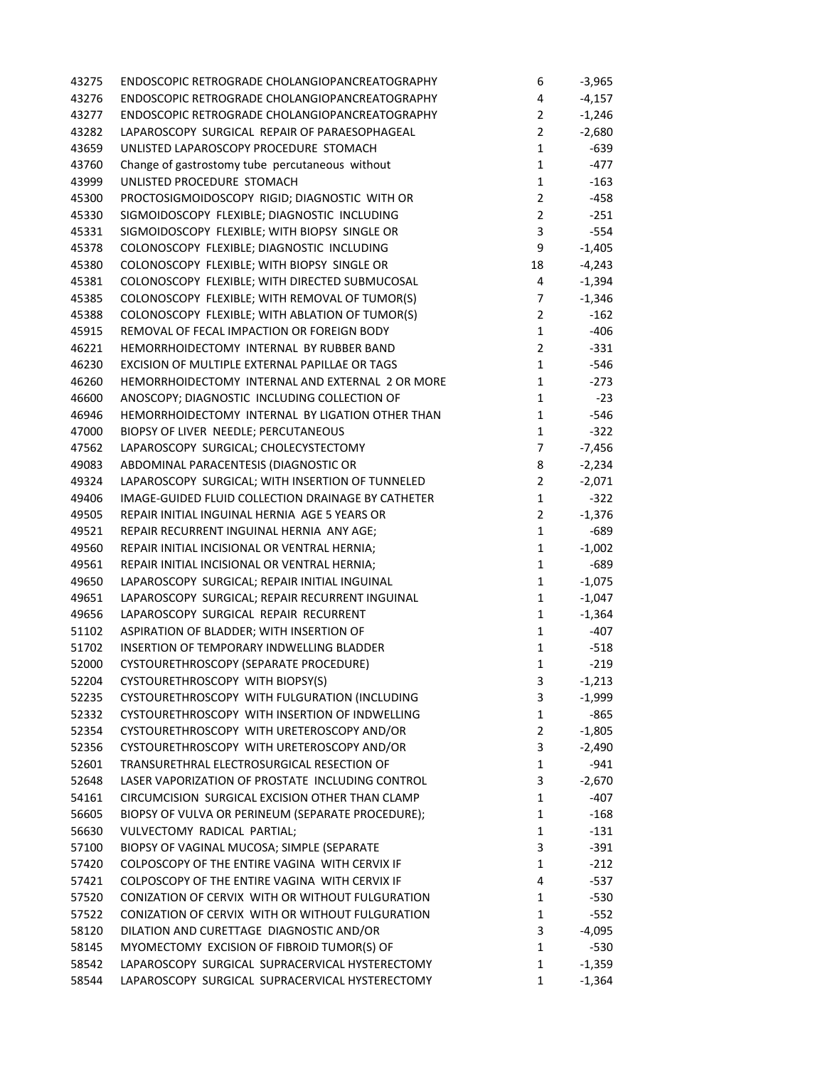| | | | |
|---|---|---|---|
| 43275 | ENDOSCOPIC RETROGRADE CHOLANGIOPANCREATOGRAPHY | 6 | -3,965 |
| 43276 | ENDOSCOPIC RETROGRADE CHOLANGIOPANCREATOGRAPHY | 4 | -4,157 |
| 43277 | ENDOSCOPIC RETROGRADE CHOLANGIOPANCREATOGRAPHY | 2 | -1,246 |
| 43282 | LAPAROSCOPY SURGICAL REPAIR OF PARAESOPHAGEAL | 2 | -2,680 |
| 43659 | UNLISTED LAPAROSCOPY PROCEDURE STOMACH | 1 | -639 |
| 43760 | Change of gastrostomy tube percutaneous without | 1 | -477 |
| 43999 | UNLISTED PROCEDURE STOMACH | 1 | -163 |
| 45300 | PROCTOSIGMOIDOSCOPY RIGID; DIAGNOSTIC WITH OR | 2 | -458 |
| 45330 | SIGMOIDOSCOPY FLEXIBLE; DIAGNOSTIC INCLUDING | 2 | -251 |
| 45331 | SIGMOIDOSCOPY FLEXIBLE; WITH BIOPSY SINGLE OR | 3 | -554 |
| 45378 | COLONOSCOPY FLEXIBLE; DIAGNOSTIC INCLUDING | 9 | -1,405 |
| 45380 | COLONOSCOPY FLEXIBLE; WITH BIOPSY SINGLE OR | 18 | -4,243 |
| 45381 | COLONOSCOPY FLEXIBLE; WITH DIRECTED SUBMUCOSAL | 4 | -1,394 |
| 45385 | COLONOSCOPY FLEXIBLE; WITH REMOVAL OF TUMOR(S) | 7 | -1,346 |
| 45388 | COLONOSCOPY FLEXIBLE; WITH ABLATION OF TUMOR(S) | 2 | -162 |
| 45915 | REMOVAL OF FECAL IMPACTION OR FOREIGN BODY | 1 | -406 |
| 46221 | HEMORRHOIDECTOMY INTERNAL BY RUBBER BAND | 2 | -331 |
| 46230 | EXCISION OF MULTIPLE EXTERNAL PAPILLAE OR TAGS | 1 | -546 |
| 46260 | HEMORRHOIDECTOMY INTERNAL AND EXTERNAL 2 OR MORE | 1 | -273 |
| 46600 | ANOSCOPY; DIAGNOSTIC INCLUDING COLLECTION OF | 1 | -23 |
| 46946 | HEMORRHOIDECTOMY INTERNAL BY LIGATION OTHER THAN | 1 | -546 |
| 47000 | BIOPSY OF LIVER NEEDLE; PERCUTANEOUS | 1 | -322 |
| 47562 | LAPAROSCOPY SURGICAL; CHOLECYSTECTOMY | 7 | -7,456 |
| 49083 | ABDOMINAL PARACENTESIS (DIAGNOSTIC OR | 8 | -2,234 |
| 49324 | LAPAROSCOPY SURGICAL; WITH INSERTION OF TUNNELED | 2 | -2,071 |
| 49406 | IMAGE-GUIDED FLUID COLLECTION DRAINAGE BY CATHETER | 1 | -322 |
| 49505 | REPAIR INITIAL INGUINAL HERNIA AGE 5 YEARS OR | 2 | -1,376 |
| 49521 | REPAIR RECURRENT INGUINAL HERNIA ANY AGE; | 1 | -689 |
| 49560 | REPAIR INITIAL INCISIONAL OR VENTRAL HERNIA; | 1 | -1,002 |
| 49561 | REPAIR INITIAL INCISIONAL OR VENTRAL HERNIA; | 1 | -689 |
| 49650 | LAPAROSCOPY SURGICAL; REPAIR INITIAL INGUINAL | 1 | -1,075 |
| 49651 | LAPAROSCOPY SURGICAL; REPAIR RECURRENT INGUINAL | 1 | -1,047 |
| 49656 | LAPAROSCOPY SURGICAL REPAIR RECURRENT | 1 | -1,364 |
| 51102 | ASPIRATION OF BLADDER; WITH INSERTION OF | 1 | -407 |
| 51702 | INSERTION OF TEMPORARY INDWELLING BLADDER | 1 | -518 |
| 52000 | CYSTOURETHROSCOPY (SEPARATE PROCEDURE) | 1 | -219 |
| 52204 | CYSTOURETHROSCOPY WITH BIOPSY(S) | 3 | -1,213 |
| 52235 | CYSTOURETHROSCOPY WITH FULGURATION (INCLUDING | 3 | -1,999 |
| 52332 | CYSTOURETHROSCOPY WITH INSERTION OF INDWELLING | 1 | -865 |
| 52354 | CYSTOURETHROSCOPY WITH URETEROSCOPY AND/OR | 2 | -1,805 |
| 52356 | CYSTOURETHROSCOPY WITH URETEROSCOPY AND/OR | 3 | -2,490 |
| 52601 | TRANSURETHRAL ELECTROSURGICAL RESECTION OF | 1 | -941 |
| 52648 | LASER VAPORIZATION OF PROSTATE INCLUDING CONTROL | 3 | -2,670 |
| 54161 | CIRCUMCISION SURGICAL EXCISION OTHER THAN CLAMP | 1 | -407 |
| 56605 | BIOPSY OF VULVA OR PERINEUM (SEPARATE PROCEDURE); | 1 | -168 |
| 56630 | VULVECTOMY RADICAL PARTIAL; | 1 | -131 |
| 57100 | BIOPSY OF VAGINAL MUCOSA; SIMPLE (SEPARATE | 3 | -391 |
| 57420 | COLPOSCOPY OF THE ENTIRE VAGINA WITH CERVIX IF | 1 | -212 |
| 57421 | COLPOSCOPY OF THE ENTIRE VAGINA WITH CERVIX IF | 4 | -537 |
| 57520 | CONIZATION OF CERVIX WITH OR WITHOUT FULGURATION | 1 | -530 |
| 57522 | CONIZATION OF CERVIX WITH OR WITHOUT FULGURATION | 1 | -552 |
| 58120 | DILATION AND CURETTAGE DIAGNOSTIC AND/OR | 3 | -4,095 |
| 58145 | MYOMECTOMY EXCISION OF FIBROID TUMOR(S) OF | 1 | -530 |
| 58542 | LAPAROSCOPY SURGICAL SUPRACERVICAL HYSTERECTOMY | 1 | -1,359 |
| 58544 | LAPAROSCOPY SURGICAL SUPRACERVICAL HYSTERECTOMY | 1 | -1,364 |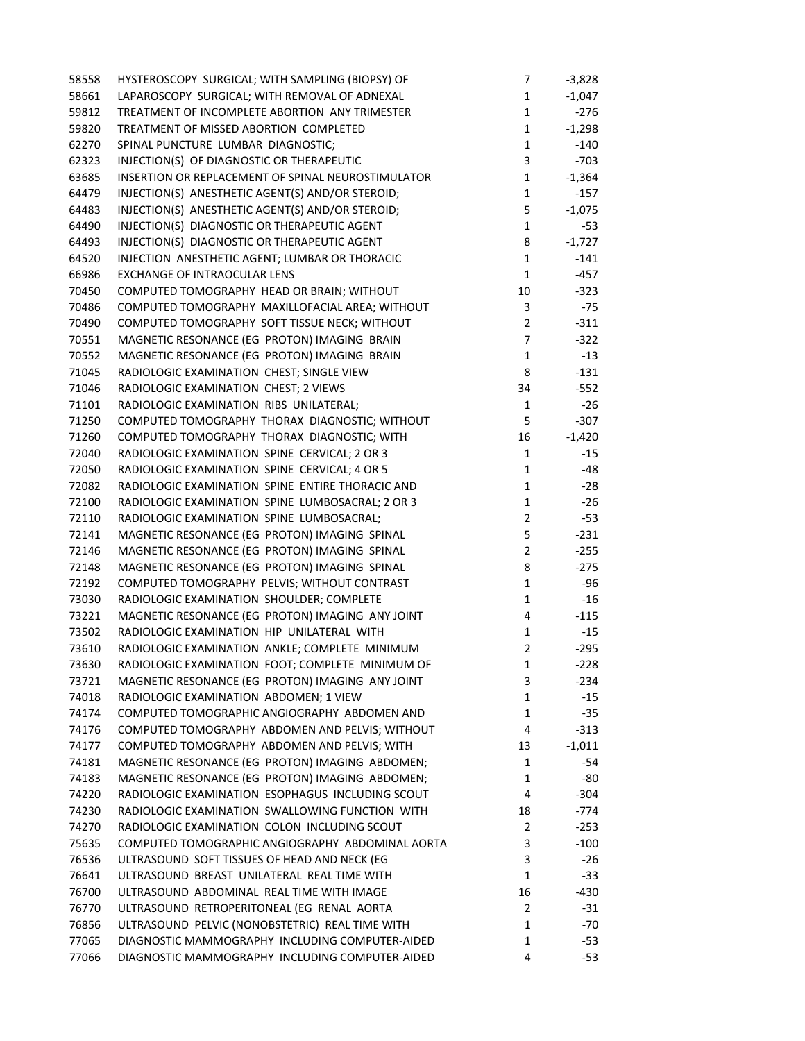| | | | |
|---|---|---|---|
| 58558 | HYSTEROSCOPY SURGICAL; WITH SAMPLING (BIOPSY) OF | 7 | -3,828 |
| 58661 | LAPAROSCOPY SURGICAL; WITH REMOVAL OF ADNEXAL | 1 | -1,047 |
| 59812 | TREATMENT OF INCOMPLETE ABORTION ANY TRIMESTER | 1 | -276 |
| 59820 | TREATMENT OF MISSED ABORTION COMPLETED | 1 | -1,298 |
| 62270 | SPINAL PUNCTURE LUMBAR DIAGNOSTIC; | 1 | -140 |
| 62323 | INJECTION(S) OF DIAGNOSTIC OR THERAPEUTIC | 3 | -703 |
| 63685 | INSERTION OR REPLACEMENT OF SPINAL NEUROSTIMULATOR | 1 | -1,364 |
| 64479 | INJECTION(S) ANESTHETIC AGENT(S) AND/OR STEROID; | 1 | -157 |
| 64483 | INJECTION(S) ANESTHETIC AGENT(S) AND/OR STEROID; | 5 | -1,075 |
| 64490 | INJECTION(S) DIAGNOSTIC OR THERAPEUTIC AGENT | 1 | -53 |
| 64493 | INJECTION(S) DIAGNOSTIC OR THERAPEUTIC AGENT | 8 | -1,727 |
| 64520 | INJECTION ANESTHETIC AGENT; LUMBAR OR THORACIC | 1 | -141 |
| 66986 | EXCHANGE OF INTRAOCULAR LENS | 1 | -457 |
| 70450 | COMPUTED TOMOGRAPHY HEAD OR BRAIN; WITHOUT | 10 | -323 |
| 70486 | COMPUTED TOMOGRAPHY MAXILLOFACIAL AREA; WITHOUT | 3 | -75 |
| 70490 | COMPUTED TOMOGRAPHY SOFT TISSUE NECK; WITHOUT | 2 | -311 |
| 70551 | MAGNETIC RESONANCE (EG PROTON) IMAGING BRAIN | 7 | -322 |
| 70552 | MAGNETIC RESONANCE (EG PROTON) IMAGING BRAIN | 1 | -13 |
| 71045 | RADIOLOGIC EXAMINATION CHEST; SINGLE VIEW | 8 | -131 |
| 71046 | RADIOLOGIC EXAMINATION CHEST; 2 VIEWS | 34 | -552 |
| 71101 | RADIOLOGIC EXAMINATION RIBS UNILATERAL; | 1 | -26 |
| 71250 | COMPUTED TOMOGRAPHY THORAX DIAGNOSTIC; WITHOUT | 5 | -307 |
| 71260 | COMPUTED TOMOGRAPHY THORAX DIAGNOSTIC; WITH | 16 | -1,420 |
| 72040 | RADIOLOGIC EXAMINATION SPINE CERVICAL; 2 OR 3 | 1 | -15 |
| 72050 | RADIOLOGIC EXAMINATION SPINE CERVICAL; 4 OR 5 | 1 | -48 |
| 72082 | RADIOLOGIC EXAMINATION SPINE ENTIRE THORACIC AND | 1 | -28 |
| 72100 | RADIOLOGIC EXAMINATION SPINE LUMBOSACRAL; 2 OR 3 | 1 | -26 |
| 72110 | RADIOLOGIC EXAMINATION SPINE LUMBOSACRAL; | 2 | -53 |
| 72141 | MAGNETIC RESONANCE (EG PROTON) IMAGING SPINAL | 5 | -231 |
| 72146 | MAGNETIC RESONANCE (EG PROTON) IMAGING SPINAL | 2 | -255 |
| 72148 | MAGNETIC RESONANCE (EG PROTON) IMAGING SPINAL | 8 | -275 |
| 72192 | COMPUTED TOMOGRAPHY PELVIS; WITHOUT CONTRAST | 1 | -96 |
| 73030 | RADIOLOGIC EXAMINATION SHOULDER; COMPLETE | 1 | -16 |
| 73221 | MAGNETIC RESONANCE (EG PROTON) IMAGING ANY JOINT | 4 | -115 |
| 73502 | RADIOLOGIC EXAMINATION HIP UNILATERAL WITH | 1 | -15 |
| 73610 | RADIOLOGIC EXAMINATION ANKLE; COMPLETE MINIMUM | 2 | -295 |
| 73630 | RADIOLOGIC EXAMINATION FOOT; COMPLETE MINIMUM OF | 1 | -228 |
| 73721 | MAGNETIC RESONANCE (EG PROTON) IMAGING ANY JOINT | 3 | -234 |
| 74018 | RADIOLOGIC EXAMINATION ABDOMEN; 1 VIEW | 1 | -15 |
| 74174 | COMPUTED TOMOGRAPHIC ANGIOGRAPHY ABDOMEN AND | 1 | -35 |
| 74176 | COMPUTED TOMOGRAPHY ABDOMEN AND PELVIS; WITHOUT | 4 | -313 |
| 74177 | COMPUTED TOMOGRAPHY ABDOMEN AND PELVIS; WITH | 13 | -1,011 |
| 74181 | MAGNETIC RESONANCE (EG PROTON) IMAGING ABDOMEN; | 1 | -54 |
| 74183 | MAGNETIC RESONANCE (EG PROTON) IMAGING ABDOMEN; | 1 | -80 |
| 74220 | RADIOLOGIC EXAMINATION ESOPHAGUS INCLUDING SCOUT | 4 | -304 |
| 74230 | RADIOLOGIC EXAMINATION SWALLOWING FUNCTION WITH | 18 | -774 |
| 74270 | RADIOLOGIC EXAMINATION COLON INCLUDING SCOUT | 2 | -253 |
| 75635 | COMPUTED TOMOGRAPHIC ANGIOGRAPHY ABDOMINAL AORTA | 3 | -100 |
| 76536 | ULTRASOUND SOFT TISSUES OF HEAD AND NECK (EG | 3 | -26 |
| 76641 | ULTRASOUND BREAST UNILATERAL REAL TIME WITH | 1 | -33 |
| 76700 | ULTRASOUND ABDOMINAL REAL TIME WITH IMAGE | 16 | -430 |
| 76770 | ULTRASOUND RETROPERITONEAL (EG RENAL AORTA | 2 | -31 |
| 76856 | ULTRASOUND PELVIC (NONOBSTETRIC) REAL TIME WITH | 1 | -70 |
| 77065 | DIAGNOSTIC MAMMOGRAPHY INCLUDING COMPUTER-AIDED | 1 | -53 |
| 77066 | DIAGNOSTIC MAMMOGRAPHY INCLUDING COMPUTER-AIDED | 4 | -53 |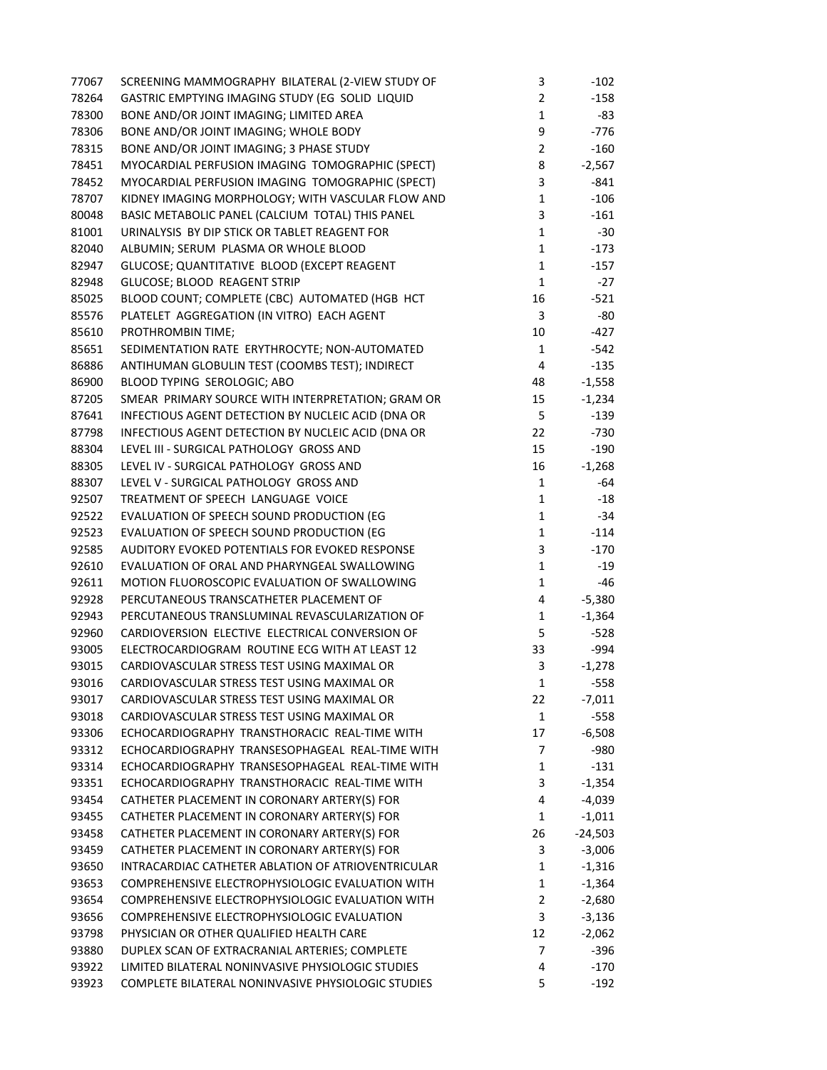| | | | |
|---|---|---|---|
| 77067 | SCREENING MAMMOGRAPHY BILATERAL (2-VIEW STUDY OF | 3 | -102 |
| 78264 | GASTRIC EMPTYING IMAGING STUDY (EG SOLID LIQUID | 2 | -158 |
| 78300 | BONE AND/OR JOINT IMAGING; LIMITED AREA | 1 | -83 |
| 78306 | BONE AND/OR JOINT IMAGING; WHOLE BODY | 9 | -776 |
| 78315 | BONE AND/OR JOINT IMAGING; 3 PHASE STUDY | 2 | -160 |
| 78451 | MYOCARDIAL PERFUSION IMAGING TOMOGRAPHIC (SPECT) | 8 | -2,567 |
| 78452 | MYOCARDIAL PERFUSION IMAGING TOMOGRAPHIC (SPECT) | 3 | -841 |
| 78707 | KIDNEY IMAGING MORPHOLOGY; WITH VASCULAR FLOW AND | 1 | -106 |
| 80048 | BASIC METABOLIC PANEL (CALCIUM TOTAL) THIS PANEL | 3 | -161 |
| 81001 | URINALYSIS BY DIP STICK OR TABLET REAGENT FOR | 1 | -30 |
| 82040 | ALBUMIN; SERUM PLASMA OR WHOLE BLOOD | 1 | -173 |
| 82947 | GLUCOSE; QUANTITATIVE BLOOD (EXCEPT REAGENT | 1 | -157 |
| 82948 | GLUCOSE; BLOOD REAGENT STRIP | 1 | -27 |
| 85025 | BLOOD COUNT; COMPLETE (CBC) AUTOMATED (HGB HCT | 16 | -521 |
| 85576 | PLATELET AGGREGATION (IN VITRO) EACH AGENT | 3 | -80 |
| 85610 | PROTHROMBIN TIME; | 10 | -427 |
| 85651 | SEDIMENTATION RATE ERYTHROCYTE; NON-AUTOMATED | 1 | -542 |
| 86886 | ANTIHUMAN GLOBULIN TEST (COOMBS TEST); INDIRECT | 4 | -135 |
| 86900 | BLOOD TYPING SEROLOGIC; ABO | 48 | -1,558 |
| 87205 | SMEAR PRIMARY SOURCE WITH INTERPRETATION; GRAM OR | 15 | -1,234 |
| 87641 | INFECTIOUS AGENT DETECTION BY NUCLEIC ACID (DNA OR | 5 | -139 |
| 87798 | INFECTIOUS AGENT DETECTION BY NUCLEIC ACID (DNA OR | 22 | -730 |
| 88304 | LEVEL III - SURGICAL PATHOLOGY GROSS AND | 15 | -190 |
| 88305 | LEVEL IV - SURGICAL PATHOLOGY GROSS AND | 16 | -1,268 |
| 88307 | LEVEL V - SURGICAL PATHOLOGY GROSS AND | 1 | -64 |
| 92507 | TREATMENT OF SPEECH LANGUAGE VOICE | 1 | -18 |
| 92522 | EVALUATION OF SPEECH SOUND PRODUCTION (EG | 1 | -34 |
| 92523 | EVALUATION OF SPEECH SOUND PRODUCTION (EG | 1 | -114 |
| 92585 | AUDITORY EVOKED POTENTIALS FOR EVOKED RESPONSE | 3 | -170 |
| 92610 | EVALUATION OF ORAL AND PHARYNGEAL SWALLOWING | 1 | -19 |
| 92611 | MOTION FLUOROSCOPIC EVALUATION OF SWALLOWING | 1 | -46 |
| 92928 | PERCUTANEOUS TRANSCATHETER PLACEMENT OF | 4 | -5,380 |
| 92943 | PERCUTANEOUS TRANSLUMINAL REVASCULARIZATION OF | 1 | -1,364 |
| 92960 | CARDIOVERSION ELECTIVE ELECTRICAL CONVERSION OF | 5 | -528 |
| 93005 | ELECTROCARDIOGRAM ROUTINE ECG WITH AT LEAST 12 | 33 | -994 |
| 93015 | CARDIOVASCULAR STRESS TEST USING MAXIMAL OR | 3 | -1,278 |
| 93016 | CARDIOVASCULAR STRESS TEST USING MAXIMAL OR | 1 | -558 |
| 93017 | CARDIOVASCULAR STRESS TEST USING MAXIMAL OR | 22 | -7,011 |
| 93018 | CARDIOVASCULAR STRESS TEST USING MAXIMAL OR | 1 | -558 |
| 93306 | ECHOCARDIOGRAPHY TRANSTHORACIC REAL-TIME WITH | 17 | -6,508 |
| 93312 | ECHOCARDIOGRAPHY TRANSESOPHAGEAL REAL-TIME WITH | 7 | -980 |
| 93314 | ECHOCARDIOGRAPHY TRANSESOPHAGEAL REAL-TIME WITH | 1 | -131 |
| 93351 | ECHOCARDIOGRAPHY TRANSTHORACIC REAL-TIME WITH | 3 | -1,354 |
| 93454 | CATHETER PLACEMENT IN CORONARY ARTERY(S) FOR | 4 | -4,039 |
| 93455 | CATHETER PLACEMENT IN CORONARY ARTERY(S) FOR | 1 | -1,011 |
| 93458 | CATHETER PLACEMENT IN CORONARY ARTERY(S) FOR | 26 | -24,503 |
| 93459 | CATHETER PLACEMENT IN CORONARY ARTERY(S) FOR | 3 | -3,006 |
| 93650 | INTRACARDIAC CATHETER ABLATION OF ATRIOVENTRICULAR | 1 | -1,316 |
| 93653 | COMPREHENSIVE ELECTROPHYSIOLOGIC EVALUATION WITH | 1 | -1,364 |
| 93654 | COMPREHENSIVE ELECTROPHYSIOLOGIC EVALUATION WITH | 2 | -2,680 |
| 93656 | COMPREHENSIVE ELECTROPHYSIOLOGIC EVALUATION | 3 | -3,136 |
| 93798 | PHYSICIAN OR OTHER QUALIFIED HEALTH CARE | 12 | -2,062 |
| 93880 | DUPLEX SCAN OF EXTRACRANIAL ARTERIES; COMPLETE | 7 | -396 |
| 93922 | LIMITED BILATERAL NONINVASIVE PHYSIOLOGIC STUDIES | 4 | -170 |
| 93923 | COMPLETE BILATERAL NONINVASIVE PHYSIOLOGIC STUDIES | 5 | -192 |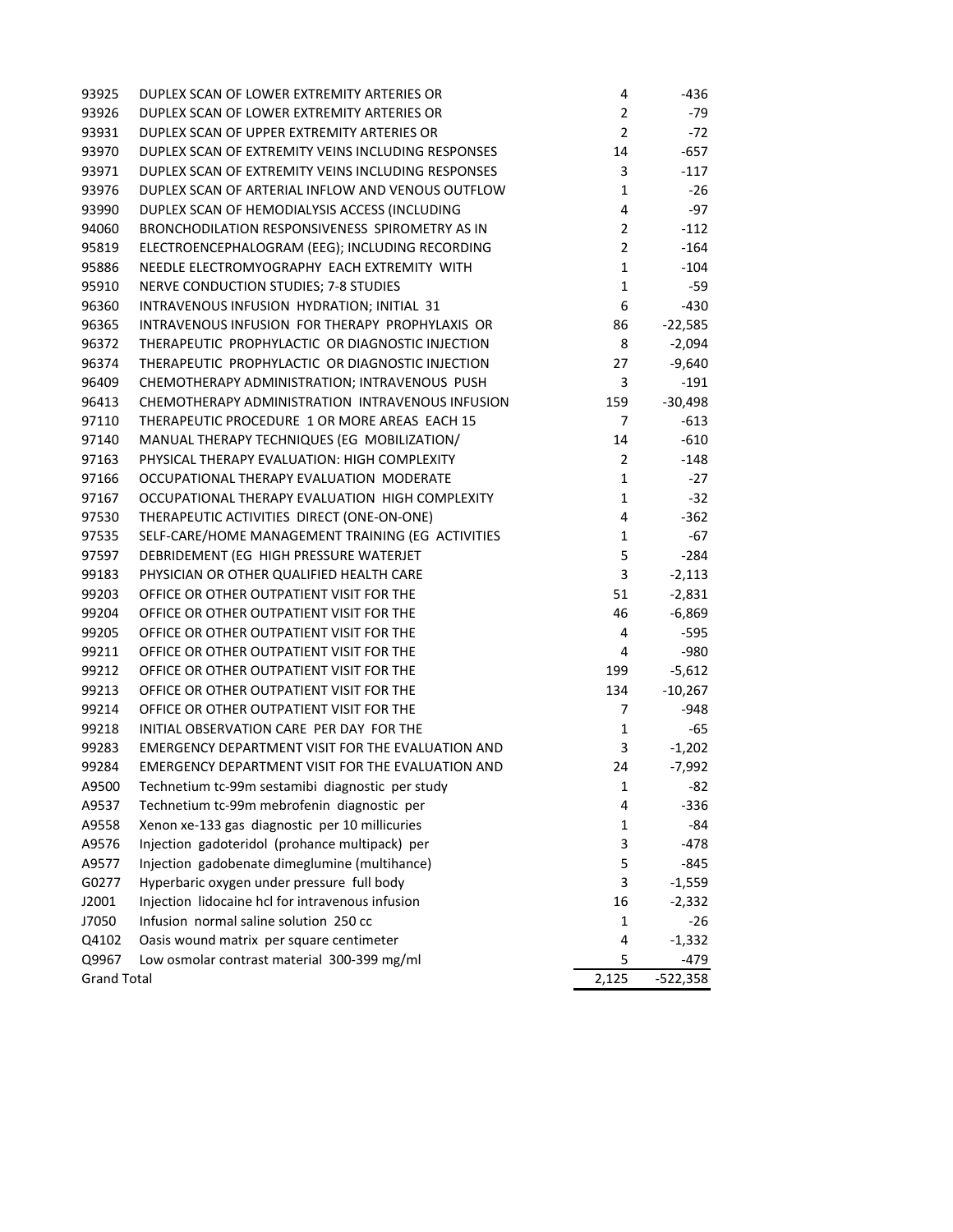| | | | |
|---|---|---|---|
| 93925 | DUPLEX SCAN OF LOWER EXTREMITY ARTERIES OR | 4 | -436 |
| 93926 | DUPLEX SCAN OF LOWER EXTREMITY ARTERIES OR | 2 | -79 |
| 93931 | DUPLEX SCAN OF UPPER EXTREMITY ARTERIES OR | 2 | -72 |
| 93970 | DUPLEX SCAN OF EXTREMITY VEINS INCLUDING RESPONSES | 14 | -657 |
| 93971 | DUPLEX SCAN OF EXTREMITY VEINS INCLUDING RESPONSES | 3 | -117 |
| 93976 | DUPLEX SCAN OF ARTERIAL INFLOW AND VENOUS OUTFLOW | 1 | -26 |
| 93990 | DUPLEX SCAN OF HEMODIALYSIS ACCESS (INCLUDING | 4 | -97 |
| 94060 | BRONCHODILATION RESPONSIVENESS SPIROMETRY AS IN | 2 | -112 |
| 95819 | ELECTROENCEPHALOGRAM (EEG); INCLUDING RECORDING | 2 | -164 |
| 95886 | NEEDLE ELECTROMYOGRAPHY EACH EXTREMITY WITH | 1 | -104 |
| 95910 | NERVE CONDUCTION STUDIES; 7-8 STUDIES | 1 | -59 |
| 96360 | INTRAVENOUS INFUSION HYDRATION; INITIAL 31 | 6 | -430 |
| 96365 | INTRAVENOUS INFUSION FOR THERAPY PROPHYLAXIS OR | 86 | -22,585 |
| 96372 | THERAPEUTIC PROPHYLACTIC OR DIAGNOSTIC INJECTION | 8 | -2,094 |
| 96374 | THERAPEUTIC PROPHYLACTIC OR DIAGNOSTIC INJECTION | 27 | -9,640 |
| 96409 | CHEMOTHERAPY ADMINISTRATION; INTRAVENOUS PUSH | 3 | -191 |
| 96413 | CHEMOTHERAPY ADMINISTRATION INTRAVENOUS INFUSION | 159 | -30,498 |
| 97110 | THERAPEUTIC PROCEDURE 1 OR MORE AREAS EACH 15 | 7 | -613 |
| 97140 | MANUAL THERAPY TECHNIQUES (EG MOBILIZATION/ | 14 | -610 |
| 97163 | PHYSICAL THERAPY EVALUATION: HIGH COMPLEXITY | 2 | -148 |
| 97166 | OCCUPATIONAL THERAPY EVALUATION MODERATE | 1 | -27 |
| 97167 | OCCUPATIONAL THERAPY EVALUATION HIGH COMPLEXITY | 1 | -32 |
| 97530 | THERAPEUTIC ACTIVITIES DIRECT (ONE-ON-ONE) | 4 | -362 |
| 97535 | SELF-CARE/HOME MANAGEMENT TRAINING (EG ACTIVITIES | 1 | -67 |
| 97597 | DEBRIDEMENT (EG HIGH PRESSURE WATERJET | 5 | -284 |
| 99183 | PHYSICIAN OR OTHER QUALIFIED HEALTH CARE | 3 | -2,113 |
| 99203 | OFFICE OR OTHER OUTPATIENT VISIT FOR THE | 51 | -2,831 |
| 99204 | OFFICE OR OTHER OUTPATIENT VISIT FOR THE | 46 | -6,869 |
| 99205 | OFFICE OR OTHER OUTPATIENT VISIT FOR THE | 4 | -595 |
| 99211 | OFFICE OR OTHER OUTPATIENT VISIT FOR THE | 4 | -980 |
| 99212 | OFFICE OR OTHER OUTPATIENT VISIT FOR THE | 199 | -5,612 |
| 99213 | OFFICE OR OTHER OUTPATIENT VISIT FOR THE | 134 | -10,267 |
| 99214 | OFFICE OR OTHER OUTPATIENT VISIT FOR THE | 7 | -948 |
| 99218 | INITIAL OBSERVATION CARE PER DAY FOR THE | 1 | -65 |
| 99283 | EMERGENCY DEPARTMENT VISIT FOR THE EVALUATION AND | 3 | -1,202 |
| 99284 | EMERGENCY DEPARTMENT VISIT FOR THE EVALUATION AND | 24 | -7,992 |
| A9500 | Technetium tc-99m sestamibi diagnostic per study | 1 | -82 |
| A9537 | Technetium tc-99m mebrofenin diagnostic per | 4 | -336 |
| A9558 | Xenon xe-133 gas diagnostic per 10 millicuries | 1 | -84 |
| A9576 | Injection gadoteridol (prohance multipack) per | 3 | -478 |
| A9577 | Injection gadobenate dimeglumine (multihance) | 5 | -845 |
| G0277 | Hyperbaric oxygen under pressure full body | 3 | -1,559 |
| J2001 | Injection lidocaine hcl for intravenous infusion | 16 | -2,332 |
| J7050 | Infusion normal saline solution 250 cc | 1 | -26 |
| Q4102 | Oasis wound matrix per square centimeter | 4 | -1,332 |
| Q9967 | Low osmolar contrast material 300-399 mg/ml | 5 | -479 |
| Grand Total | | 2,125 | -522,358 |